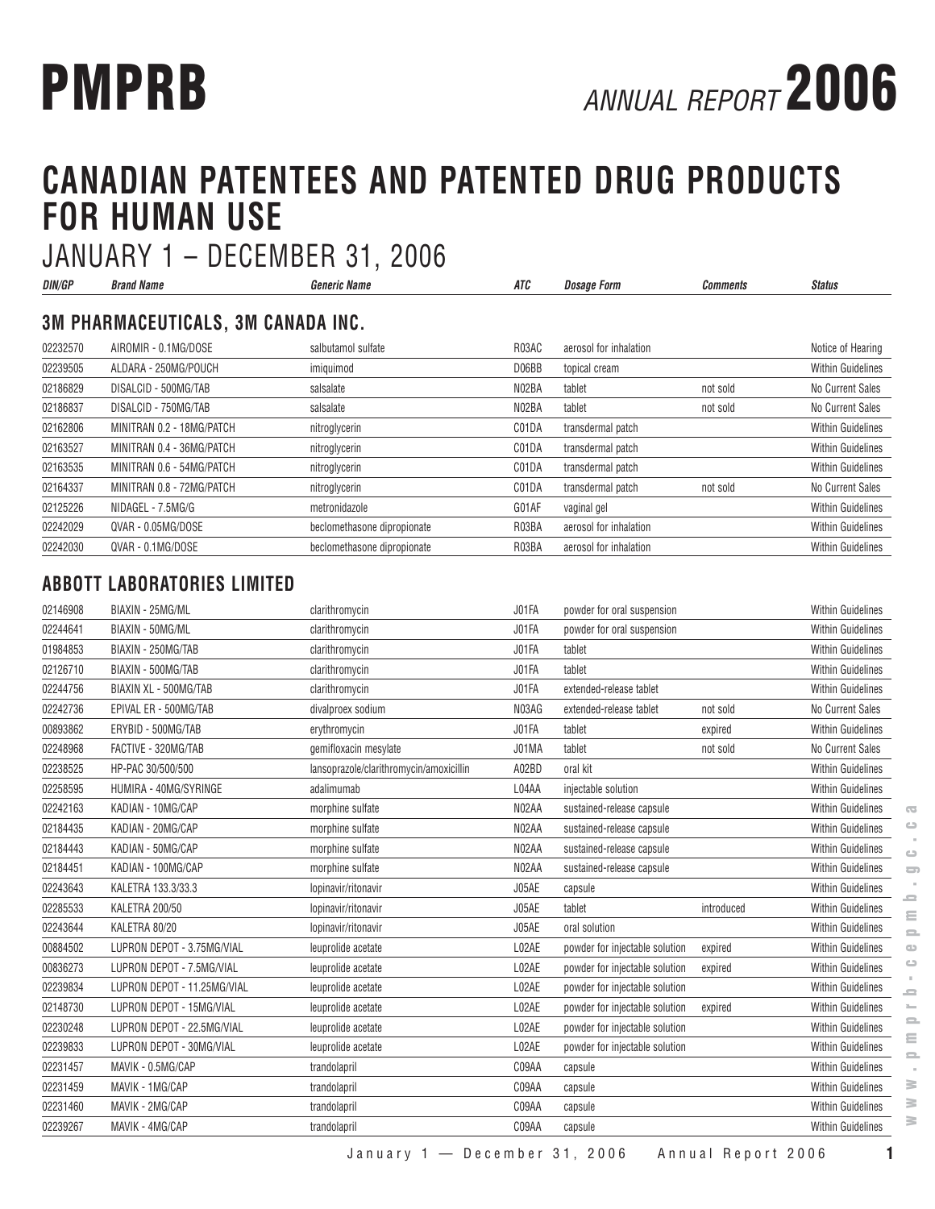# CANADIAN PATENTEES AND PATENTED DRUG PRODUCTS FOR HUMAN USE

## JANUARY 1 – DECEMBER 31, 2006

| DIN/GP | Brand Name | Generic Name | ATC | Dosage Form | Comments | Status |
|---|---|---|---|---|---|---|
| **3M PHARMACEUTICALS, 3M CANADA INC.** | | | | | | |
| 02232570 | AIROMIR - 0.1MG/DOSE | salbutamol sulfate | R03AC | aerosol for inhalation | | Notice of Hearing |
| 02239505 | ALDARA - 250MG/POUCH | imiquimod | D06BB | topical cream | | Within Guidelines |
| 02186829 | DISALCID - 500MG/TAB | salsalate | N02BA | tablet | not sold | No Current Sales |
| 02186837 | DISALCID - 750MG/TAB | salsalate | N02BA | tablet | not sold | No Current Sales |
| 02162806 | MINITRAN 0.2 - 18MG/PATCH | nitroglycerin | C01DA | transdermal patch | | Within Guidelines |
| 02163527 | MINITRAN 0.4 - 36MG/PATCH | nitroglycerin | C01DA | transdermal patch | | Within Guidelines |
| 02163535 | MINITRAN 0.6 - 54MG/PATCH | nitroglycerin | C01DA | transdermal patch | | Within Guidelines |
| 02164337 | MINITRAN 0.8 - 72MG/PATCH | nitroglycerin | C01DA | transdermal patch | not sold | No Current Sales |
| 02125226 | NIDAGEL - 7.5MG/G | metronidazole | G01AF | vaginal gel | | Within Guidelines |
| 02242029 | QVAR - 0.05MG/DOSE | beclomethasone dipropionate | R03BA | aerosol for inhalation | | Within Guidelines |
| 02242030 | QVAR - 0.1MG/DOSE | beclomethasone dipropionate | R03BA | aerosol for inhalation | | Within Guidelines |
| **ABBOTT LABORATORIES LIMITED** | | | | | | |
| 02146908 | BIAXIN - 25MG/ML | clarithromycin | J01FA | powder for oral suspension | | Within Guidelines |
| 02244641 | BIAXIN - 50MG/ML | clarithromycin | J01FA | powder for oral suspension | | Within Guidelines |
| 01984853 | BIAXIN - 250MG/TAB | clarithromycin | J01FA | tablet | | Within Guidelines |
| 02126710 | BIAXIN - 500MG/TAB | clarithromycin | J01FA | tablet | | Within Guidelines |
| 02244756 | BIAXIN XL - 500MG/TAB | clarithromycin | J01FA | extended-release tablet | | Within Guidelines |
| 02242736 | EPIVAL ER - 500MG/TAB | divalproex sodium | N03AG | extended-release tablet | not sold | No Current Sales |
| 00893862 | ERYBID - 500MG/TAB | erythromycin | J01FA | tablet | expired | Within Guidelines |
| 02248968 | FACTIVE - 320MG/TAB | gemifloxacin mesylate | J01MA | tablet | not sold | No Current Sales |
| 02238525 | HP-PAC 30/500/500 | lansoprazole/clarithromycin/amoxicillin | A02BD | oral kit | | Within Guidelines |
| 02258595 | HUMIRA - 40MG/SYRINGE | adalimumab | L04AA | injectable solution | | Within Guidelines |
| 02242163 | KADIAN - 10MG/CAP | morphine sulfate | N02AA | sustained-release capsule | | Within Guidelines |
| 02184435 | KADIAN - 20MG/CAP | morphine sulfate | N02AA | sustained-release capsule | | Within Guidelines |
| 02184443 | KADIAN - 50MG/CAP | morphine sulfate | N02AA | sustained-release capsule | | Within Guidelines |
| 02184451 | KADIAN - 100MG/CAP | morphine sulfate | N02AA | sustained-release capsule | | Within Guidelines |
| 02243643 | KALETRA 133.3/33.3 | lopinavir/ritonavir | J05AE | capsule | | Within Guidelines |
| 02285533 | KALETRA 200/50 | lopinavir/ritonavir | J05AE | tablet | introduced | Within Guidelines |
| 02243644 | KALETRA 80/20 | lopinavir/ritonavir | J05AE | oral solution | | Within Guidelines |
| 00884502 | LUPRON DEPOT - 3.75MG/VIAL | leuprolide acetate | L02AE | powder for injectable solution | expired | Within Guidelines |
| 00836273 | LUPRON DEPOT - 7.5MG/VIAL | leuprolide acetate | L02AE | powder for injectable solution | expired | Within Guidelines |
| 02239834 | LUPRON DEPOT - 11.25MG/VIAL | leuprolide acetate | L02AE | powder for injectable solution | | Within Guidelines |
| 02148730 | LUPRON DEPOT - 15MG/VIAL | leuprolide acetate | L02AE | powder for injectable solution | expired | Within Guidelines |
| 02230248 | LUPRON DEPOT - 22.5MG/VIAL | leuprolide acetate | L02AE | powder for injectable solution | | Within Guidelines |
| 02239833 | LUPRON DEPOT - 30MG/VIAL | leuprolide acetate | L02AE | powder for injectable solution | | Within Guidelines |
| 02231457 | MAVIK - 0.5MG/CAP | trandolapril | C09AA | capsule | | Within Guidelines |
| 02231459 | MAVIK - 1MG/CAP | trandolapril | C09AA | capsule | | Within Guidelines |
| 02231460 | MAVIK - 2MG/CAP | trandolapril | C09AA | capsule | | Within Guidelines |
| 02239267 | MAVIK - 4MG/CAP | trandolapril | C09AA | capsule | | Within Guidelines |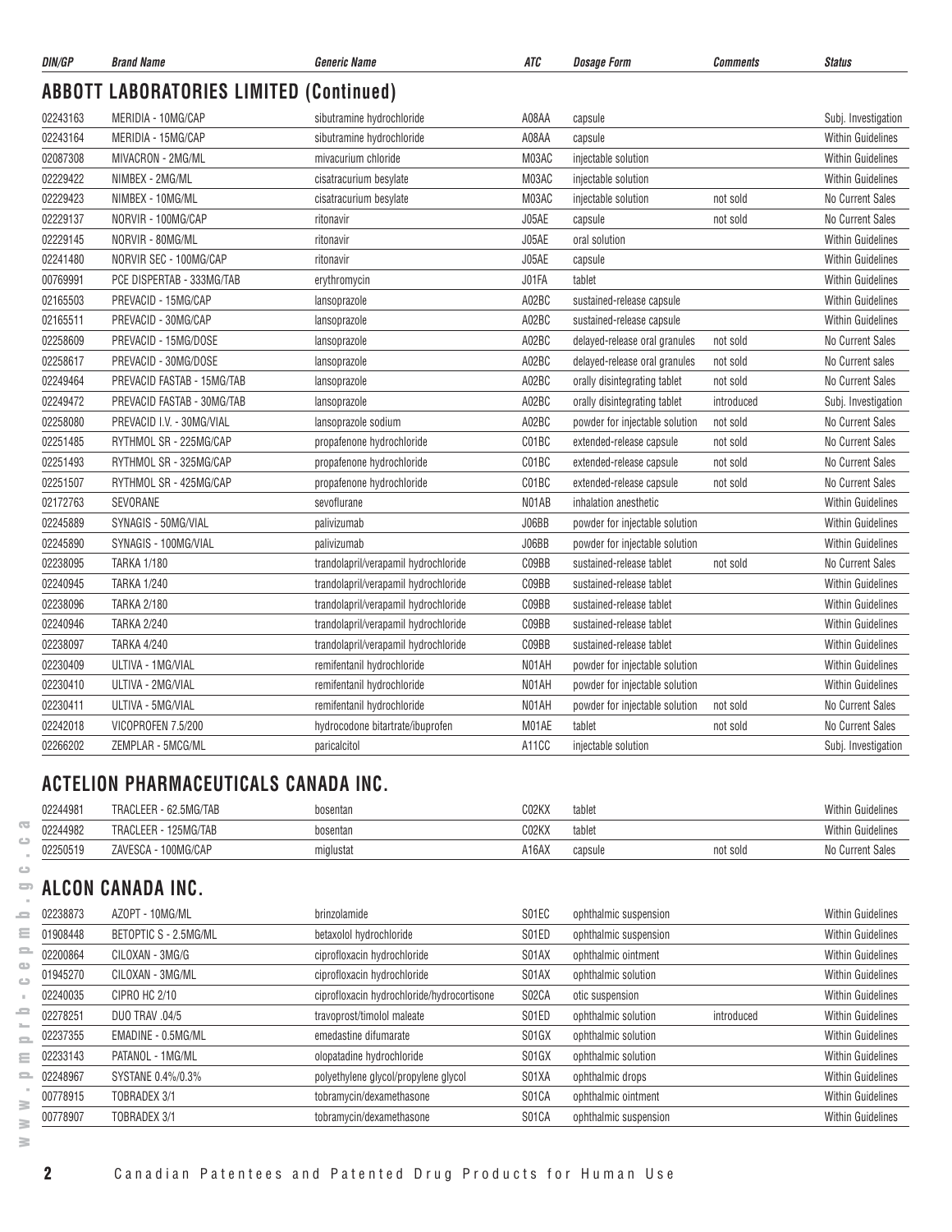| DIN/GP | Brand Name | Generic Name | ATC | Dosage Form | Comments | Status |
|---|---|---|---|---|---|---|

## ABBOTT LABORATORIES LIMITED (Continued)

| DIN/GP | Brand Name | Generic Name | ATC | Dosage Form | Comments | Status |
|---|---|---|---|---|---|---|
| 02243163 | MERIDIA - 10MG/CAP | sibutramine hydrochloride | A08AA | capsule | | Subj. Investigation |
| 02243164 | MERIDIA - 15MG/CAP | sibutramine hydrochloride | A08AA | capsule | | Within Guidelines |
| 02087308 | MIVACRON - 2MG/ML | mivacurium chloride | M03AC | injectable solution | | Within Guidelines |
| 02229422 | NIMBEX - 2MG/ML | cisatracurium besylate | M03AC | injectable solution | | Within Guidelines |
| 02229423 | NIMBEX - 10MG/ML | cisatracurium besylate | M03AC | injectable solution | not sold | No Current Sales |
| 02229137 | NORVIR - 100MG/CAP | ritonavir | J05AE | capsule | not sold | No Current Sales |
| 02229145 | NORVIR - 80MG/ML | ritonavir | J05AE | oral solution | | Within Guidelines |
| 02241480 | NORVIR SEC - 100MG/CAP | ritonavir | J05AE | capsule | | Within Guidelines |
| 00769991 | PCE DISPERTAB - 333MG/TAB | erythromycin | J01FA | tablet | | Within Guidelines |
| 02165503 | PREVACID - 15MG/CAP | lansoprazole | A02BC | sustained-release capsule | | Within Guidelines |
| 02165511 | PREVACID - 30MG/CAP | lansoprazole | A02BC | sustained-release capsule | | Within Guidelines |
| 02258609 | PREVACID - 15MG/DOSE | lansoprazole | A02BC | delayed-release oral granules | not sold | No Current Sales |
| 02258617 | PREVACID - 30MG/DOSE | lansoprazole | A02BC | delayed-release oral granules | not sold | No Current sales |
| 02249464 | PREVACID FASTAB - 15MG/TAB | lansoprazole | A02BC | orally disintegrating tablet | not sold | No Current Sales |
| 02249472 | PREVACID FASTAB - 30MG/TAB | lansoprazole | A02BC | orally disintegrating tablet | introduced | Subj. Investigation |
| 02258080 | PREVACID I.V. - 30MG/VIAL | lansoprazole sodium | A02BC | powder for injectable solution | not sold | No Current Sales |
| 02251485 | RYTHMOL SR - 225MG/CAP | propafenone hydrochloride | C01BC | extended-release capsule | not sold | No Current Sales |
| 02251493 | RYTHMOL SR - 325MG/CAP | propafenone hydrochloride | C01BC | extended-release capsule | not sold | No Current Sales |
| 02251507 | RYTHMOL SR - 425MG/CAP | propafenone hydrochloride | C01BC | extended-release capsule | not sold | No Current Sales |
| 02172763 | SEVORANE | sevoflurane | N01AB | inhalation anesthetic | | Within Guidelines |
| 02245889 | SYNAGIS - 50MG/VIAL | palivizumab | J06BB | powder for injectable solution | | Within Guidelines |
| 02245890 | SYNAGIS - 100MG/VIAL | palivizumab | J06BB | powder for injectable solution | | Within Guidelines |
| 02238095 | TARKA 1/180 | trandolapril/verapamil hydrochloride | C09BB | sustained-release tablet | not sold | No Current Sales |
| 02240945 | TARKA 1/240 | trandolapril/verapamil hydrochloride | C09BB | sustained-release tablet | | Within Guidelines |
| 02238096 | TARKA 2/180 | trandolapril/verapamil hydrochloride | C09BB | sustained-release tablet | | Within Guidelines |
| 02240946 | TARKA 2/240 | trandolapril/verapamil hydrochloride | C09BB | sustained-release tablet | | Within Guidelines |
| 02238097 | TARKA 4/240 | trandolapril/verapamil hydrochloride | C09BB | sustained-release tablet | | Within Guidelines |
| 02230409 | ULTIVA - 1MG/VIAL | remifentanil hydrochloride | N01AH | powder for injectable solution | | Within Guidelines |
| 02230410 | ULTIVA - 2MG/VIAL | remifentanil hydrochloride | N01AH | powder for injectable solution | | Within Guidelines |
| 02230411 | ULTIVA - 5MG/VIAL | remifentanil hydrochloride | N01AH | powder for injectable solution | not sold | No Current Sales |
| 02242018 | VICOPROFEN 7.5/200 | hydrocodone bitartrate/ibuprofen | M01AE | tablet | not sold | No Current Sales |
| 02266202 | ZEMPLAR - 5MCG/ML | paricalcitol | A11CC | injectable solution | | Subj. Investigation |

## ACTELION PHARMACEUTICALS CANADA INC.

| DIN/GP | Brand Name | Generic Name | ATC | Dosage Form | Comments | Status |
|---|---|---|---|---|---|---|
| 02244981 | TRACLEER - 62.5MG/TAB | bosentan | C02KX | tablet | | Within Guidelines |
| 02244982 | TRACLEER - 125MG/TAB | bosentan | C02KX | tablet | | Within Guidelines |
| 02250519 | ZAVESCA - 100MG/CAP | miglustat | A16AX | capsule | not sold | No Current Sales |

## ALCON CANADA INC.

| DIN/GP | Brand Name | Generic Name | ATC | Dosage Form | Comments | Status |
|---|---|---|---|---|---|---|
| 02238873 | AZOPT - 10MG/ML | brinzolamide | S01EC | ophthalmic suspension | | Within Guidelines |
| 01908448 | BETOPTIC S - 2.5MG/ML | betaxolol hydrochloride | S01ED | ophthalmic suspension | | Within Guidelines |
| 02200864 | CILOXAN - 3MG/G | ciprofloxacin hydrochloride | S01AX | ophthalmic ointment | | Within Guidelines |
| 01945270 | CILOXAN - 3MG/ML | ciprofloxacin hydrochloride | S01AX | ophthalmic solution | | Within Guidelines |
| 02240035 | CIPRO HC 2/10 | ciprofloxacin hydrochloride/hydrocortisone | S02CA | otic suspension | | Within Guidelines |
| 02278251 | DUO TRAV .04/5 | travoprost/timolol maleate | S01ED | ophthalmic solution | introduced | Within Guidelines |
| 02237355 | EMADINE - 0.5MG/ML | emedastine difumarate | S01GX | ophthalmic solution | | Within Guidelines |
| 02233143 | PATANOL - 1MG/ML | olopatadine hydrochloride | S01GX | ophthalmic solution | | Within Guidelines |
| 02248967 | SYSTANE 0.4%/0.3% | polyethylene glycol/propylene glycol | S01XA | ophthalmic drops | | Within Guidelines |
| 00778915 | TOBRADEX 3/1 | tobramycin/dexamethasone | S01CA | ophthalmic ointment | | Within Guidelines |
| 00778907 | TOBRADEX 3/1 | tobramycin/dexamethasone | S01CA | ophthalmic suspension | | Within Guidelines |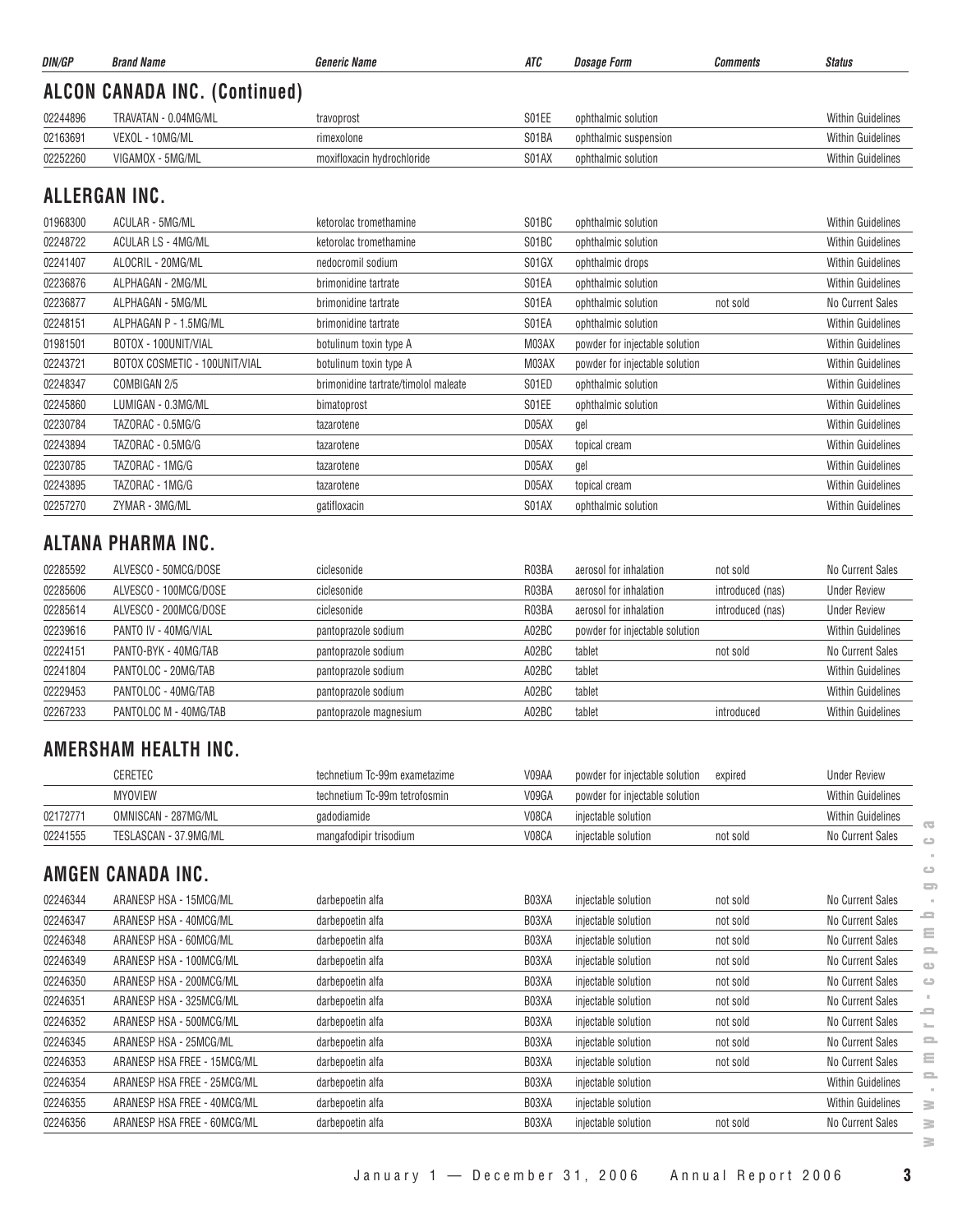| DIN/GP | Brand Name | Generic Name | ATC | Dosage Form | Comments | Status |
|---|---|---|---|---|---|---|

## ALCON CANADA INC. (Continued)

| DIN/GP | Brand Name | Generic Name | ATC | Dosage Form | Comments | Status |
|---|---|---|---|---|---|---|
| 02244896 | TRAVATAN - 0.04MG/ML | travoprost | S01EE | ophthalmic solution | | Within Guidelines |
| 02163691 | VEXOL - 10MG/ML | rimexolone | S01BA | ophthalmic suspension | | Within Guidelines |
| 02252260 | VIGAMOX - 5MG/ML | moxifloxacin hydrochloride | S01AX | ophthalmic solution | | Within Guidelines |

## ALLERGAN INC.

| DIN/GP | Brand Name | Generic Name | ATC | Dosage Form | Comments | Status |
|---|---|---|---|---|---|---|
| 01968300 | ACULAR - 5MG/ML | ketorolac tromethamine | S01BC | ophthalmic solution | | Within Guidelines |
| 02248722 | ACULAR LS - 4MG/ML | ketorolac tromethamine | S01BC | ophthalmic solution | | Within Guidelines |
| 02241407 | ALOCRIL - 20MG/ML | nedocromil sodium | S01GX | ophthalmic drops | | Within Guidelines |
| 02236876 | ALPHAGAN - 2MG/ML | brimonidine tartrate | S01EA | ophthalmic solution | | Within Guidelines |
| 02236877 | ALPHAGAN - 5MG/ML | brimonidine tartrate | S01EA | ophthalmic solution | not sold | No Current Sales |
| 02248151 | ALPHAGAN P - 1.5MG/ML | brimonidine tartrate | S01EA | ophthalmic solution | | Within Guidelines |
| 01981501 | BOTOX - 100UNIT/VIAL | botulinum toxin type A | M03AX | powder for injectable solution | | Within Guidelines |
| 02243721 | BOTOX COSMETIC - 100UNIT/VIAL | botulinum toxin type A | M03AX | powder for injectable solution | | Within Guidelines |
| 02248347 | COMBIGAN 2/5 | brimonidine tartrate/timolol maleate | S01ED | ophthalmic solution | | Within Guidelines |
| 02245860 | LUMIGAN - 0.3MG/ML | bimatoprost | S01EE | ophthalmic solution | | Within Guidelines |
| 02230784 | TAZORAC - 0.5MG/G | tazarotene | D05AX | gel | | Within Guidelines |
| 02243894 | TAZORAC - 0.5MG/G | tazarotene | D05AX | topical cream | | Within Guidelines |
| 02230785 | TAZORAC - 1MG/G | tazarotene | D05AX | gel | | Within Guidelines |
| 02243895 | TAZORAC - 1MG/G | tazarotene | D05AX | topical cream | | Within Guidelines |
| 02257270 | ZYMAR - 3MG/ML | gatifloxacin | S01AX | ophthalmic solution | | Within Guidelines |

## ALTANA PHARMA INC.

| DIN/GP | Brand Name | Generic Name | ATC | Dosage Form | Comments | Status |
|---|---|---|---|---|---|---|
| 02285592 | ALVESCO - 50MCG/DOSE | ciclesonide | R03BA | aerosol for inhalation | not sold | No Current Sales |
| 02285606 | ALVESCO - 100MCG/DOSE | ciclesonide | R03BA | aerosol for inhalation | introduced (nas) | Under Review |
| 02285614 | ALVESCO - 200MCG/DOSE | ciclesonide | R03BA | aerosol for inhalation | introduced (nas) | Under Review |
| 02239616 | PANTO IV - 40MG/VIAL | pantoprazole sodium | A02BC | powder for injectable solution | | Within Guidelines |
| 02224151 | PANTO-BYK - 40MG/TAB | pantoprazole sodium | A02BC | tablet | not sold | No Current Sales |
| 02241804 | PANTOLOC - 20MG/TAB | pantoprazole sodium | A02BC | tablet | | Within Guidelines |
| 02229453 | PANTOLOC - 40MG/TAB | pantoprazole sodium | A02BC | tablet | | Within Guidelines |
| 02267233 | PANTOLOC M - 40MG/TAB | pantoprazole magnesium | A02BC | tablet | introduced | Within Guidelines |

## AMERSHAM HEALTH INC.

| DIN/GP | Brand Name | Generic Name | ATC | Dosage Form | Comments | Status |
|---|---|---|---|---|---|---|
| | CERETEC | technetium Tc-99m exametazime | V09AA | powder for injectable solution | expired | Under Review |
| | MYOVIEW | technetium Tc-99m tetrofosmin | V09GA | powder for injectable solution | | Within Guidelines |
| 02172771 | OMNISCAN - 287MG/ML | gadodiamide | V08CA | injectable solution | | Within Guidelines |
| 02241555 | TESLASCAN - 37.9MG/ML | mangafodipir trisodium | V08CA | injectable solution | not sold | No Current Sales |

## AMGEN CANADA INC.

| DIN/GP | Brand Name | Generic Name | ATC | Dosage Form | Comments | Status |
|---|---|---|---|---|---|---|
| 02246344 | ARANESP HSA - 15MCG/ML | darbepoetin alfa | B03XA | injectable solution | not sold | No Current Sales |
| 02246347 | ARANESP HSA - 40MCG/ML | darbepoetin alfa | B03XA | injectable solution | not sold | No Current Sales |
| 02246348 | ARANESP HSA - 60MCG/ML | darbepoetin alfa | B03XA | injectable solution | not sold | No Current Sales |
| 02246349 | ARANESP HSA - 100MCG/ML | darbepoetin alfa | B03XA | injectable solution | not sold | No Current Sales |
| 02246350 | ARANESP HSA - 200MCG/ML | darbepoetin alfa | B03XA | injectable solution | not sold | No Current Sales |
| 02246351 | ARANESP HSA - 325MCG/ML | darbepoetin alfa | B03XA | injectable solution | not sold | No Current Sales |
| 02246352 | ARANESP HSA - 500MCG/ML | darbepoetin alfa | B03XA | injectable solution | not sold | No Current Sales |
| 02246345 | ARANESP HSA - 25MCG/ML | darbepoetin alfa | B03XA | injectable solution | not sold | No Current Sales |
| 02246353 | ARANESP HSA FREE - 15MCG/ML | darbepoetin alfa | B03XA | injectable solution | not sold | No Current Sales |
| 02246354 | ARANESP HSA FREE - 25MCG/ML | darbepoetin alfa | B03XA | injectable solution | | Within Guidelines |
| 02246355 | ARANESP HSA FREE - 40MCG/ML | darbepoetin alfa | B03XA | injectable solution | | Within Guidelines |
| 02246356 | ARANESP HSA FREE - 60MCG/ML | darbepoetin alfa | B03XA | injectable solution | not sold | No Current Sales |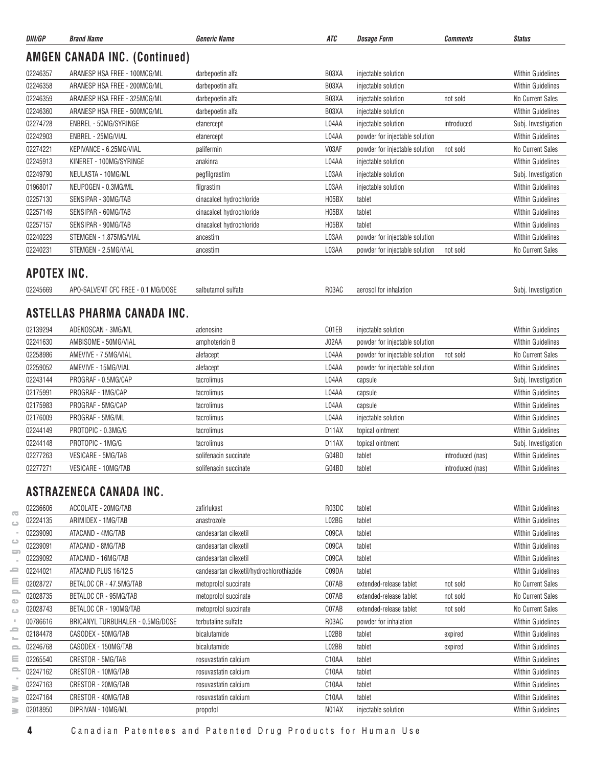| DIN/GP | Brand Name | Generic Name | ATC | Dosage Form | Comments | Status |
|---|---|---|---|---|---|---|

## AMGEN CANADA INC. (Continued)

| DIN/GP | Brand Name | Generic Name | ATC | Dosage Form | Comments | Status |
|---|---|---|---|---|---|---|
| 02246357 | ARANESP HSA FREE - 100MCG/ML | darbepoetin alfa | B03XA | injectable solution | | Within Guidelines |
| 02246358 | ARANESP HSA FREE - 200MCG/ML | darbepoetin alfa | B03XA | injectable solution | | Within Guidelines |
| 02246359 | ARANESP HSA FREE - 325MCG/ML | darbepoetin alfa | B03XA | injectable solution | not sold | No Current Sales |
| 02246360 | ARANESP HSA FREE - 500MCG/ML | darbepoetin alfa | B03XA | injectable solution | | Within Guidelines |
| 02274728 | ENBREL - 50MG/SYRINGE | etanercept | L04AA | injectable solution | introduced | Subj. Investigation |
| 02242903 | ENBREL - 25MG/VIAL | etanercept | L04AA | powder for injectable solution | | Within Guidelines |
| 02274221 | KEPIVANCE - 6.25MG/VIAL | palifermin | V03AF | powder for injectable solution | not sold | No Current Sales |
| 02245913 | KINERET - 100MG/SYRINGE | anakinra | L04AA | injectable solution | | Within Guidelines |
| 02249790 | NEULASTA - 10MG/ML | pegfilgrastim | L03AA | injectable solution | | Subj. Investigation |
| 01968017 | NEUPOGEN - 0.3MG/ML | filgrastim | L03AA | injectable solution | | Within Guidelines |
| 02257130 | SENSIPAR - 30MG/TAB | cinacalcet hydrochloride | H05BX | tablet | | Within Guidelines |
| 02257149 | SENSIPAR - 60MG/TAB | cinacalcet hydrochloride | H05BX | tablet | | Within Guidelines |
| 02257157 | SENSIPAR - 90MG/TAB | cinacalcet hydrochloride | H05BX | tablet | | Within Guidelines |
| 02240229 | STEMGEN - 1.875MG/VIAL | ancestim | L03AA | powder for injectable solution | | Within Guidelines |
| 02240231 | STEMGEN - 2.5MG/VIAL | ancestim | L03AA | powder for injectable solution | not sold | No Current Sales |

## APOTEX INC.

| DIN/GP | Brand Name | Generic Name | ATC | Dosage Form | Comments | Status |
|---|---|---|---|---|---|---|
| 02245669 | APO-SALVENT CFC FREE - 0.1 MG/DOSE | salbutamol sulfate | R03AC | aerosol for inhalation | | Subj. Investigation |

## ASTELLAS PHARMA CANADA INC.

| DIN/GP | Brand Name | Generic Name | ATC | Dosage Form | Comments | Status |
|---|---|---|---|---|---|---|
| 02139294 | ADENOSCAN - 3MG/ML | adenosine | C01EB | injectable solution | | Within Guidelines |
| 02241630 | AMBISOME - 50MG/VIAL | amphotericin B | J02AA | powder for injectable solution | | Within Guidelines |
| 02258986 | AMEVIVE - 7.5MG/VIAL | alefacept | L04AA | powder for injectable solution | not sold | No Current Sales |
| 02259052 | AMEVIVE - 15MG/VIAL | alefacept | L04AA | powder for injectable solution | | Within Guidelines |
| 02243144 | PROGRAF - 0.5MG/CAP | tacrolimus | L04AA | capsule | | Subj. Investigation |
| 02175991 | PROGRAF - 1MG/CAP | tacrolimus | L04AA | capsule | | Within Guidelines |
| 02175983 | PROGRAF - 5MG/CAP | tacrolimus | L04AA | capsule | | Within Guidelines |
| 02176009 | PROGRAF - 5MG/ML | tacrolimus | L04AA | injectable solution | | Within Guidelines |
| 02244149 | PROTOPIC - 0.3MG/G | tacrolimus | D11AX | topical ointment | | Within Guidelines |
| 02244148 | PROTOPIC - 1MG/G | tacrolimus | D11AX | topical ointment | | Subj. Investigation |
| 02277263 | VESICARE - 5MG/TAB | solifenacin succinate | G04BD | tablet | introduced (nas) | Within Guidelines |
| 02277271 | VESICARE - 10MG/TAB | solifenacin succinate | G04BD | tablet | introduced (nas) | Within Guidelines |

## ASTRAZENECA CANADA INC.

| DIN/GP | Brand Name | Generic Name | ATC | Dosage Form | Comments | Status |
|---|---|---|---|---|---|---|
| 02236606 | ACCOLATE - 20MG/TAB | zafirlukast | R03DC | tablet | | Within Guidelines |
| 02224135 | ARIMIDEX - 1MG/TAB | anastrozole | L02BG | tablet | | Within Guidelines |
| 02239090 | ATACAND - 4MG/TAB | candesartan cilexetil | C09CA | tablet | | Within Guidelines |
| 02239091 | ATACAND - 8MG/TAB | candesartan cilexetil | C09CA | tablet | | Within Guidelines |
| 02239092 | ATACAND - 16MG/TAB | candesartan cilexetil | C09CA | tablet | | Within Guidelines |
| 02244021 | ATACAND PLUS 16/12.5 | candesartan cilexetil/hydrochlorothiazide | C09DA | tablet | | Within Guidelines |
| 02028727 | BETALOC CR - 47.5MG/TAB | metoprolol succinate | C07AB | extended-release tablet | not sold | No Current Sales |
| 02028735 | BETALOC CR - 95MG/TAB | metoprolol succinate | C07AB | extended-release tablet | not sold | No Current Sales |
| 02028743 | BETALOC CR - 190MG/TAB | metoprolol succinate | C07AB | extended-release tablet | not sold | No Current Sales |
| 00786616 | BRICANYL TURBUHALER - 0.5MG/DOSE | terbutaline sulfate | R03AC | powder for inhalation | | Within Guidelines |
| 02184478 | CASODEX - 50MG/TAB | bicalutamide | L02BB | tablet | expired | Within Guidelines |
| 02246768 | CASODEX - 150MG/TAB | bicalutamide | L02BB | tablet | expired | Within Guidelines |
| 02265540 | CRESTOR - 5MG/TAB | rosuvastatin calcium | C10AA | tablet | | Within Guidelines |
| 02247162 | CRESTOR - 10MG/TAB | rosuvastatin calcium | C10AA | tablet | | Within Guidelines |
| 02247163 | CRESTOR - 20MG/TAB | rosuvastatin calcium | C10AA | tablet | | Within Guidelines |
| 02247164 | CRESTOR - 40MG/TAB | rosuvastatin calcium | C10AA | tablet | | Within Guidelines |
| 02018950 | DIPRIVAN - 10MG/ML | propofol | N01AX | injectable solution | | Within Guidelines |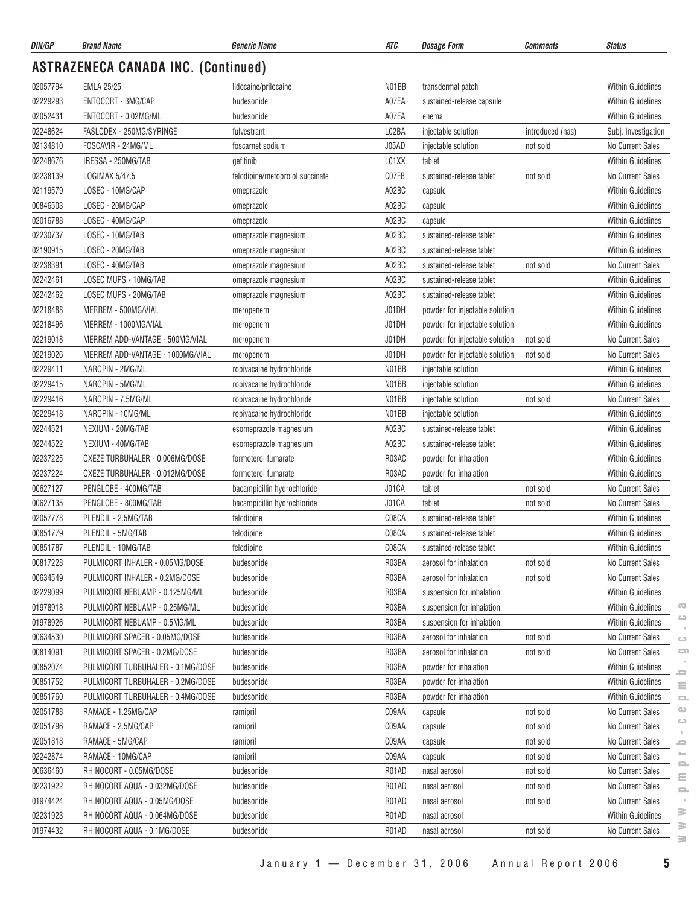## ASTRAZENECA CANADA INC. (Continued)

| DIN/GP | Brand Name | Generic Name | ATC | Dosage Form | Comments | Status |
|---|---|---|---|---|---|---|
| 02057794 | EMLA 25/25 | lidocaine/prilocaine | N01BB | transdermal patch | | Within Guidelines |
| 02229293 | ENTOCORT - 3MG/CAP | budesonide | A07EA | sustained-release capsule | | Within Guidelines |
| 02052431 | ENTOCORT - 0.02MG/ML | budesonide | A07EA | enema | | Within Guidelines |
| 02248624 | FASLODEX - 250MG/SYRINGE | fulvestrant | L02BA | injectable solution | introduced (nas) | Subj. Investigation |
| 02134810 | FOSCAVIR - 24MG/ML | foscarnet sodium | J05AD | injectable solution | not sold | No Current Sales |
| 02248676 | IRESSA - 250MG/TAB | gefitinib | L01XX | tablet | | Within Guidelines |
| 02238139 | LOGIMAX 5/47.5 | felodipine/metoprolol succinate | C07FB | sustained-release tablet | not sold | No Current Sales |
| 02119579 | LOSEC - 10MG/CAP | omeprazole | A02BC | capsule | | Within Guidelines |
| 00846503 | LOSEC - 20MG/CAP | omeprazole | A02BC | capsule | | Within Guidelines |
| 02016788 | LOSEC - 40MG/CAP | omeprazole | A02BC | capsule | | Within Guidelines |
| 02230737 | LOSEC - 10MG/TAB | omeprazole magnesium | A02BC | sustained-release tablet | | Within Guidelines |
| 02190915 | LOSEC - 20MG/TAB | omeprazole magnesium | A02BC | sustained-release tablet | | Within Guidelines |
| 02238391 | LOSEC - 40MG/TAB | omeprazole magnesium | A02BC | sustained-release tablet | not sold | No Current Sales |
| 02242461 | LOSEC MUPS - 10MG/TAB | omeprazole magnesium | A02BC | sustained-release tablet | | Within Guidelines |
| 02242462 | LOSEC MUPS - 20MG/TAB | omeprazole magnesium | A02BC | sustained-release tablet | | Within Guidelines |
| 02218488 | MERREM - 500MG/VIAL | meropenem | J01DH | powder for injectable solution | | Within Guidelines |
| 02218496 | MERREM - 1000MG/VIAL | meropenem | J01DH | powder for injectable solution | | Within Guidelines |
| 02219018 | MERREM ADD-VANTAGE - 500MG/VIAL | meropenem | J01DH | powder for injectable solution | not sold | No Current Sales |
| 02219026 | MERREM ADD-VANTAGE - 1000MG/VIAL | meropenem | J01DH | powder for injectable solution | not sold | No Current Sales |
| 02229411 | NAROPIN - 2MG/ML | ropivacaine hydrochloride | N01BB | injectable solution | | Within Guidelines |
| 02229415 | NAROPIN - 5MG/ML | ropivacaine hydrochloride | N01BB | injectable solution | | Within Guidelines |
| 02229416 | NAROPIN - 7.5MG/ML | ropivacaine hydrochloride | N01BB | injectable solution | not sold | No Current Sales |
| 02229418 | NAROPIN - 10MG/ML | ropivacaine hydrochloride | N01BB | injectable solution | | Within Guidelines |
| 02244521 | NEXIUM - 20MG/TAB | esomeprazole magnesium | A02BC | sustained-release tablet | | Within Guidelines |
| 02244522 | NEXIUM - 40MG/TAB | esomeprazole magnesium | A02BC | sustained-release tablet | | Within Guidelines |
| 02237225 | OXEZE TURBUHALER - 0.006MG/DOSE | formoterol fumarate | R03AC | powder for inhalation | | Within Guidelines |
| 02237224 | OXEZE TURBUHALER - 0.012MG/DOSE | formoterol fumarate | R03AC | powder for inhalation | | Within Guidelines |
| 00627127 | PENGLOBE - 400MG/TAB | bacampicillin hydrochloride | J01CA | tablet | not sold | No Current Sales |
| 00627135 | PENGLOBE - 800MG/TAB | bacampicillin hydrochloride | J01CA | tablet | not sold | No Current Sales |
| 02057778 | PLENDIL - 2.5MG/TAB | felodipine | C08CA | sustained-release tablet | | Within Guidelines |
| 00851779 | PLENDIL - 5MG/TAB | felodipine | C08CA | sustained-release tablet | | Within Guidelines |
| 00851787 | PLENDIL - 10MG/TAB | felodipine | C08CA | sustained-release tablet | | Within Guidelines |
| 00817228 | PULMICORT INHALER - 0.05MG/DOSE | budesonide | R03BA | aerosol for inhalation | not sold | No Current Sales |
| 00634549 | PULMICORT INHALER - 0.2MG/DOSE | budesonide | R03BA | aerosol for inhalation | not sold | No Current Sales |
| 02229099 | PULMICORT NEBUAMP - 0.125MG/ML | budesonide | R03BA | suspension for inhalation | | Within Guidelines |
| 01978918 | PULMICORT NEBUAMP - 0.25MG/ML | budesonide | R03BA | suspension for inhalation | | Within Guidelines |
| 01978926 | PULMICORT NEBUAMP - 0.5MG/ML | budesonide | R03BA | suspension for inhalation | | Within Guidelines |
| 00634530 | PULMICORT SPACER - 0.05MG/DOSE | budesonide | R03BA | aerosol for inhalation | not sold | No Current Sales |
| 00814091 | PULMICORT SPACER - 0.2MG/DOSE | budesonide | R03BA | aerosol for inhalation | not sold | No Current Sales |
| 00852074 | PULMICORT TURBUHALER - 0.1MG/DOSE | budesonide | R03BA | powder for inhalation | | Within Guidelines |
| 00851752 | PULMICORT TURBUHALER - 0.2MG/DOSE | budesonide | R03BA | powder for inhalation | | Within Guidelines |
| 00851760 | PULMICORT TURBUHALER - 0.4MG/DOSE | budesonide | R03BA | powder for inhalation | | Within Guidelines |
| 02051788 | RAMACE - 1.25MG/CAP | ramipril | C09AA | capsule | not sold | No Current Sales |
| 02051796 | RAMACE - 2.5MG/CAP | ramipril | C09AA | capsule | not sold | No Current Sales |
| 02051818 | RAMACE - 5MG/CAP | ramipril | C09AA | capsule | not sold | No Current Sales |
| 02242874 | RAMACE - 10MG/CAP | ramipril | C09AA | capsule | not sold | No Current Sales |
| 00636460 | RHINOCORT - 0.05MG/DOSE | budesonide | R01AD | nasal aerosol | not sold | No Current Sales |
| 02231922 | RHINOCORT AQUA - 0.032MG/DOSE | budesonide | R01AD | nasal aerosol | not sold | No Current Sales |
| 01974424 | RHINOCORT AQUA - 0.05MG/DOSE | budesonide | R01AD | nasal aerosol | not sold | No Current Sales |
| 02231923 | RHINOCORT AQUA - 0.064MG/DOSE | budesonide | R01AD | nasal aerosol | | Within Guidelines |
| 01974432 | RHINOCORT AQUA - 0.1MG/DOSE | budesonide | R01AD | nasal aerosol | not sold | No Current Sales |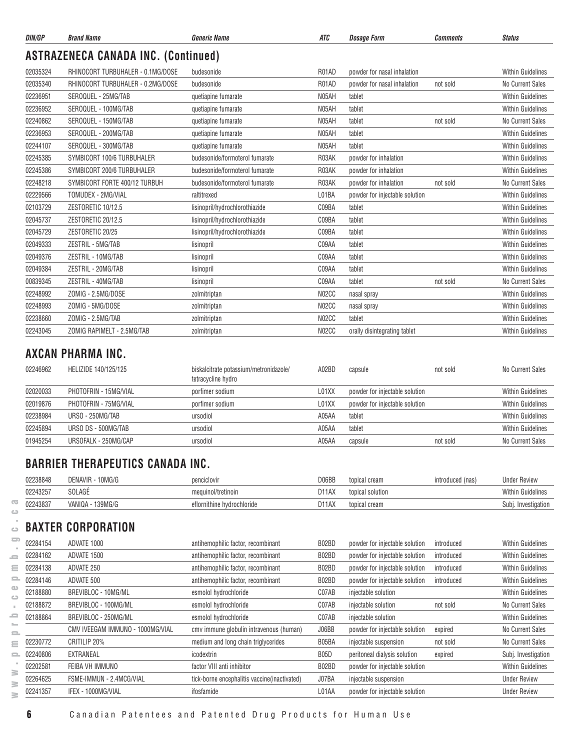| DIN/GP | Brand Name | Generic Name | ATC | Dosage Form | Comments | Status |
|---|---|---|---|---|---|---|

## ASTRAZENECA CANADA INC. (Continued)

| DIN/GP | Brand Name | Generic Name | ATC | Dosage Form | Comments | Status |
|---|---|---|---|---|---|---|
| 02035324 | RHINOCORT TURBUHALER - 0.1MG/DOSE | budesonide | R01AD | powder for nasal inhalation | | Within Guidelines |
| 02035340 | RHINOCORT TURBUHALER - 0.2MG/DOSE | budesonide | R01AD | powder for nasal inhalation | not sold | No Current Sales |
| 02236951 | SEROQUEL - 25MG/TAB | quetiapine fumarate | N05AH | tablet | | Within Guidelines |
| 02236952 | SEROQUEL - 100MG/TAB | quetiapine fumarate | N05AH | tablet | | Within Guidelines |
| 02240862 | SEROQUEL - 150MG/TAB | quetiapine fumarate | N05AH | tablet | not sold | No Current Sales |
| 02236953 | SEROQUEL - 200MG/TAB | quetiapine fumarate | N05AH | tablet | | Within Guidelines |
| 02244107 | SEROQUEL - 300MG/TAB | quetiapine fumarate | N05AH | tablet | | Within Guidelines |
| 02245385 | SYMBICORT 100/6 TURBUHALER | budesonide/formoterol fumarate | R03AK | powder for inhalation | | Within Guidelines |
| 02245386 | SYMBICORT 200/6 TURBUHALER | budesonide/formoterol fumarate | R03AK | powder for inhalation | | Within Guidelines |
| 02248218 | SYMBICORT FORTE 400/12 TURBUH | budesonide/formoterol fumarate | R03AK | powder for inhalation | not sold | No Current Sales |
| 02229566 | TOMUDEX - 2MG/VIAL | raltitrexed | L01BA | powder for injectable solution | | Within Guidelines |
| 02103729 | ZESTORETIC 10/12.5 | lisinopril/hydrochlorothiazide | C09BA | tablet | | Within Guidelines |
| 02045737 | ZESTORETIC 20/12.5 | lisinopril/hydrochlorothiazide | C09BA | tablet | | Within Guidelines |
| 02045729 | ZESTORETIC 20/25 | lisinopril/hydrochlorothiazide | C09BA | tablet | | Within Guidelines |
| 02049333 | ZESTRIL - 5MG/TAB | lisinopril | C09AA | tablet | | Within Guidelines |
| 02049376 | ZESTRIL - 10MG/TAB | lisinopril | C09AA | tablet | | Within Guidelines |
| 02049384 | ZESTRIL - 20MG/TAB | lisinopril | C09AA | tablet | | Within Guidelines |
| 00839345 | ZESTRIL - 40MG/TAB | lisinopril | C09AA | tablet | not sold | No Current Sales |
| 02248992 | ZOMIG - 2.5MG/DOSE | zolmitriptan | N02CC | nasal spray | | Within Guidelines |
| 02248993 | ZOMIG - 5MG/DOSE | zolmitriptan | N02CC | nasal spray | | Within Guidelines |
| 02238660 | ZOMIG - 2.5MG/TAB | zolmitriptan | N02CC | tablet | | Within Guidelines |
| 02243045 | ZOMIG RAPIMELT - 2.5MG/TAB | zolmitriptan | N02CC | orally disintegrating tablet | | Within Guidelines |

## AXCAN PHARMA INC.

| DIN/GP | Brand Name | Generic Name | ATC | Dosage Form | Comments | Status |
|---|---|---|---|---|---|---|
| 02246962 | HELIZIDE 140/125/125 | biskalcitrate potassium/metronidazole/ tetracycline hydro | A02BD | capsule | not sold | No Current Sales |
| 02020033 | PHOTOFRIN - 15MG/VIAL | porfimer sodium | L01XX | powder for injectable solution | | Within Guidelines |
| 02019876 | PHOTOFRIN - 75MG/VIAL | porfimer sodium | L01XX | powder for injectable solution | | Within Guidelines |
| 02238984 | URSO - 250MG/TAB | ursodiol | A05AA | tablet | | Within Guidelines |
| 02245894 | URSO DS - 500MG/TAB | ursodiol | A05AA | tablet | | Within Guidelines |
| 01945254 | URSOFALK - 250MG/CAP | ursodiol | A05AA | capsule | not sold | No Current Sales |

## BARRIER THERAPEUTICS CANADA INC.

| DIN/GP | Brand Name | Generic Name | ATC | Dosage Form | Comments | Status |
|---|---|---|---|---|---|---|
| 02238848 | DENAVIR - 10MG/G | penciclovir | D06BB | topical cream | introduced (nas) | Under Review |
| 02243257 | SOLAGÉ | mequinol/tretinoin | D11AX | topical solution | | Within Guidelines |
| 02243837 | VANIQA - 139MG/G | eflornithine hydrochloride | D11AX | topical cream | | Subj. Investigation |

## BAXTER CORPORATION

| DIN/GP | Brand Name | Generic Name | ATC | Dosage Form | Comments | Status |
|---|---|---|---|---|---|---|
| 02284154 | ADVATE 1000 | antihemophilic factor, recombinant | B02BD | powder for injectable solution | introduced | Within Guidelines |
| 02284162 | ADVATE 1500 | antihemophilic factor, recombinant | B02BD | powder for injectable solution | introduced | Within Guidelines |
| 02284138 | ADVATE 250 | antihemophilic factor, recombinant | B02BD | powder for injectable solution | introduced | Within Guidelines |
| 02284146 | ADVATE 500 | antihemophilic factor, recombinant | B02BD | powder for injectable solution | introduced | Within Guidelines |
| 02188880 | BREVIBLOC - 10MG/ML | esmolol hydrochloride | C07AB | injectable solution | | Within Guidelines |
| 02188872 | BREVIBLOC - 100MG/ML | esmolol hydrochloride | C07AB | injectable solution | not sold | No Current Sales |
| 02188864 | BREVIBLOC - 250MG/ML | esmolol hydrochloride | C07AB | injectable solution | | Within Guidelines |
| | CMV IVEEGAM IMMUNO - 1000MG/VIAL | cmv immune globulin intravenous (human) | J06BB | powder for injectable solution | expired | No Current Sales |
| 02230772 | CRITILIP 20% | medium and long chain triglycerides | B05BA | injectable suspension | not sold | No Current Sales |
| 02240806 | EXTRANEAL | icodextrin | B05D | peritoneal dialysis solution | expired | Subj. Investigation |
| 02202581 | FEIBA VH IMMUNO | factor VIII anti inhibitor | B02BD | powder for injectable solution | | Within Guidelines |
| 02264625 | FSME-IMMUN - 2.4MCG/VIAL | tick-borne encephalitis vaccine(inactivated) | J07BA | injectable suspension | | Under Review |
| 02241357 | IFEX - 1000MG/VIAL | ifosfamide | L01AA | powder for injectable solution | | Under Review |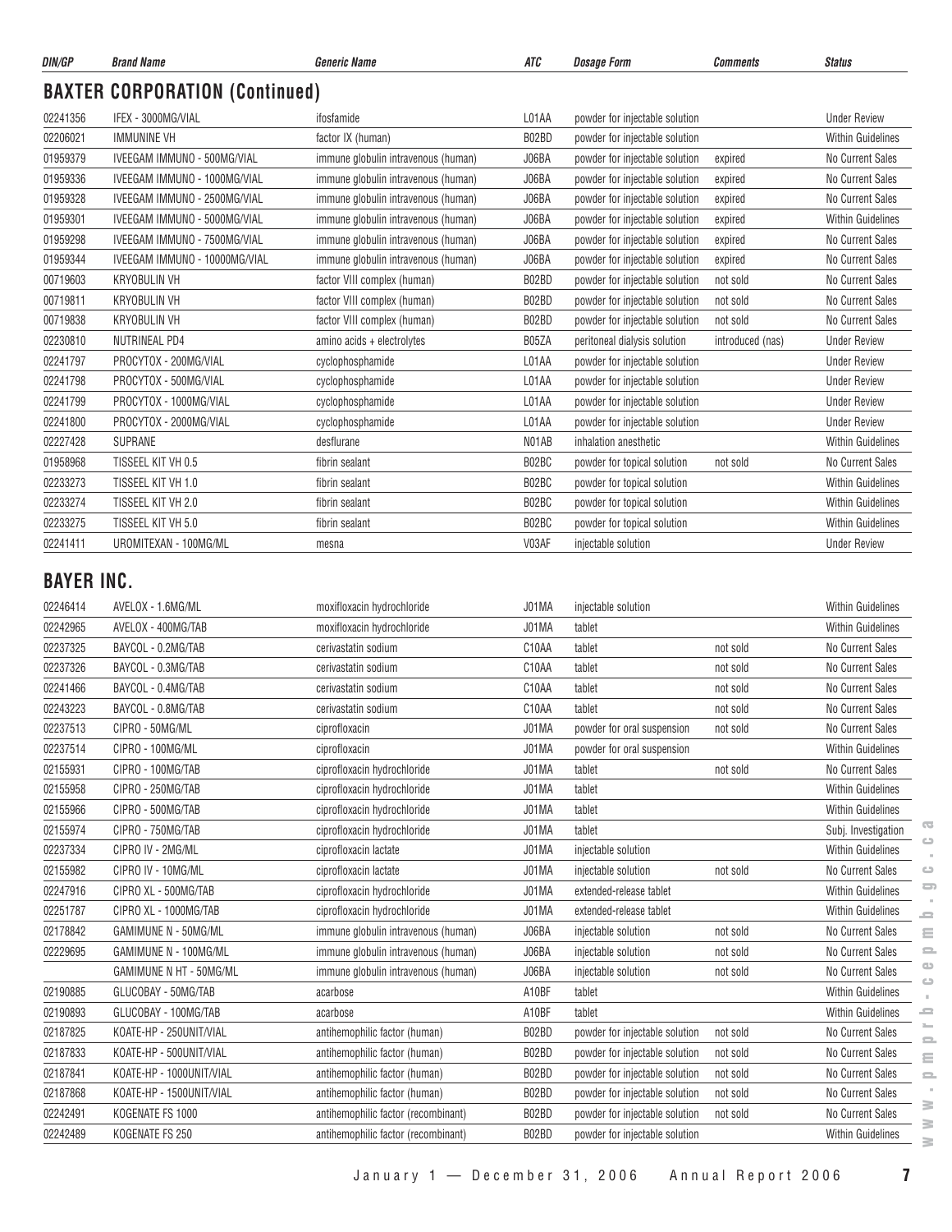## BAXTER CORPORATION (Continued)

| DIN/GP | Brand Name | Generic Name | ATC | Dosage Form | Comments | Status |
|---|---|---|---|---|---|---|
| 02241356 | IFEX - 3000MG/VIAL | ifosfamide | L01AA | powder for injectable solution | | Under Review |
| 02206021 | IMMUNINE VH | factor IX (human) | B02BD | powder for injectable solution | | Within Guidelines |
| 01959379 | IVEEGAM IMMUNO - 500MG/VIAL | immune globulin intravenous (human) | J06BA | powder for injectable solution | expired | No Current Sales |
| 01959336 | IVEEGAM IMMUNO - 1000MG/VIAL | immune globulin intravenous (human) | J06BA | powder for injectable solution | expired | No Current Sales |
| 01959328 | IVEEGAM IMMUNO - 2500MG/VIAL | immune globulin intravenous (human) | J06BA | powder for injectable solution | expired | No Current Sales |
| 01959301 | IVEEGAM IMMUNO - 5000MG/VIAL | immune globulin intravenous (human) | J06BA | powder for injectable solution | expired | Within Guidelines |
| 01959298 | IVEEGAM IMMUNO - 7500MG/VIAL | immune globulin intravenous (human) | J06BA | powder for injectable solution | expired | No Current Sales |
| 01959344 | IVEEGAM IMMUNO - 10000MG/VIAL | immune globulin intravenous (human) | J06BA | powder for injectable solution | expired | No Current Sales |
| 00719603 | KRYOBULIN VH | factor VIII complex (human) | B02BD | powder for injectable solution | not sold | No Current Sales |
| 00719811 | KRYOBULIN VH | factor VIII complex (human) | B02BD | powder for injectable solution | not sold | No Current Sales |
| 00719838 | KRYOBULIN VH | factor VIII complex (human) | B02BD | powder for injectable solution | not sold | No Current Sales |
| 02230810 | NUTRINEAL PD4 | amino acids + electrolytes | B05ZA | peritoneal dialysis solution | introduced (nas) | Under Review |
| 02241797 | PROCYTOX - 200MG/VIAL | cyclophosphamide | L01AA | powder for injectable solution | | Under Review |
| 02241798 | PROCYTOX - 500MG/VIAL | cyclophosphamide | L01AA | powder for injectable solution | | Under Review |
| 02241799 | PROCYTOX - 1000MG/VIAL | cyclophosphamide | L01AA | powder for injectable solution | | Under Review |
| 02241800 | PROCYTOX - 2000MG/VIAL | cyclophosphamide | L01AA | powder for injectable solution | | Under Review |
| 02227428 | SUPRANE | desflurane | N01AB | inhalation anesthetic | | Within Guidelines |
| 01958968 | TISSEEL KIT VH 0.5 | fibrin sealant | B02BC | powder for topical solution | not sold | No Current Sales |
| 02233273 | TISSEEL KIT VH 1.0 | fibrin sealant | B02BC | powder for topical solution | | Within Guidelines |
| 02233274 | TISSEEL KIT VH 2.0 | fibrin sealant | B02BC | powder for topical solution | | Within Guidelines |
| 02233275 | TISSEEL KIT VH 5.0 | fibrin sealant | B02BC | powder for topical solution | | Within Guidelines |
| 02241411 | UROMITEXAN - 100MG/ML | mesna | V03AF | injectable solution | | Under Review |

## BAYER INC.

| DIN/GP | Brand Name | Generic Name | ATC | Dosage Form | Comments | Status |
|---|---|---|---|---|---|---|
| 02246414 | AVELOX - 1.6MG/ML | moxifloxacin hydrochloride | J01MA | injectable solution | | Within Guidelines |
| 02242965 | AVELOX - 400MG/TAB | moxifloxacin hydrochloride | J01MA | tablet | | Within Guidelines |
| 02237325 | BAYCOL - 0.2MG/TAB | cerivastatin sodium | C10AA | tablet | not sold | No Current Sales |
| 02237326 | BAYCOL - 0.3MG/TAB | cerivastatin sodium | C10AA | tablet | not sold | No Current Sales |
| 02241466 | BAYCOL - 0.4MG/TAB | cerivastatin sodium | C10AA | tablet | not sold | No Current Sales |
| 02243223 | BAYCOL - 0.8MG/TAB | cerivastatin sodium | C10AA | tablet | not sold | No Current Sales |
| 02237513 | CIPRO - 50MG/ML | ciprofloxacin | J01MA | powder for oral suspension | not sold | No Current Sales |
| 02237514 | CIPRO - 100MG/ML | ciprofloxacin | J01MA | powder for oral suspension | | Within Guidelines |
| 02155931 | CIPRO - 100MG/TAB | ciprofloxacin hydrochloride | J01MA | tablet | not sold | No Current Sales |
| 02155958 | CIPRO - 250MG/TAB | ciprofloxacin hydrochloride | J01MA | tablet | | Within Guidelines |
| 02155966 | CIPRO - 500MG/TAB | ciprofloxacin hydrochloride | J01MA | tablet | | Within Guidelines |
| 02155974 | CIPRO - 750MG/TAB | ciprofloxacin hydrochloride | J01MA | tablet | | Subj. Investigation |
| 02237334 | CIPRO IV - 2MG/ML | ciprofloxacin lactate | J01MA | injectable solution | | Within Guidelines |
| 02155982 | CIPRO IV - 10MG/ML | ciprofloxacin lactate | J01MA | injectable solution | not sold | No Current Sales |
| 02247916 | CIPRO XL - 500MG/TAB | ciprofloxacin hydrochloride | J01MA | extended-release tablet | | Within Guidelines |
| 02251787 | CIPRO XL - 1000MG/TAB | ciprofloxacin hydrochloride | J01MA | extended-release tablet | | Within Guidelines |
| 02178842 | GAMIMUNE N - 50MG/ML | immune globulin intravenous (human) | J06BA | injectable solution | not sold | No Current Sales |
| 02229695 | GAMIMUNE N - 100MG/ML | immune globulin intravenous (human) | J06BA | injectable solution | not sold | No Current Sales |
| | GAMIMUNE N HT - 50MG/ML | immune globulin intravenous (human) | J06BA | injectable solution | not sold | No Current Sales |
| 02190885 | GLUCOBAY - 50MG/TAB | acarbose | A10BF | tablet | | Within Guidelines |
| 02190893 | GLUCOBAY - 100MG/TAB | acarbose | A10BF | tablet | | Within Guidelines |
| 02187825 | KOATE-HP - 250UNIT/VIAL | antihemophilic factor (human) | B02BD | powder for injectable solution | not sold | No Current Sales |
| 02187833 | KOATE-HP - 500UNIT/VIAL | antihemophilic factor (human) | B02BD | powder for injectable solution | not sold | No Current Sales |
| 02187841 | KOATE-HP - 1000UNIT/VIAL | antihemophilic factor (human) | B02BD | powder for injectable solution | not sold | No Current Sales |
| 02187868 | KOATE-HP - 1500UNIT/VIAL | antihemophilic factor (human) | B02BD | powder for injectable solution | not sold | No Current Sales |
| 02242491 | KOGENATE FS 1000 | antihemophilic factor (recombinant) | B02BD | powder for injectable solution | not sold | No Current Sales |
| 02242489 | KOGENATE FS 250 | antihemophilic factor (recombinant) | B02BD | powder for injectable solution | | Within Guidelines |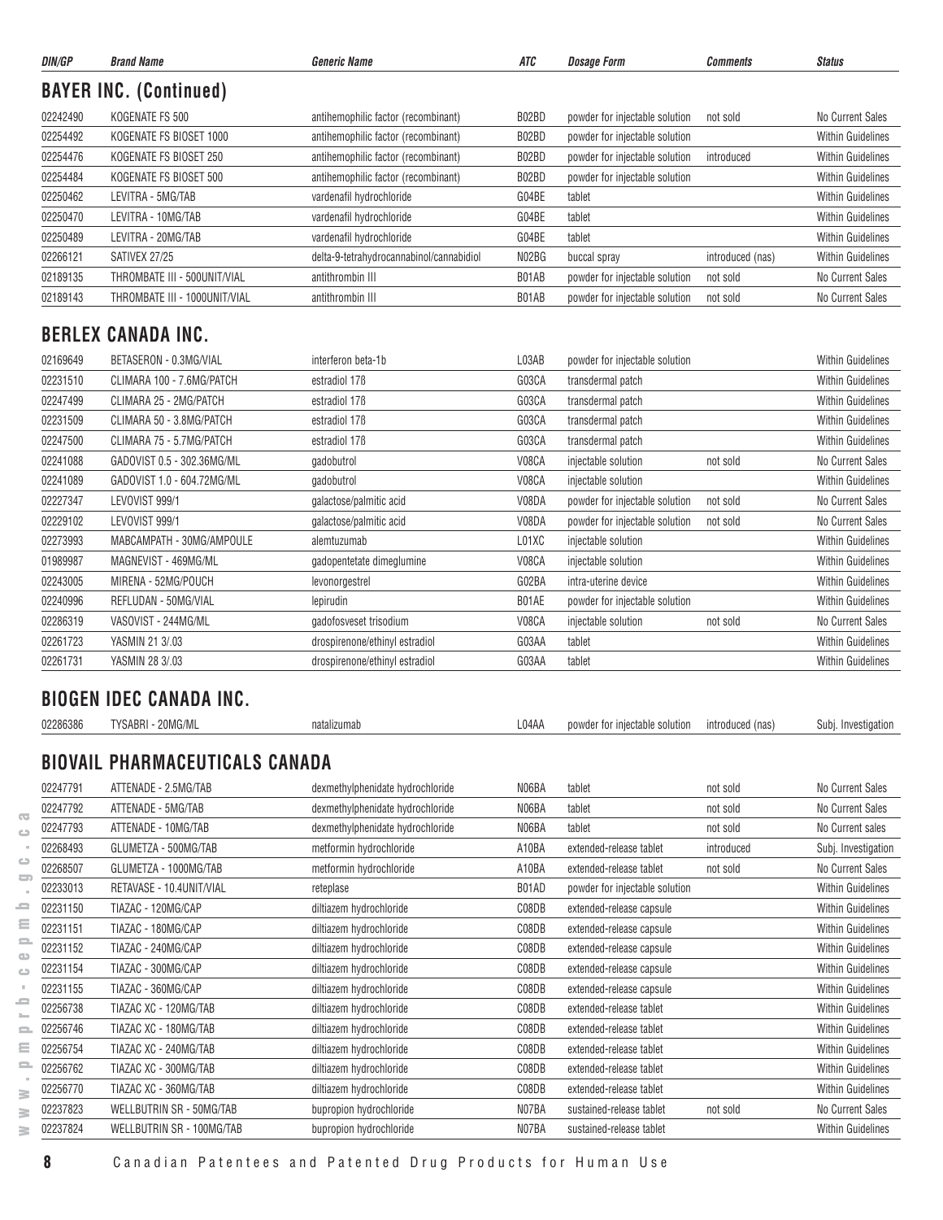| DIN/GP | Brand Name | Generic Name | ATC | Dosage Form | Comments | Status |
|---|---|---|---|---|---|---|

## BAYER INC. (Continued)

| DIN/GP | Brand Name | Generic Name | ATC | Dosage Form | Comments | Status |
|---|---|---|---|---|---|---|
| 02242490 | KOGENATE FS 500 | antihemophilic factor (recombinant) | B02BD | powder for injectable solution | not sold | No Current Sales |
| 02254492 | KOGENATE FS BIOSET 1000 | antihemophilic factor (recombinant) | B02BD | powder for injectable solution | | Within Guidelines |
| 02254476 | KOGENATE FS BIOSET 250 | antihemophilic factor (recombinant) | B02BD | powder for injectable solution | introduced | Within Guidelines |
| 02254484 | KOGENATE FS BIOSET 500 | antihemophilic factor (recombinant) | B02BD | powder for injectable solution | | Within Guidelines |
| 02250462 | LEVITRA - 5MG/TAB | vardenafil hydrochloride | G04BE | tablet | | Within Guidelines |
| 02250470 | LEVITRA - 10MG/TAB | vardenafil hydrochloride | G04BE | tablet | | Within Guidelines |
| 02250489 | LEVITRA - 20MG/TAB | vardenafil hydrochloride | G04BE | tablet | | Within Guidelines |
| 02266121 | SATIVEX 27/25 | delta-9-tetrahydrocannabinol/cannabidiol | N02BG | buccal spray | introduced (nas) | Within Guidelines |
| 02189135 | THROMBATE III - 500UNIT/VIAL | antithrombin III | B01AB | powder for injectable solution | not sold | No Current Sales |
| 02189143 | THROMBATE III - 1000UNIT/VIAL | antithrombin III | B01AB | powder for injectable solution | not sold | No Current Sales |

## BERLEX CANADA INC.

| DIN/GP | Brand Name | Generic Name | ATC | Dosage Form | Comments | Status |
|---|---|---|---|---|---|---|
| 02169649 | BETASERON - 0.3MG/VIAL | interferon beta-1b | L03AB | powder for injectable solution | | Within Guidelines |
| 02231510 | CLIMARA 100 - 7.6MG/PATCH | estradiol 17ß | G03CA | transdermal patch | | Within Guidelines |
| 02247499 | CLIMARA 25 - 2MG/PATCH | estradiol 17ß | G03CA | transdermal patch | | Within Guidelines |
| 02231509 | CLIMARA 50 - 3.8MG/PATCH | estradiol 17ß | G03CA | transdermal patch | | Within Guidelines |
| 02247500 | CLIMARA 75 - 5.7MG/PATCH | estradiol 17ß | G03CA | transdermal patch | | Within Guidelines |
| 02241088 | GADOVIST 0.5 - 302.36MG/ML | gadobutrol | V08CA | injectable solution | not sold | No Current Sales |
| 02241089 | GADOVIST 1.0 - 604.72MG/ML | gadobutrol | V08CA | injectable solution | | Within Guidelines |
| 02227347 | LEVOVIST 999/1 | galactose/palmitic acid | V08DA | powder for injectable solution | not sold | No Current Sales |
| 02229102 | LEVOVIST 999/1 | galactose/palmitic acid | V08DA | powder for injectable solution | not sold | No Current Sales |
| 02273993 | MABCAMPATH - 30MG/AMPOULE | alemtuzumab | L01XC | injectable solution | | Within Guidelines |
| 01989987 | MAGNEVIST - 469MG/ML | gadopentetate dimeglumine | V08CA | injectable solution | | Within Guidelines |
| 02243005 | MIRENA - 52MG/POUCH | levonorgestrel | G02BA | intra-uterine device | | Within Guidelines |
| 02240996 | REFLUDAN - 50MG/VIAL | lepirudin | B01AE | powder for injectable solution | | Within Guidelines |
| 02286319 | VASOVIST - 244MG/ML | gadofosveset trisodium | V08CA | injectable solution | not sold | No Current Sales |
| 02261723 | YASMIN 21 3/.03 | drospirenone/ethinyl estradiol | G03AA | tablet | | Within Guidelines |
| 02261731 | YASMIN 28 3/.03 | drospirenone/ethinyl estradiol | G03AA | tablet | | Within Guidelines |

## BIOGEN IDEC CANADA INC.

| DIN/GP | Brand Name | Generic Name | ATC | Dosage Form | Comments | Status |
|---|---|---|---|---|---|---|
| 02286386 | TYSABRI - 20MG/ML | natalizumab | L04AA | powder for injectable solution | introduced (nas) | Subj. Investigation |

## BIOVAIL PHARMACEUTICALS CANADA

| DIN/GP | Brand Name | Generic Name | ATC | Dosage Form | Comments | Status |
|---|---|---|---|---|---|---|
| 02247791 | ATTENADE - 2.5MG/TAB | dexmethylphenidate hydrochloride | N06BA | tablet | not sold | No Current Sales |
| 02247792 | ATTENADE - 5MG/TAB | dexmethylphenidate hydrochloride | N06BA | tablet | not sold | No Current Sales |
| 02247793 | ATTENADE - 10MG/TAB | dexmethylphenidate hydrochloride | N06BA | tablet | not sold | No Current sales |
| 02268493 | GLUMETZA - 500MG/TAB | metformin hydrochloride | A10BA | extended-release tablet | introduced | Subj. Investigation |
| 02268507 | GLUMETZA - 1000MG/TAB | metformin hydrochloride | A10BA | extended-release tablet | not sold | No Current Sales |
| 02233013 | RETAVASE - 10.4UNIT/VIAL | reteplase | B01AD | powder for injectable solution | | Within Guidelines |
| 02231150 | TIAZAC - 120MG/CAP | diltiazem hydrochloride | C08DB | extended-release capsule | | Within Guidelines |
| 02231151 | TIAZAC - 180MG/CAP | diltiazem hydrochloride | C08DB | extended-release capsule | | Within Guidelines |
| 02231152 | TIAZAC - 240MG/CAP | diltiazem hydrochloride | C08DB | extended-release capsule | | Within Guidelines |
| 02231154 | TIAZAC - 300MG/CAP | diltiazem hydrochloride | C08DB | extended-release capsule | | Within Guidelines |
| 02231155 | TIAZAC - 360MG/CAP | diltiazem hydrochloride | C08DB | extended-release capsule | | Within Guidelines |
| 02256738 | TIAZAC XC - 120MG/TAB | diltiazem hydrochloride | C08DB | extended-release tablet | | Within Guidelines |
| 02256746 | TIAZAC XC - 180MG/TAB | diltiazem hydrochloride | C08DB | extended-release tablet | | Within Guidelines |
| 02256754 | TIAZAC XC - 240MG/TAB | diltiazem hydrochloride | C08DB | extended-release tablet | | Within Guidelines |
| 02256762 | TIAZAC XC - 300MG/TAB | diltiazem hydrochloride | C08DB | extended-release tablet | | Within Guidelines |
| 02256770 | TIAZAC XC - 360MG/TAB | diltiazem hydrochloride | C08DB | extended-release tablet | | Within Guidelines |
| 02237823 | WELLBUTRIN SR - 50MG/TAB | bupropion hydrochloride | N07BA | sustained-release tablet | not sold | No Current Sales |
| 02237824 | WELLBUTRIN SR - 100MG/TAB | bupropion hydrochloride | N07BA | sustained-release tablet | | Within Guidelines |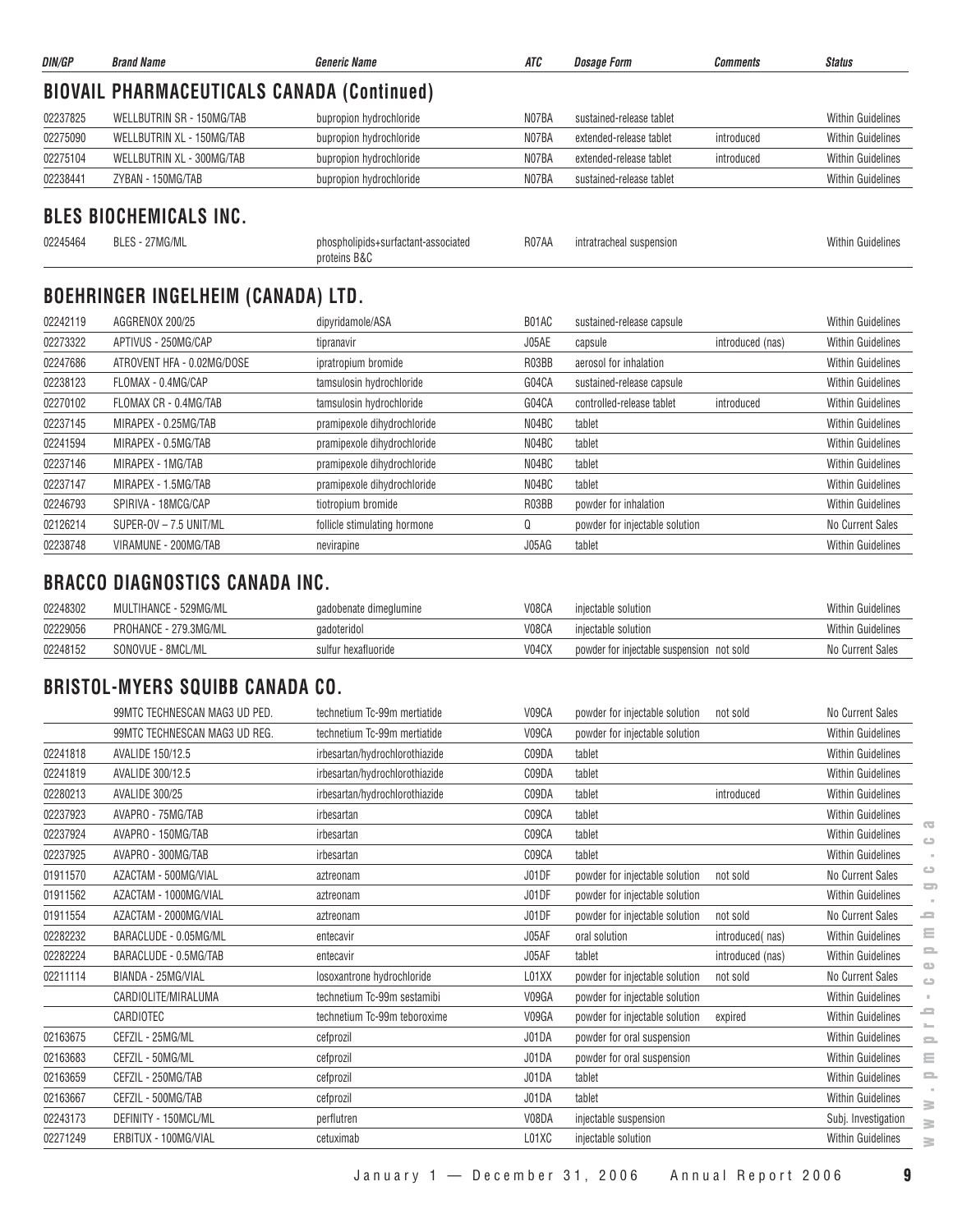## BIOVAIL PHARMACEUTICALS CANADA (Continued)

| DIN/GP | Brand Name | Generic Name | ATC | Dosage Form | Comments | Status |
|---|---|---|---|---|---|---|
| 02237825 | WELLBUTRIN SR - 150MG/TAB | bupropion hydrochloride | N07BA | sustained-release tablet | | Within Guidelines |
| 02275090 | WELLBUTRIN XL - 150MG/TAB | bupropion hydrochloride | N07BA | extended-release tablet | introduced | Within Guidelines |
| 02275104 | WELLBUTRIN XL - 300MG/TAB | bupropion hydrochloride | N07BA | extended-release tablet | introduced | Within Guidelines |
| 02238441 | ZYBAN - 150MG/TAB | bupropion hydrochloride | N07BA | sustained-release tablet | | Within Guidelines |

## BLES BIOCHEMICALS INC.

| DIN/GP | Brand Name | Generic Name | ATC | Dosage Form | Comments | Status |
|---|---|---|---|---|---|---|
| 02245464 | BLES - 27MG/ML | phospholipids+surfactant-associated proteins B&C | R07AA | intratracheal suspension | | Within Guidelines |

## BOEHRINGER INGELHEIM (CANADA) LTD.

| DIN/GP | Brand Name | Generic Name | ATC | Dosage Form | Comments | Status |
|---|---|---|---|---|---|---|
| 02242119 | AGGRENOX 200/25 | dipyridamole/ASA | B01AC | sustained-release capsule | | Within Guidelines |
| 02273322 | APTIVUS - 250MG/CAP | tipranavir | J05AE | capsule | introduced (nas) | Within Guidelines |
| 02247686 | ATROVENT HFA - 0.02MG/DOSE | ipratropium bromide | R03BB | aerosol for inhalation | | Within Guidelines |
| 02238123 | FLOMAX - 0.4MG/CAP | tamsulosin hydrochloride | G04CA | sustained-release capsule | | Within Guidelines |
| 02270102 | FLOMAX CR - 0.4MG/TAB | tamsulosin hydrochloride | G04CA | controlled-release tablet | introduced | Within Guidelines |
| 02237145 | MIRAPEX - 0.25MG/TAB | pramipexole dihydrochloride | N04BC | tablet | | Within Guidelines |
| 02241594 | MIRAPEX - 0.5MG/TAB | pramipexole dihydrochloride | N04BC | tablet | | Within Guidelines |
| 02237146 | MIRAPEX - 1MG/TAB | pramipexole dihydrochloride | N04BC | tablet | | Within Guidelines |
| 02237147 | MIRAPEX - 1.5MG/TAB | pramipexole dihydrochloride | N04BC | tablet | | Within Guidelines |
| 02246793 | SPIRIVA - 18MCG/CAP | tiotropium bromide | R03BB | powder for inhalation | | Within Guidelines |
| 02126214 | SUPER-OV – 7.5 UNIT/ML | follicle stimulating hormone | Q | powder for injectable solution | | No Current Sales |
| 02238748 | VIRAMUNE - 200MG/TAB | nevirapine | J05AG | tablet | | Within Guidelines |

## BRACCO DIAGNOSTICS CANADA INC.

| DIN/GP | Brand Name | Generic Name | ATC | Dosage Form | Comments | Status |
|---|---|---|---|---|---|---|
| 02248302 | MULTIHANCE - 529MG/ML | gadobenate dimeglumine | V08CA | injectable solution | | Within Guidelines |
| 02229056 | PROHANCE - 279.3MG/ML | gadoteridol | V08CA | injectable solution | | Within Guidelines |
| 02248152 | SONOVUE - 8MCL/ML | sulfur hexafluoride | V04CX | powder for injectable suspension | not sold | No Current Sales |

## BRISTOL-MYERS SQUIBB CANADA CO.

| DIN/GP | Brand Name | Generic Name | ATC | Dosage Form | Comments | Status |
|---|---|---|---|---|---|---|
| | 99MTC TECHNESCAN MAG3 UD PED. | technetium Tc-99m mertiatide | V09CA | powder for injectable solution | not sold | No Current Sales |
| | 99MTC TECHNESCAN MAG3 UD REG. | technetium Tc-99m mertiatide | V09CA | powder for injectable solution | | Within Guidelines |
| 02241818 | AVALIDE 150/12.5 | irbesartan/hydrochlorothiazide | C09DA | tablet | | Within Guidelines |
| 02241819 | AVALIDE 300/12.5 | irbesartan/hydrochlorothiazide | C09DA | tablet | | Within Guidelines |
| 02280213 | AVALIDE 300/25 | irbesartan/hydrochlorothiazide | C09DA | tablet | introduced | Within Guidelines |
| 02237923 | AVAPRO - 75MG/TAB | irbesartan | C09CA | tablet | | Within Guidelines |
| 02237924 | AVAPRO - 150MG/TAB | irbesartan | C09CA | tablet | | Within Guidelines |
| 02237925 | AVAPRO - 300MG/TAB | irbesartan | C09CA | tablet | | Within Guidelines |
| 01911570 | AZACTAM - 500MG/VIAL | aztreonam | J01DF | powder for injectable solution | not sold | No Current Sales |
| 01911562 | AZACTAM - 1000MG/VIAL | aztreonam | J01DF | powder for injectable solution | | Within Guidelines |
| 01911554 | AZACTAM - 2000MG/VIAL | aztreonam | J01DF | powder for injectable solution | not sold | No Current Sales |
| 02282232 | BARACLUDE - 0.05MG/ML | entecavir | J05AF | oral solution | introduced( nas) | Within Guidelines |
| 02282224 | BARACLUDE - 0.5MG/TAB | entecavir | J05AF | tablet | introduced (nas) | Within Guidelines |
| 02211114 | BIANDA - 25MG/VIAL | losoxantrone hydrochloride | L01XX | powder for injectable solution | not sold | No Current Sales |
| | CARDIOLITE/MIRALUMA | technetium Tc-99m sestamibi | V09GA | powder for injectable solution | | Within Guidelines |
| | CARDIOTEC | technetium Tc-99m teboroxime | V09GA | powder for injectable solution | expired | Within Guidelines |
| 02163675 | CEFZIL - 25MG/ML | cefprozil | J01DA | powder for oral suspension | | Within Guidelines |
| 02163683 | CEFZIL - 50MG/ML | cefprozil | J01DA | powder for oral suspension | | Within Guidelines |
| 02163659 | CEFZIL - 250MG/TAB | cefprozil | J01DA | tablet | | Within Guidelines |
| 02163667 | CEFZIL - 500MG/TAB | cefprozil | J01DA | tablet | | Within Guidelines |
| 02243173 | DEFINITY - 150MCL/ML | perflutren | V08DA | injectable suspension | | Subj. Investigation |
| 02271249 | ERBITUX - 100MG/VIAL | cetuximab | L01XC | injectable solution | | Within Guidelines |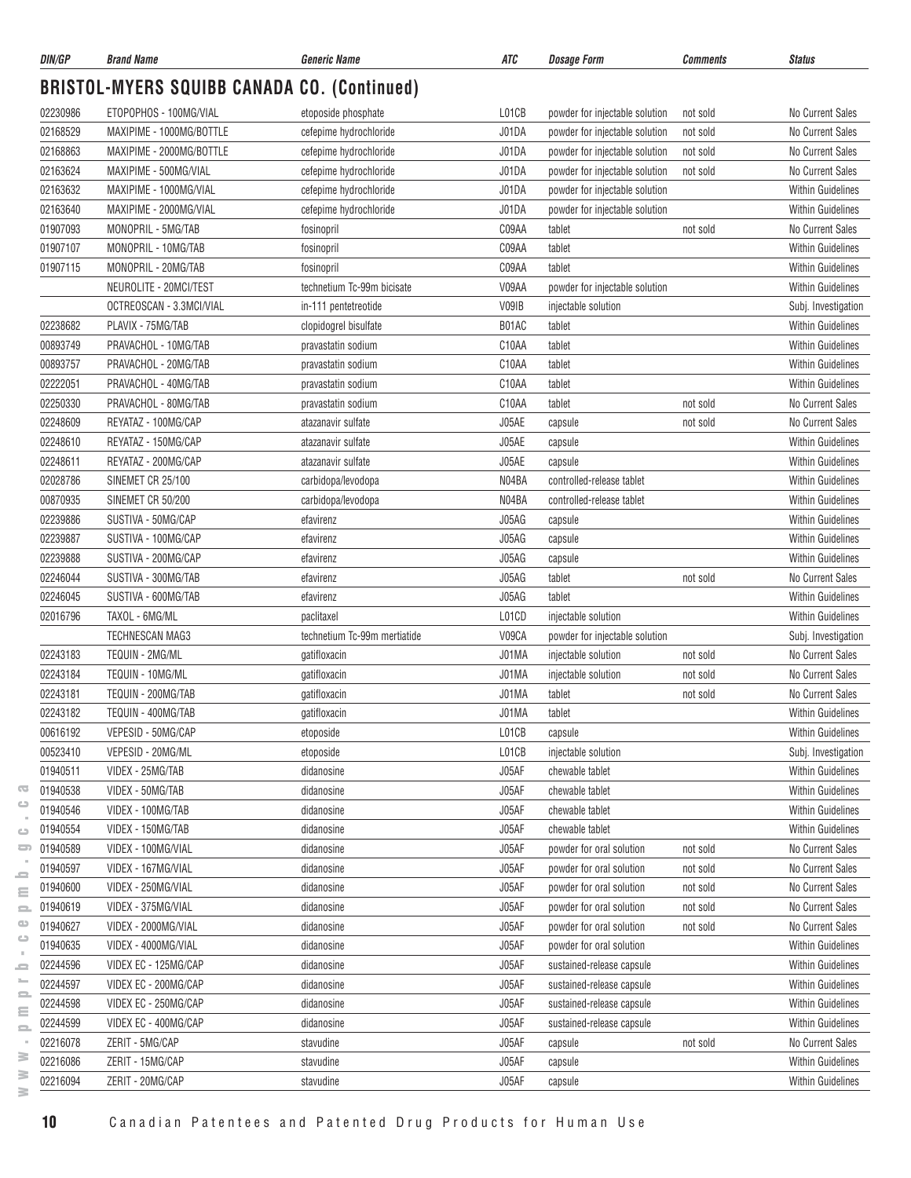## BRISTOL-MYERS SQUIBB CANADA CO. (Continued)

| DIN/GP | Brand Name | Generic Name | ATC | Dosage Form | Comments | Status |
|---|---|---|---|---|---|---|
| 02230986 | ETOPOPHOS - 100MG/VIAL | etoposide phosphate | L01CB | powder for injectable solution | not sold | No Current Sales |
| 02168529 | MAXIPIME - 1000MG/BOTTLE | cefepime hydrochloride | J01DA | powder for injectable solution | not sold | No Current Sales |
| 02168863 | MAXIPIME - 2000MG/BOTTLE | cefepime hydrochloride | J01DA | powder for injectable solution | not sold | No Current Sales |
| 02163624 | MAXIPIME - 500MG/VIAL | cefepime hydrochloride | J01DA | powder for injectable solution | not sold | No Current Sales |
| 02163632 | MAXIPIME - 1000MG/VIAL | cefepime hydrochloride | J01DA | powder for injectable solution | | Within Guidelines |
| 02163640 | MAXIPIME - 2000MG/VIAL | cefepime hydrochloride | J01DA | powder for injectable solution | | Within Guidelines |
| 01907093 | MONOPRIL - 5MG/TAB | fosinopril | C09AA | tablet | not sold | No Current Sales |
| 01907107 | MONOPRIL - 10MG/TAB | fosinopril | C09AA | tablet | | Within Guidelines |
| 01907115 | MONOPRIL - 20MG/TAB | fosinopril | C09AA | tablet | | Within Guidelines |
| | NEUROLITE - 20MCI/TEST | technetium Tc-99m bicisate | V09AA | powder for injectable solution | | Within Guidelines |
| | OCTREOSCAN - 3.3MCI/VIAL | in-111 pentetreotide | V09IB | injectable solution | | Subj. Investigation |
| 02238682 | PLAVIX - 75MG/TAB | clopidogrel bisulfate | B01AC | tablet | | Within Guidelines |
| 00893749 | PRAVACHOL - 10MG/TAB | pravastatin sodium | C10AA | tablet | | Within Guidelines |
| 00893757 | PRAVACHOL - 20MG/TAB | pravastatin sodium | C10AA | tablet | | Within Guidelines |
| 02222051 | PRAVACHOL - 40MG/TAB | pravastatin sodium | C10AA | tablet | | Within Guidelines |
| 02250330 | PRAVACHOL - 80MG/TAB | pravastatin sodium | C10AA | tablet | not sold | No Current Sales |
| 02248609 | REYATAZ - 100MG/CAP | atazanavir sulfate | J05AE | capsule | not sold | No Current Sales |
| 02248610 | REYATAZ - 150MG/CAP | atazanavir sulfate | J05AE | capsule | | Within Guidelines |
| 02248611 | REYATAZ - 200MG/CAP | atazanavir sulfate | J05AE | capsule | | Within Guidelines |
| 02028786 | SINEMET CR 25/100 | carbidopa/levodopa | N04BA | controlled-release tablet | | Within Guidelines |
| 00870935 | SINEMET CR 50/200 | carbidopa/levodopa | N04BA | controlled-release tablet | | Within Guidelines |
| 02239886 | SUSTIVA - 50MG/CAP | efavirenz | J05AG | capsule | | Within Guidelines |
| 02239887 | SUSTIVA - 100MG/CAP | efavirenz | J05AG | capsule | | Within Guidelines |
| 02239888 | SUSTIVA - 200MG/CAP | efavirenz | J05AG | capsule | | Within Guidelines |
| 02246044 | SUSTIVA - 300MG/TAB | efavirenz | J05AG | tablet | not sold | No Current Sales |
| 02246045 | SUSTIVA - 600MG/TAB | efavirenz | J05AG | tablet | | Within Guidelines |
| 02016796 | TAXOL - 6MG/ML | paclitaxel | L01CD | injectable solution | | Within Guidelines |
| | TECHNESCAN MAG3 | technetium Tc-99m mertiatide | V09CA | powder for injectable solution | | Subj. Investigation |
| 02243183 | TEQUIN - 2MG/ML | gatifloxacin | J01MA | injectable solution | not sold | No Current Sales |
| 02243184 | TEQUIN - 10MG/ML | gatifloxacin | J01MA | injectable solution | not sold | No Current Sales |
| 02243181 | TEQUIN - 200MG/TAB | gatifloxacin | J01MA | tablet | not sold | No Current Sales |
| 02243182 | TEQUIN - 400MG/TAB | gatifloxacin | J01MA | tablet | | Within Guidelines |
| 00616192 | VEPESID - 50MG/CAP | etoposide | L01CB | capsule | | Within Guidelines |
| 00523410 | VEPESID - 20MG/ML | etoposide | L01CB | injectable solution | | Subj. Investigation |
| 01940511 | VIDEX - 25MG/TAB | didanosine | J05AF | chewable tablet | | Within Guidelines |
| 01940538 | VIDEX - 50MG/TAB | didanosine | J05AF | chewable tablet | | Within Guidelines |
| 01940546 | VIDEX - 100MG/TAB | didanosine | J05AF | chewable tablet | | Within Guidelines |
| 01940554 | VIDEX - 150MG/TAB | didanosine | J05AF | chewable tablet | | Within Guidelines |
| 01940589 | VIDEX - 100MG/VIAL | didanosine | J05AF | powder for oral solution | not sold | No Current Sales |
| 01940597 | VIDEX - 167MG/VIAL | didanosine | J05AF | powder for oral solution | not sold | No Current Sales |
| 01940600 | VIDEX - 250MG/VIAL | didanosine | J05AF | powder for oral solution | not sold | No Current Sales |
| 01940619 | VIDEX - 375MG/VIAL | didanosine | J05AF | powder for oral solution | not sold | No Current Sales |
| 01940627 | VIDEX - 2000MG/VIAL | didanosine | J05AF | powder for oral solution | not sold | No Current Sales |
| 01940635 | VIDEX - 4000MG/VIAL | didanosine | J05AF | powder for oral solution | | Within Guidelines |
| 02244596 | VIDEX EC - 125MG/CAP | didanosine | J05AF | sustained-release capsule | | Within Guidelines |
| 02244597 | VIDEX EC - 200MG/CAP | didanosine | J05AF | sustained-release capsule | | Within Guidelines |
| 02244598 | VIDEX EC - 250MG/CAP | didanosine | J05AF | sustained-release capsule | | Within Guidelines |
| 02244599 | VIDEX EC - 400MG/CAP | didanosine | J05AF | sustained-release capsule | | Within Guidelines |
| 02216078 | ZERIT - 5MG/CAP | stavudine | J05AF | capsule | not sold | No Current Sales |
| 02216086 | ZERIT - 15MG/CAP | stavudine | J05AF | capsule | | Within Guidelines |
| 02216094 | ZERIT - 20MG/CAP | stavudine | J05AF | capsule | | Within Guidelines |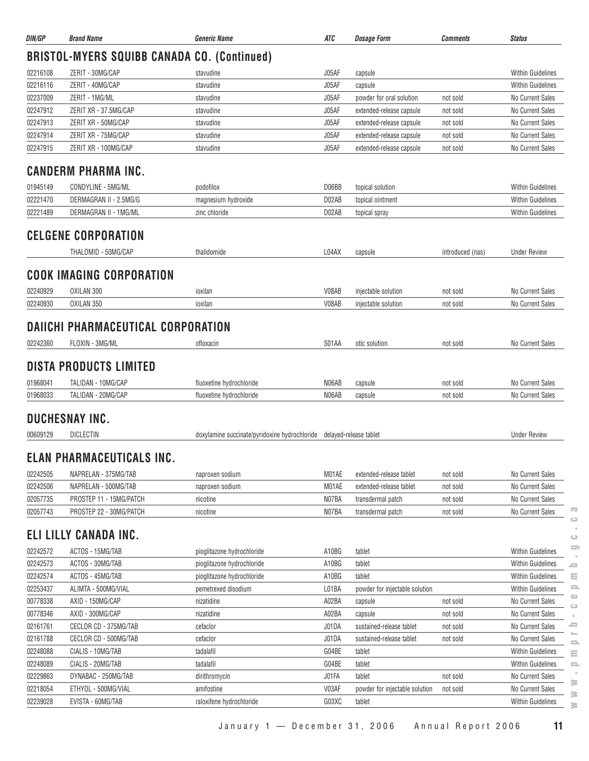| DIN/GP | Brand Name | Generic Name | ATC | Dosage Form | Comments | Status |
|---|---|---|---|---|---|---|

## BRISTOL-MYERS SQUIBB CANADA CO. (Continued)

| DIN/GP | Brand Name | Generic Name | ATC | Dosage Form | Comments | Status |
|---|---|---|---|---|---|---|
| 02216108 | ZERIT - 30MG/CAP | stavudine | J05AF | capsule | | Within Guidelines |
| 02216116 | ZERIT - 40MG/CAP | stavudine | J05AF | capsule | | Within Guidelines |
| 02237009 | ZERIT - 1MG/ML | stavudine | J05AF | powder for oral solution | not sold | No Current Sales |
| 02247912 | ZERIT XR - 37.5MG/CAP | stavudine | J05AF | extended-release capsule | not sold | No Current Sales |
| 02247913 | ZERIT XR - 50MG/CAP | stavudine | J05AF | extended-release capsule | not sold | No Current Sales |
| 02247914 | ZERIT XR - 75MG/CAP | stavudine | J05AF | extended-release capsule | not sold | No Current Sales |
| 02247915 | ZERIT XR - 100MG/CAP | stavudine | J05AF | extended-release capsule | not sold | No Current Sales |

## CANDERM PHARMA INC.

| DIN/GP | Brand Name | Generic Name | ATC | Dosage Form | Comments | Status |
|---|---|---|---|---|---|---|
| 01945149 | CONDYLINE - 5MG/ML | podofilox | D06BB | topical solution | | Within Guidelines |
| 02221470 | DERMAGRAN II - 2.5MG/G | magnesium hydroxide | D02AB | topical ointment | | Within Guidelines |
| 02221489 | DERMAGRAN II - 1MG/ML | zinc chloride | D02AB | topical spray | | Within Guidelines |

## CELGENE CORPORATION

| DIN/GP | Brand Name | Generic Name | ATC | Dosage Form | Comments | Status |
|---|---|---|---|---|---|---|
| | THALOMID - 50MG/CAP | thalidomide | L04AX | capsule | introduced (nas) | Under Review |

## COOK IMAGING CORPORATION

| DIN/GP | Brand Name | Generic Name | ATC | Dosage Form | Comments | Status |
|---|---|---|---|---|---|---|
| 02240929 | OXILAN 300 | ioxilan | V08AB | injectable solution | not sold | No Current Sales |
| 02240930 | OXILAN 350 | ioxilan | V08AB | injectable solution | not sold | No Current Sales |

## DAIICHI PHARMACEUTICAL CORPORATION

| DIN/GP | Brand Name | Generic Name | ATC | Dosage Form | Comments | Status |
|---|---|---|---|---|---|---|
| 02242360 | FLOXIN - 3MG/ML | ofloxacin | S01AA | otic solution | not sold | No Current Sales |

## DISTA PRODUCTS LIMITED

| DIN/GP | Brand Name | Generic Name | ATC | Dosage Form | Comments | Status |
|---|---|---|---|---|---|---|
| 01968041 | TALIDAN - 10MG/CAP | fluoxetine hydrochloride | N06AB | capsule | not sold | No Current Sales |
| 01968033 | TALIDAN - 20MG/CAP | fluoxetine hydrochloride | N06AB | capsule | not sold | No Current Sales |

## DUCHESNAY INC.

| DIN/GP | Brand Name | Generic Name | ATC | Dosage Form | Comments | Status |
|---|---|---|---|---|---|---|
| 00609129 | DICLECTIN | doxylamine succinate/pyridoxine hydrochloride | | delayed-release tablet | | Under Review |

## ELAN PHARMACEUTICALS INC.

| DIN/GP | Brand Name | Generic Name | ATC | Dosage Form | Comments | Status |
|---|---|---|---|---|---|---|
| 02242505 | NAPRELAN - 375MG/TAB | naproxen sodium | M01AE | extended-release tablet | not sold | No Current Sales |
| 02242506 | NAPRELAN - 500MG/TAB | naproxen sodium | M01AE | extended-release tablet | not sold | No Current Sales |
| 02057735 | PROSTEP 11 - 15MG/PATCH | nicotine | N07BA | transdermal patch | not sold | No Current Sales |
| 02057743 | PROSTEP 22 - 30MG/PATCH | nicotine | N07BA | transdermal patch | not sold | No Current Sales |

## ELI LILLY CANADA INC.

| DIN/GP | Brand Name | Generic Name | ATC | Dosage Form | Comments | Status |
|---|---|---|---|---|---|---|
| 02242572 | ACTOS - 15MG/TAB | pioglitazone hydrochloride | A10BG | tablet | | Within Guidelines |
| 02242573 | ACTOS - 30MG/TAB | pioglitazone hydrochloride | A10BG | tablet | | Within Guidelines |
| 02242574 | ACTOS - 45MG/TAB | pioglitazone hydrochloride | A10BG | tablet | | Within Guidelines |
| 02253437 | ALIMTA - 500MG/VIAL | pemetrexed disodium | L01BA | powder for injectable solution | | Within Guidelines |
| 00778338 | AXID - 150MG/CAP | nizatidine | A02BA | capsule | not sold | No Current Sales |
| 00778346 | AXID - 300MG/CAP | nizatidine | A02BA | capsule | not sold | No Current Sales |
| 02161761 | CECLOR CD - 375MG/TAB | cefaclor | J01DA | sustained-release tablet | not sold | No Current Sales |
| 02161788 | CECLOR CD - 500MG/TAB | cefaclor | J01DA | sustained-release tablet | not sold | No Current Sales |
| 02248088 | CIALIS - 10MG/TAB | tadalafil | G04BE | tablet | | Within Guidelines |
| 02248089 | CIALIS - 20MG/TAB | tadalafil | G04BE | tablet | | Within Guidelines |
| 02229863 | DYNABAC - 250MG/TAB | dirithromycin | J01FA | tablet | not sold | No Current Sales |
| 02218054 | ETHYOL - 500MG/VIAL | amifostine | V03AF | powder for injectable solution | not sold | No Current Sales |
| 02239028 | EVISTA - 60MG/TAB | raloxifene hydrochloride | G03XC | tablet | | Within Guidelines |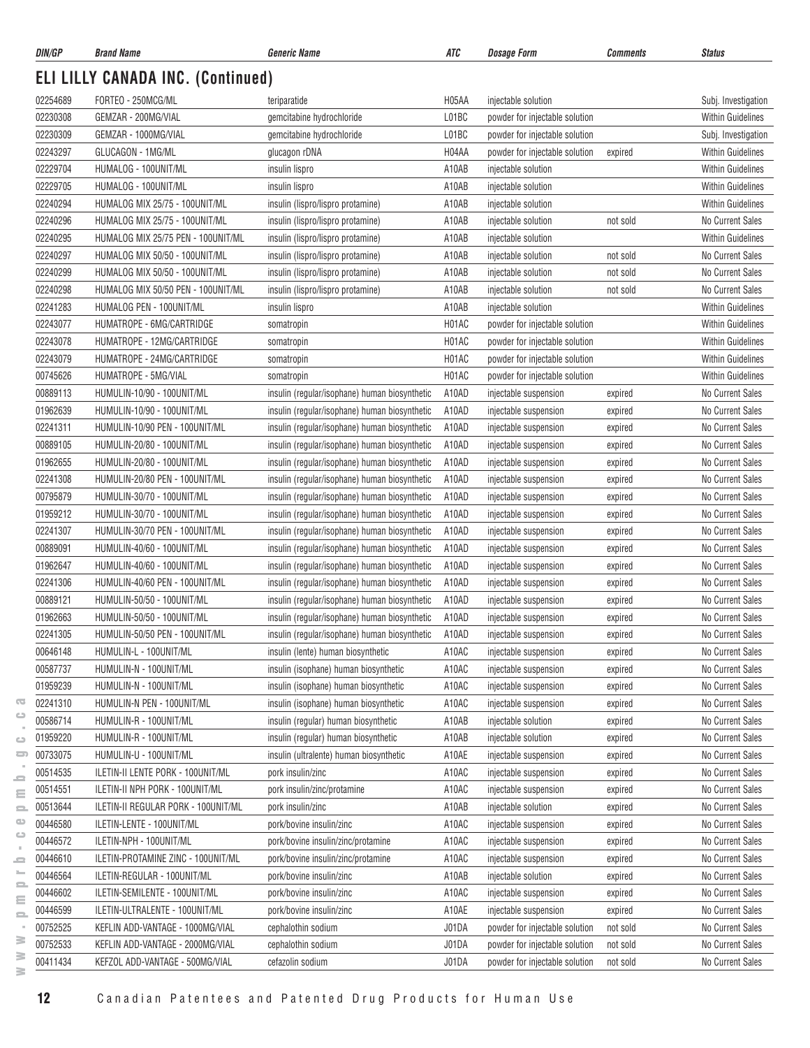## ELI LILLY CANADA INC. (Continued)

| DIN/GP | Brand Name | Generic Name | ATC | Dosage Form | Comments | Status |
|---|---|---|---|---|---|---|
| 02254689 | FORTEO - 250MCG/ML | teriparatide | H05AA | injectable solution | | Subj. Investigation |
| 02230308 | GEMZAR - 200MG/VIAL | gemcitabine hydrochloride | L01BC | powder for injectable solution | | Within Guidelines |
| 02230309 | GEMZAR - 1000MG/VIAL | gemcitabine hydrochloride | L01BC | powder for injectable solution | | Subj. Investigation |
| 02243297 | GLUCAGON - 1MG/ML | glucagon rDNA | H04AA | powder for injectable solution | expired | Within Guidelines |
| 02229704 | HUMALOG - 100UNIT/ML | insulin lispro | A10AB | injectable solution | | Within Guidelines |
| 02229705 | HUMALOG - 100UNIT/ML | insulin lispro | A10AB | injectable solution | | Within Guidelines |
| 02240294 | HUMALOG MIX 25/75 - 100UNIT/ML | insulin (lispro/lispro protamine) | A10AB | injectable solution | | Within Guidelines |
| 02240296 | HUMALOG MIX 25/75 - 100UNIT/ML | insulin (lispro/lispro protamine) | A10AB | injectable solution | not sold | No Current Sales |
| 02240295 | HUMALOG MIX 25/75 PEN - 100UNIT/ML | insulin (lispro/lispro protamine) | A10AB | injectable solution | | Within Guidelines |
| 02240297 | HUMALOG MIX 50/50 - 100UNIT/ML | insulin (lispro/lispro protamine) | A10AB | injectable solution | not sold | No Current Sales |
| 02240299 | HUMALOG MIX 50/50 - 100UNIT/ML | insulin (lispro/lispro protamine) | A10AB | injectable solution | not sold | No Current Sales |
| 02240298 | HUMALOG MIX 50/50 PEN - 100UNIT/ML | insulin (lispro/lispro protamine) | A10AB | injectable solution | not sold | No Current Sales |
| 02241283 | HUMALOG PEN - 100UNIT/ML | insulin lispro | A10AB | injectable solution | | Within Guidelines |
| 02243077 | HUMATROPE - 6MG/CARTRIDGE | somatropin | H01AC | powder for injectable solution | | Within Guidelines |
| 02243078 | HUMATROPE - 12MG/CARTRIDGE | somatropin | H01AC | powder for injectable solution | | Within Guidelines |
| 02243079 | HUMATROPE - 24MG/CARTRIDGE | somatropin | H01AC | powder for injectable solution | | Within Guidelines |
| 00745626 | HUMATROPE - 5MG/VIAL | somatropin | H01AC | powder for injectable solution | | Within Guidelines |
| 00889113 | HUMULIN-10/90 - 100UNIT/ML | insulin (regular/isophane) human biosynthetic | A10AD | injectable suspension | expired | No Current Sales |
| 01962639 | HUMULIN-10/90 - 100UNIT/ML | insulin (regular/isophane) human biosynthetic | A10AD | injectable suspension | expired | No Current Sales |
| 02241311 | HUMULIN-10/90 PEN - 100UNIT/ML | insulin (regular/isophane) human biosynthetic | A10AD | injectable suspension | expired | No Current Sales |
| 00889105 | HUMULIN-20/80 - 100UNIT/ML | insulin (regular/isophane) human biosynthetic | A10AD | injectable suspension | expired | No Current Sales |
| 01962655 | HUMULIN-20/80 - 100UNIT/ML | insulin (regular/isophane) human biosynthetic | A10AD | injectable suspension | expired | No Current Sales |
| 02241308 | HUMULIN-20/80 PEN - 100UNIT/ML | insulin (regular/isophane) human biosynthetic | A10AD | injectable suspension | expired | No Current Sales |
| 00795879 | HUMULIN-30/70 - 100UNIT/ML | insulin (regular/isophane) human biosynthetic | A10AD | injectable suspension | expired | No Current Sales |
| 01959212 | HUMULIN-30/70 - 100UNIT/ML | insulin (regular/isophane) human biosynthetic | A10AD | injectable suspension | expired | No Current Sales |
| 02241307 | HUMULIN-30/70 PEN - 100UNIT/ML | insulin (regular/isophane) human biosynthetic | A10AD | injectable suspension | expired | No Current Sales |
| 00889091 | HUMULIN-40/60 - 100UNIT/ML | insulin (regular/isophane) human biosynthetic | A10AD | injectable suspension | expired | No Current Sales |
| 01962647 | HUMULIN-40/60 - 100UNIT/ML | insulin (regular/isophane) human biosynthetic | A10AD | injectable suspension | expired | No Current Sales |
| 02241306 | HUMULIN-40/60 PEN - 100UNIT/ML | insulin (regular/isophane) human biosynthetic | A10AD | injectable suspension | expired | No Current Sales |
| 00889121 | HUMULIN-50/50 - 100UNIT/ML | insulin (regular/isophane) human biosynthetic | A10AD | injectable suspension | expired | No Current Sales |
| 01962663 | HUMULIN-50/50 - 100UNIT/ML | insulin (regular/isophane) human biosynthetic | A10AD | injectable suspension | expired | No Current Sales |
| 02241305 | HUMULIN-50/50 PEN - 100UNIT/ML | insulin (regular/isophane) human biosynthetic | A10AD | injectable suspension | expired | No Current Sales |
| 00646148 | HUMULIN-L - 100UNIT/ML | insulin (lente) human biosynthetic | A10AC | injectable suspension | expired | No Current Sales |
| 00587737 | HUMULIN-N - 100UNIT/ML | insulin (isophane) human biosynthetic | A10AC | injectable suspension | expired | No Current Sales |
| 01959239 | HUMULIN-N - 100UNIT/ML | insulin (isophane) human biosynthetic | A10AC | injectable suspension | expired | No Current Sales |
| 02241310 | HUMULIN-N PEN - 100UNIT/ML | insulin (isophane) human biosynthetic | A10AC | injectable suspension | expired | No Current Sales |
| 00586714 | HUMULIN-R - 100UNIT/ML | insulin (regular) human biosynthetic | A10AB | injectable solution | expired | No Current Sales |
| 01959220 | HUMULIN-R - 100UNIT/ML | insulin (regular) human biosynthetic | A10AB | injectable solution | expired | No Current Sales |
| 00733075 | HUMULIN-U - 100UNIT/ML | insulin (ultralente) human biosynthetic | A10AE | injectable suspension | expired | No Current Sales |
| 00514535 | ILETIN-II LENTE PORK - 100UNIT/ML | pork insulin/zinc | A10AC | injectable suspension | expired | No Current Sales |
| 00514551 | ILETIN-II NPH PORK - 100UNIT/ML | pork insulin/zinc/protamine | A10AC | injectable suspension | expired | No Current Sales |
| 00513644 | ILETIN-II REGULAR PORK - 100UNIT/ML | pork insulin/zinc | A10AB | injectable solution | expired | No Current Sales |
| 00446580 | ILETIN-LENTE - 100UNIT/ML | pork/bovine insulin/zinc | A10AC | injectable suspension | expired | No Current Sales |
| 00446572 | ILETIN-NPH - 100UNIT/ML | pork/bovine insulin/zinc/protamine | A10AC | injectable suspension | expired | No Current Sales |
| 00446610 | ILETIN-PROTAMINE ZINC - 100UNIT/ML | pork/bovine insulin/zinc/protamine | A10AC | injectable suspension | expired | No Current Sales |
| 00446564 | ILETIN-REGULAR - 100UNIT/ML | pork/bovine insulin/zinc | A10AB | injectable solution | expired | No Current Sales |
| 00446602 | ILETIN-SEMILENTE - 100UNIT/ML | pork/bovine insulin/zinc | A10AC | injectable suspension | expired | No Current Sales |
| 00446599 | ILETIN-ULTRALENTE - 100UNIT/ML | pork/bovine insulin/zinc | A10AE | injectable suspension | expired | No Current Sales |
| 00752525 | KEFLIN ADD-VANTAGE - 1000MG/VIAL | cephalothin sodium | J01DA | powder for injectable solution | not sold | No Current Sales |
| 00752533 | KEFLIN ADD-VANTAGE - 2000MG/VIAL | cephalothin sodium | J01DA | powder for injectable solution | not sold | No Current Sales |
| 00411434 | KEFZOL ADD-VANTAGE - 500MG/VIAL | cefazolin sodium | J01DA | powder for injectable solution | not sold | No Current Sales |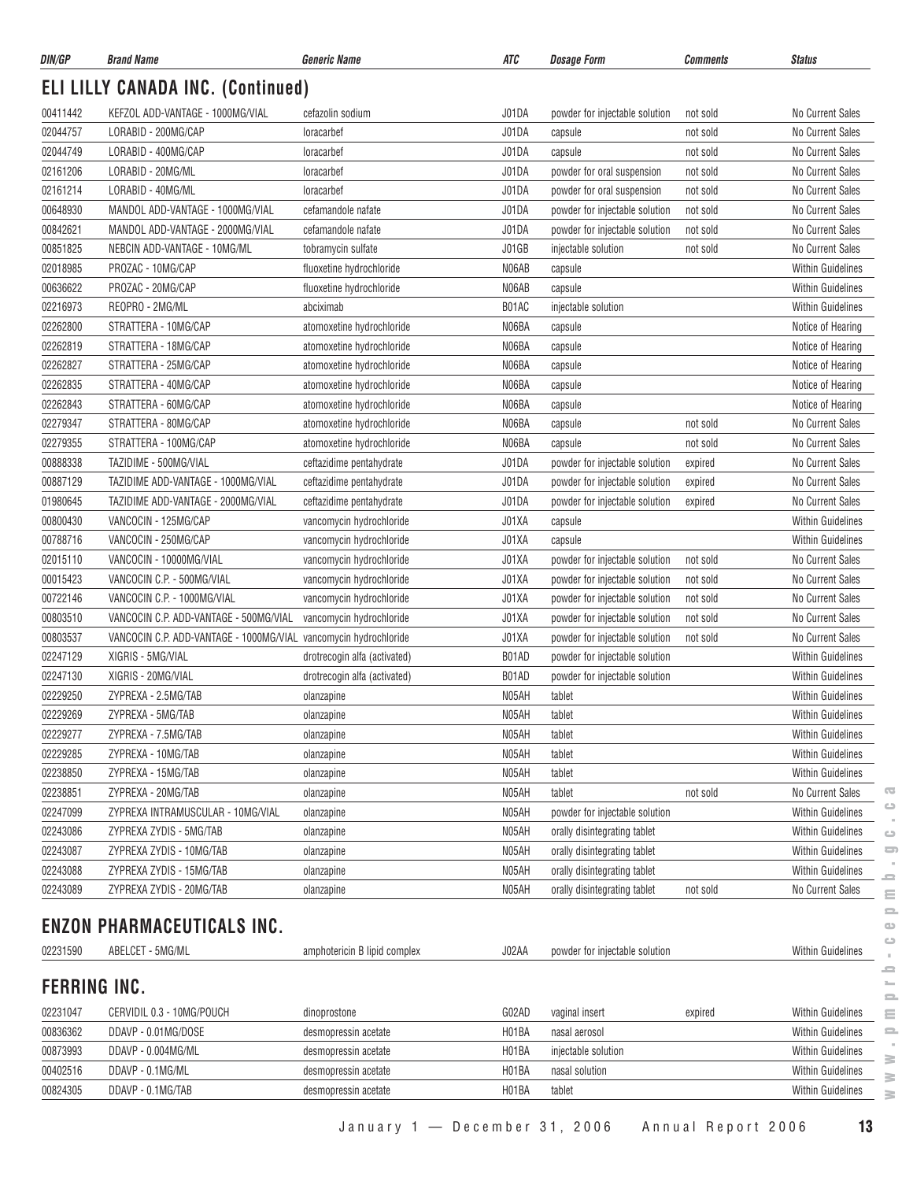| DIN/GP | Brand Name | Generic Name | ATC | Dosage Form | Comments | Status |
|---|---|---|---|---|---|---|

## ELI LILLY CANADA INC. (Continued)

| DIN/GP | Brand Name | Generic Name | ATC | Dosage Form | Comments | Status |
|---|---|---|---|---|---|---|
| 00411442 | KEFZOL ADD-VANTAGE - 1000MG/VIAL | cefazolin sodium | J01DA | powder for injectable solution | not sold | No Current Sales |
| 02044757 | LORABID - 200MG/CAP | loracarbef | J01DA | capsule | not sold | No Current Sales |
| 02044749 | LORABID - 400MG/CAP | loracarbef | J01DA | capsule | not sold | No Current Sales |
| 02161206 | LORABID - 20MG/ML | loracarbef | J01DA | powder for oral suspension | not sold | No Current Sales |
| 02161214 | LORABID - 40MG/ML | loracarbef | J01DA | powder for oral suspension | not sold | No Current Sales |
| 00648930 | MANDOL ADD-VANTAGE - 1000MG/VIAL | cefamandole nafate | J01DA | powder for injectable solution | not sold | No Current Sales |
| 00842621 | MANDOL ADD-VANTAGE - 2000MG/VIAL | cefamandole nafate | J01DA | powder for injectable solution | not sold | No Current Sales |
| 00851825 | NEBCIN ADD-VANTAGE - 10MG/ML | tobramycin sulfate | J01GB | injectable solution | not sold | No Current Sales |
| 02018985 | PROZAC - 10MG/CAP | fluoxetine hydrochloride | N06AB | capsule | | Within Guidelines |
| 00636622 | PROZAC - 20MG/CAP | fluoxetine hydrochloride | N06AB | capsule | | Within Guidelines |
| 02216973 | REOPRO - 2MG/ML | abciximab | B01AC | injectable solution | | Within Guidelines |
| 02262800 | STRATTERA - 10MG/CAP | atomoxetine hydrochloride | N06BA | capsule | | Notice of Hearing |
| 02262819 | STRATTERA - 18MG/CAP | atomoxetine hydrochloride | N06BA | capsule | | Notice of Hearing |
| 02262827 | STRATTERA - 25MG/CAP | atomoxetine hydrochloride | N06BA | capsule | | Notice of Hearing |
| 02262835 | STRATTERA - 40MG/CAP | atomoxetine hydrochloride | N06BA | capsule | | Notice of Hearing |
| 02262843 | STRATTERA - 60MG/CAP | atomoxetine hydrochloride | N06BA | capsule | | Notice of Hearing |
| 02279347 | STRATTERA - 80MG/CAP | atomoxetine hydrochloride | N06BA | capsule | not sold | No Current Sales |
| 02279355 | STRATTERA - 100MG/CAP | atomoxetine hydrochloride | N06BA | capsule | not sold | No Current Sales |
| 00888338 | TAZIDIME - 500MG/VIAL | ceftazidime pentahydrate | J01DA | powder for injectable solution | expired | No Current Sales |
| 00887129 | TAZIDIME ADD-VANTAGE - 1000MG/VIAL | ceftazidime pentahydrate | J01DA | powder for injectable solution | expired | No Current Sales |
| 01980645 | TAZIDIME ADD-VANTAGE - 2000MG/VIAL | ceftazidime pentahydrate | J01DA | powder for injectable solution | expired | No Current Sales |
| 00800430 | VANCOCIN - 125MG/CAP | vancomycin hydrochloride | J01XA | capsule | | Within Guidelines |
| 00788716 | VANCOCIN - 250MG/CAP | vancomycin hydrochloride | J01XA | capsule | | Within Guidelines |
| 02015110 | VANCOCIN - 10000MG/VIAL | vancomycin hydrochloride | J01XA | powder for injectable solution | not sold | No Current Sales |
| 00015423 | VANCOCIN C.P. - 500MG/VIAL | vancomycin hydrochloride | J01XA | powder for injectable solution | not sold | No Current Sales |
| 00722146 | VANCOCIN C.P. - 1000MG/VIAL | vancomycin hydrochloride | J01XA | powder for injectable solution | not sold | No Current Sales |
| 00803510 | VANCOCIN C.P. ADD-VANTAGE - 500MG/VIAL | vancomycin hydrochloride | J01XA | powder for injectable solution | not sold | No Current Sales |
| 00803537 | VANCOCIN C.P. ADD-VANTAGE - 1000MG/VIAL | vancomycin hydrochloride | J01XA | powder for injectable solution | not sold | No Current Sales |
| 02247129 | XIGRIS - 5MG/VIAL | drotrecogin alfa (activated) | B01AD | powder for injectable solution | | Within Guidelines |
| 02247130 | XIGRIS - 20MG/VIAL | drotrecogin alfa (activated) | B01AD | powder for injectable solution | | Within Guidelines |
| 02229250 | ZYPREXA - 2.5MG/TAB | olanzapine | N05AH | tablet | | Within Guidelines |
| 02229269 | ZYPREXA - 5MG/TAB | olanzapine | N05AH | tablet | | Within Guidelines |
| 02229277 | ZYPREXA - 7.5MG/TAB | olanzapine | N05AH | tablet | | Within Guidelines |
| 02229285 | ZYPREXA - 10MG/TAB | olanzapine | N05AH | tablet | | Within Guidelines |
| 02238850 | ZYPREXA - 15MG/TAB | olanzapine | N05AH | tablet | | Within Guidelines |
| 02238851 | ZYPREXA - 20MG/TAB | olanzapine | N05AH | tablet | not sold | No Current Sales |
| 02247099 | ZYPREXA INTRAMUSCULAR - 10MG/VIAL | olanzapine | N05AH | powder for injectable solution | | Within Guidelines |
| 02243086 | ZYPREXA ZYDIS - 5MG/TAB | olanzapine | N05AH | orally disintegrating tablet | | Within Guidelines |
| 02243087 | ZYPREXA ZYDIS - 10MG/TAB | olanzapine | N05AH | orally disintegrating tablet | | Within Guidelines |
| 02243088 | ZYPREXA ZYDIS - 15MG/TAB | olanzapine | N05AH | orally disintegrating tablet | | Within Guidelines |
| 02243089 | ZYPREXA ZYDIS - 20MG/TAB | olanzapine | N05AH | orally disintegrating tablet | not sold | No Current Sales |

## ENZON PHARMACEUTICALS INC.

| DIN/GP | Brand Name | Generic Name | ATC | Dosage Form | Comments | Status |
|---|---|---|---|---|---|---|
| 02231590 | ABELCET - 5MG/ML | amphotericin B lipid complex | J02AA | powder for injectable solution | | Within Guidelines |

## FERRING INC.

| DIN/GP | Brand Name | Generic Name | ATC | Dosage Form | Comments | Status |
|---|---|---|---|---|---|---|
| 02231047 | CERVIDIL 0.3 - 10MG/POUCH | dinoprostone | G02AD | vaginal insert | expired | Within Guidelines |
| 00836362 | DDAVP - 0.01MG/DOSE | desmopressin acetate | H01BA | nasal aerosol | | Within Guidelines |
| 00873993 | DDAVP - 0.004MG/ML | desmopressin acetate | H01BA | injectable solution | | Within Guidelines |
| 00402516 | DDAVP - 0.1MG/ML | desmopressin acetate | H01BA | nasal solution | | Within Guidelines |
| 00824305 | DDAVP - 0.1MG/TAB | desmopressin acetate | H01BA | tablet | | Within Guidelines |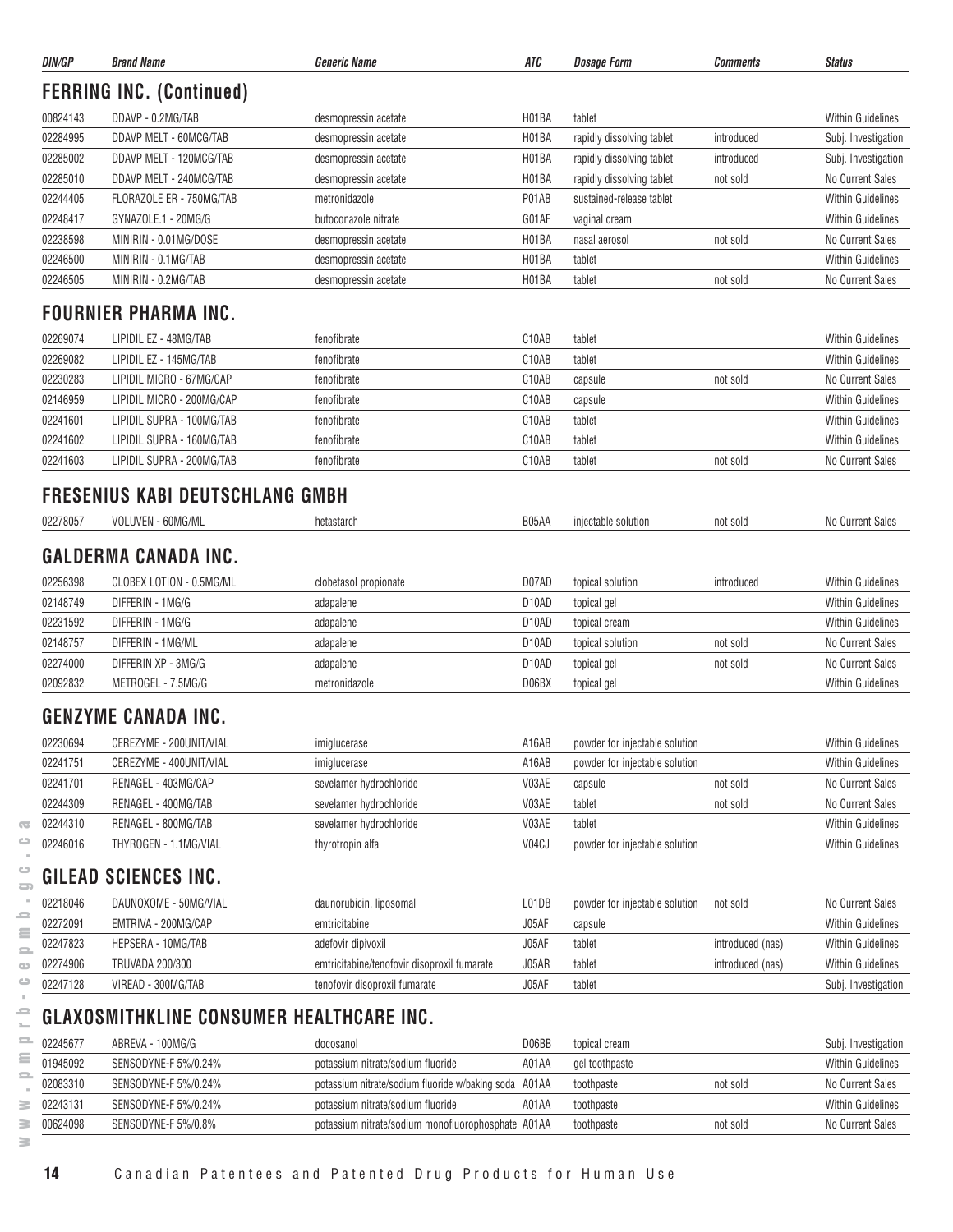| DIN/GP | Brand Name | Generic Name | ATC | Dosage Form | Comments | Status |
|---|---|---|---|---|---|---|

## FERRING INC. (Continued)

| DIN/GP | Brand Name | Generic Name | ATC | Dosage Form | Comments | Status |
|---|---|---|---|---|---|---|
| 00824143 | DDAVP - 0.2MG/TAB | desmopressin acetate | H01BA | tablet | | Within Guidelines |
| 02284995 | DDAVP MELT - 60MCG/TAB | desmopressin acetate | H01BA | rapidly dissolving tablet | introduced | Subj. Investigation |
| 02285002 | DDAVP MELT - 120MCG/TAB | desmopressin acetate | H01BA | rapidly dissolving tablet | introduced | Subj. Investigation |
| 02285010 | DDAVP MELT - 240MCG/TAB | desmopressin acetate | H01BA | rapidly dissolving tablet | not sold | No Current Sales |
| 02244405 | FLORAZOLE ER - 750MG/TAB | metronidazole | P01AB | sustained-release tablet | | Within Guidelines |
| 02248417 | GYNAZOLE.1 - 20MG/G | butoconazole nitrate | G01AF | vaginal cream | | Within Guidelines |
| 02238598 | MINIRIN - 0.01MG/DOSE | desmopressin acetate | H01BA | nasal aerosol | not sold | No Current Sales |
| 02246500 | MINIRIN - 0.1MG/TAB | desmopressin acetate | H01BA | tablet | | Within Guidelines |
| 02246505 | MINIRIN - 0.2MG/TAB | desmopressin acetate | H01BA | tablet | not sold | No Current Sales |

## FOURNIER PHARMA INC.

| DIN/GP | Brand Name | Generic Name | ATC | Dosage Form | Comments | Status |
|---|---|---|---|---|---|---|
| 02269074 | LIPIDIL EZ - 48MG/TAB | fenofibrate | C10AB | tablet | | Within Guidelines |
| 02269082 | LIPIDIL EZ - 145MG/TAB | fenofibrate | C10AB | tablet | | Within Guidelines |
| 02230283 | LIPIDIL MICRO - 67MG/CAP | fenofibrate | C10AB | capsule | not sold | No Current Sales |
| 02146959 | LIPIDIL MICRO - 200MG/CAP | fenofibrate | C10AB | capsule | | Within Guidelines |
| 02241601 | LIPIDIL SUPRA - 100MG/TAB | fenofibrate | C10AB | tablet | | Within Guidelines |
| 02241602 | LIPIDIL SUPRA - 160MG/TAB | fenofibrate | C10AB | tablet | | Within Guidelines |
| 02241603 | LIPIDIL SUPRA - 200MG/TAB | fenofibrate | C10AB | tablet | not sold | No Current Sales |

## FRESENIUS KABI DEUTSCHLANG GMBH

| DIN/GP | Brand Name | Generic Name | ATC | Dosage Form | Comments | Status |
|---|---|---|---|---|---|---|
| 02278057 | VOLUVEN - 60MG/ML | hetastarch | B05AA | injectable solution | not sold | No Current Sales |

## GALDERMA CANADA INC.

| DIN/GP | Brand Name | Generic Name | ATC | Dosage Form | Comments | Status |
|---|---|---|---|---|---|---|
| 02256398 | CLOBEX LOTION - 0.5MG/ML | clobetasol propionate | D07AD | topical solution | introduced | Within Guidelines |
| 02148749 | DIFFERIN - 1MG/G | adapalene | D10AD | topical gel | | Within Guidelines |
| 02231592 | DIFFERIN - 1MG/G | adapalene | D10AD | topical cream | | Within Guidelines |
| 02148757 | DIFFERIN - 1MG/ML | adapalene | D10AD | topical solution | not sold | No Current Sales |
| 02274000 | DIFFERIN XP - 3MG/G | adapalene | D10AD | topical gel | not sold | No Current Sales |
| 02092832 | METROGEL - 7.5MG/G | metronidazole | D06BX | topical gel | | Within Guidelines |

## GENZYME CANADA INC.

| DIN/GP | Brand Name | Generic Name | ATC | Dosage Form | Comments | Status |
|---|---|---|---|---|---|---|
| 02230694 | CEREZYME - 200UNIT/VIAL | imiglucerase | A16AB | powder for injectable solution | | Within Guidelines |
| 02241751 | CEREZYME - 400UNIT/VIAL | imiglucerase | A16AB | powder for injectable solution | | Within Guidelines |
| 02241701 | RENAGEL - 403MG/CAP | sevelamer hydrochloride | V03AE | capsule | not sold | No Current Sales |
| 02244309 | RENAGEL - 400MG/TAB | sevelamer hydrochloride | V03AE | tablet | not sold | No Current Sales |
| 02244310 | RENAGEL - 800MG/TAB | sevelamer hydrochloride | V03AE | tablet | | Within Guidelines |
| 02246016 | THYROGEN - 1.1MG/VIAL | thyrotropin alfa | V04CJ | powder for injectable solution | | Within Guidelines |

## GILEAD SCIENCES INC.

| DIN/GP | Brand Name | Generic Name | ATC | Dosage Form | Comments | Status |
|---|---|---|---|---|---|---|
| 02218046 | DAUNOXOME - 50MG/VIAL | daunorubicin, liposomal | L01DB | powder for injectable solution | not sold | No Current Sales |
| 02272091 | EMTRIVA - 200MG/CAP | emtricitabine | J05AF | capsule | | Within Guidelines |
| 02247823 | HEPSERA - 10MG/TAB | adefovir dipivoxil | J05AF | tablet | introduced (nas) | Within Guidelines |
| 02274906 | TRUVADA 200/300 | emtricitabine/tenofovir disoproxil fumarate | J05AR | tablet | introduced (nas) | Within Guidelines |
| 02247128 | VIREAD - 300MG/TAB | tenofovir disoproxil fumarate | J05AF | tablet | | Subj. Investigation |

## GLAXOSMITHKLINE CONSUMER HEALTHCARE INC.

| DIN/GP | Brand Name | Generic Name | ATC | Dosage Form | Comments | Status |
|---|---|---|---|---|---|---|
| 02245677 | ABREVA - 100MG/G | docosanol | D06BB | topical cream | | Subj. Investigation |
| 01945092 | SENSODYNE-F 5%/0.24% | potassium nitrate/sodium fluoride | A01AA | gel toothpaste | | Within Guidelines |
| 02083310 | SENSODYNE-F 5%/0.24% | potassium nitrate/sodium fluoride w/baking soda | A01AA | toothpaste | not sold | No Current Sales |
| 02243131 | SENSODYNE-F 5%/0.24% | potassium nitrate/sodium fluoride | A01AA | toothpaste | | Within Guidelines |
| 00624098 | SENSODYNE-F 5%/0.8% | potassium nitrate/sodium monofluorophosphate | A01AA | toothpaste | not sold | No Current Sales |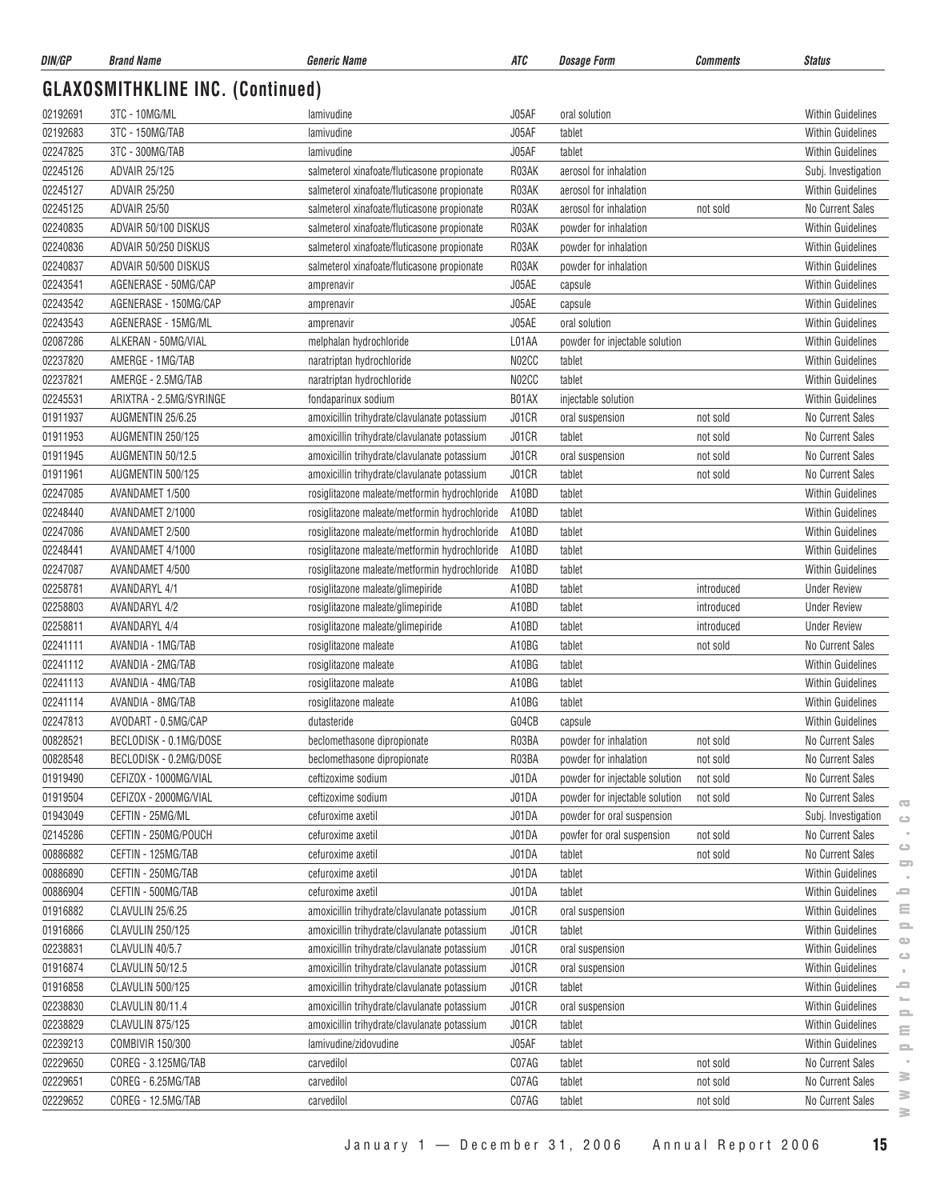## GLAXOSMITHKLINE INC. (Continued)

| DIN/GP | Brand Name | Generic Name | ATC | Dosage Form | Comments | Status |
|---|---|---|---|---|---|---|
| 02192691 | 3TC - 10MG/ML | lamivudine | J05AF | oral solution | | Within Guidelines |
| 02192683 | 3TC - 150MG/TAB | lamivudine | J05AF | tablet | | Within Guidelines |
| 02247825 | 3TC - 300MG/TAB | lamivudine | J05AF | tablet | | Within Guidelines |
| 02245126 | ADVAIR 25/125 | salmeterol xinafoate/fluticasone propionate | R03AK | aerosol for inhalation | | Subj. Investigation |
| 02245127 | ADVAIR 25/250 | salmeterol xinafoate/fluticasone propionate | R03AK | aerosol for inhalation | | Within Guidelines |
| 02245125 | ADVAIR 25/50 | salmeterol xinafoate/fluticasone propionate | R03AK | aerosol for inhalation | not sold | No Current Sales |
| 02240835 | ADVAIR 50/100 DISKUS | salmeterol xinafoate/fluticasone propionate | R03AK | powder for inhalation | | Within Guidelines |
| 02240836 | ADVAIR 50/250 DISKUS | salmeterol xinafoate/fluticasone propionate | R03AK | powder for inhalation | | Within Guidelines |
| 02240837 | ADVAIR 50/500 DISKUS | salmeterol xinafoate/fluticasone propionate | R03AK | powder for inhalation | | Within Guidelines |
| 02243541 | AGENERASE - 50MG/CAP | amprenavir | J05AE | capsule | | Within Guidelines |
| 02243542 | AGENERASE - 150MG/CAP | amprenavir | J05AE | capsule | | Within Guidelines |
| 02243543 | AGENERASE - 15MG/ML | amprenavir | J05AE | oral solution | | Within Guidelines |
| 02087286 | ALKERAN - 50MG/VIAL | melphalan hydrochloride | L01AA | powder for injectable solution | | Within Guidelines |
| 02237820 | AMERGE - 1MG/TAB | naratriptan hydrochloride | N02CC | tablet | | Within Guidelines |
| 02237821 | AMERGE - 2.5MG/TAB | naratriptan hydrochloride | N02CC | tablet | | Within Guidelines |
| 02245531 | ARIXTRA - 2.5MG/SYRINGE | fondaparinux sodium | B01AX | injectable solution | | Within Guidelines |
| 01911937 | AUGMENTIN 25/6.25 | amoxicillin trihydrate/clavulanate potassium | J01CR | oral suspension | not sold | No Current Sales |
| 01911953 | AUGMENTIN 250/125 | amoxicillin trihydrate/clavulanate potassium | J01CR | tablet | not sold | No Current Sales |
| 01911945 | AUGMENTIN 50/12.5 | amoxicillin trihydrate/clavulanate potassium | J01CR | oral suspension | not sold | No Current Sales |
| 01911961 | AUGMENTIN 500/125 | amoxicillin trihydrate/clavulanate potassium | J01CR | tablet | not sold | No Current Sales |
| 02247085 | AVANDAMET 1/500 | rosiglitazone maleate/metformin hydrochloride | A10BD | tablet | | Within Guidelines |
| 02248440 | AVANDAMET 2/1000 | rosiglitazone maleate/metformin hydrochloride | A10BD | tablet | | Within Guidelines |
| 02247086 | AVANDAMET 2/500 | rosiglitazone maleate/metformin hydrochloride | A10BD | tablet | | Within Guidelines |
| 02248441 | AVANDAMET 4/1000 | rosiglitazone maleate/metformin hydrochloride | A10BD | tablet | | Within Guidelines |
| 02247087 | AVANDAMET 4/500 | rosiglitazone maleate/metformin hydrochloride | A10BD | tablet | | Within Guidelines |
| 02258781 | AVANDARYL 4/1 | rosiglitazone maleate/glimepiride | A10BD | tablet | introduced | Under Review |
| 02258803 | AVANDARYL 4/2 | rosiglitazone maleate/glimepiride | A10BD | tablet | introduced | Under Review |
| 02258811 | AVANDARYL 4/4 | rosiglitazone maleate/glimepiride | A10BD | tablet | introduced | Under Review |
| 02241111 | AVANDIA - 1MG/TAB | rosiglitazone maleate | A10BG | tablet | not sold | No Current Sales |
| 02241112 | AVANDIA - 2MG/TAB | rosiglitazone maleate | A10BG | tablet | | Within Guidelines |
| 02241113 | AVANDIA - 4MG/TAB | rosiglitazone maleate | A10BG | tablet | | Within Guidelines |
| 02241114 | AVANDIA - 8MG/TAB | rosiglitazone maleate | A10BG | tablet | | Within Guidelines |
| 02247813 | AVODART - 0.5MG/CAP | dutasteride | G04CB | capsule | | Within Guidelines |
| 00828521 | BECLODISK - 0.1MG/DOSE | beclomethasone dipropionate | R03BA | powder for inhalation | not sold | No Current Sales |
| 00828548 | BECLODISK - 0.2MG/DOSE | beclomethasone dipropionate | R03BA | powder for inhalation | not sold | No Current Sales |
| 01919490 | CEFIZOX - 1000MG/VIAL | ceftizoxime sodium | J01DA | powder for injectable solution | not sold | No Current Sales |
| 01919504 | CEFIZOX - 2000MG/VIAL | ceftizoxime sodium | J01DA | powder for injectable solution | not sold | No Current Sales |
| 01943049 | CEFTIN - 25MG/ML | cefuroxime axetil | J01DA | powder for oral suspension | | Subj. Investigation |
| 02145286 | CEFTIN - 250MG/POUCH | cefuroxime axetil | J01DA | powfer for oral suspension | not sold | No Current Sales |
| 00886882 | CEFTIN - 125MG/TAB | cefuroxime axetil | J01DA | tablet | not sold | No Current Sales |
| 00886890 | CEFTIN - 250MG/TAB | cefuroxime axetil | J01DA | tablet | | Within Guidelines |
| 00886904 | CEFTIN - 500MG/TAB | cefuroxime axetil | J01DA | tablet | | Within Guidelines |
| 01916882 | CLAVULIN 25/6.25 | amoxicillin trihydrate/clavulanate potassium | J01CR | oral suspension | | Within Guidelines |
| 01916866 | CLAVULIN 250/125 | amoxicillin trihydrate/clavulanate potassium | J01CR | tablet | | Within Guidelines |
| 02238831 | CLAVULIN 40/5.7 | amoxicillin trihydrate/clavulanate potassium | J01CR | oral suspension | | Within Guidelines |
| 01916874 | CLAVULIN 50/12.5 | amoxicillin trihydrate/clavulanate potassium | J01CR | oral suspension | | Within Guidelines |
| 01916858 | CLAVULIN 500/125 | amoxicillin trihydrate/clavulanate potassium | J01CR | tablet | | Within Guidelines |
| 02238830 | CLAVULIN 80/11.4 | amoxicillin trihydrate/clavulanate potassium | J01CR | oral suspension | | Within Guidelines |
| 02238829 | CLAVULIN 875/125 | amoxicillin trihydrate/clavulanate potassium | J01CR | tablet | | Within Guidelines |
| 02239213 | COMBIVIR 150/300 | lamivudine/zidovudine | J05AF | tablet | | Within Guidelines |
| 02229650 | COREG - 3.125MG/TAB | carvedilol | C07AG | tablet | not sold | No Current Sales |
| 02229651 | COREG - 6.25MG/TAB | carvedilol | C07AG | tablet | not sold | No Current Sales |
| 02229652 | COREG - 12.5MG/TAB | carvedilol | C07AG | tablet | not sold | No Current Sales |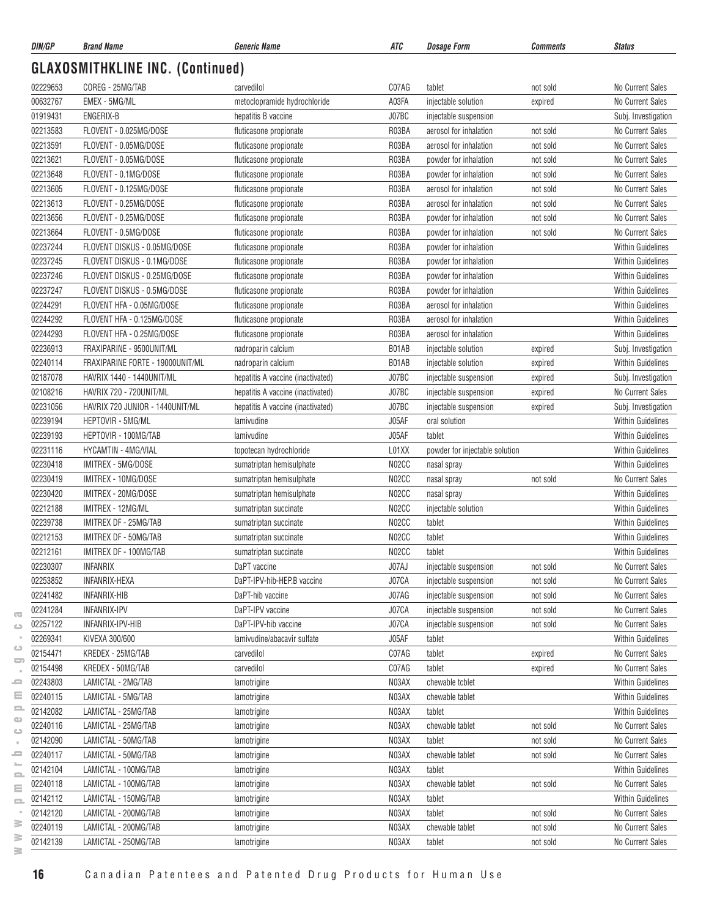## GLAXOSMITHKLINE INC. (Continued)

| DIN/GP | Brand Name | Generic Name | ATC | Dosage Form | Comments | Status |
|---|---|---|---|---|---|---|
| 02229653 | COREG - 25MG/TAB | carvedilol | C07AG | tablet | not sold | No Current Sales |
| 00632767 | EMEX - 5MG/ML | metoclopramide hydrochloride | A03FA | injectable solution | expired | No Current Sales |
| 01919431 | ENGERIX-B | hepatitis B vaccine | J07BC | injectable suspension | | Subj. Investigation |
| 02213583 | FLOVENT - 0.025MG/DOSE | fluticasone propionate | R03BA | aerosol for inhalation | not sold | No Current Sales |
| 02213591 | FLOVENT - 0.05MG/DOSE | fluticasone propionate | R03BA | aerosol for inhalation | not sold | No Current Sales |
| 02213621 | FLOVENT - 0.05MG/DOSE | fluticasone propionate | R03BA | powder for inhalation | not sold | No Current Sales |
| 02213648 | FLOVENT - 0.1MG/DOSE | fluticasone propionate | R03BA | powder for inhalation | not sold | No Current Sales |
| 02213605 | FLOVENT - 0.125MG/DOSE | fluticasone propionate | R03BA | aerosol for inhalation | not sold | No Current Sales |
| 02213613 | FLOVENT - 0.25MG/DOSE | fluticasone propionate | R03BA | aerosol for inhalation | not sold | No Current Sales |
| 02213656 | FLOVENT - 0.25MG/DOSE | fluticasone propionate | R03BA | powder for inhalation | not sold | No Current Sales |
| 02213664 | FLOVENT - 0.5MG/DOSE | fluticasone propionate | R03BA | powder for inhalation | not sold | No Current Sales |
| 02237244 | FLOVENT DISKUS - 0.05MG/DOSE | fluticasone propionate | R03BA | powder for inhalation | | Within Guidelines |
| 02237245 | FLOVENT DISKUS - 0.1MG/DOSE | fluticasone propionate | R03BA | powder for inhalation | | Within Guidelines |
| 02237246 | FLOVENT DISKUS - 0.25MG/DOSE | fluticasone propionate | R03BA | powder for inhalation | | Within Guidelines |
| 02237247 | FLOVENT DISKUS - 0.5MG/DOSE | fluticasone propionate | R03BA | powder for inhalation | | Within Guidelines |
| 02244291 | FLOVENT HFA - 0.05MG/DOSE | fluticasone propionate | R03BA | aerosol for inhalation | | Within Guidelines |
| 02244292 | FLOVENT HFA - 0.125MG/DOSE | fluticasone propionate | R03BA | aerosol for inhalation | | Within Guidelines |
| 02244293 | FLOVENT HFA - 0.25MG/DOSE | fluticasone propionate | R03BA | aerosol for inhalation | | Within Guidelines |
| 02236913 | FRAXIPARINE - 9500UNIT/ML | nadroparin calcium | B01AB | injectable solution | expired | Subj. Investigation |
| 02240114 | FRAXIPARINE FORTE - 19000UNIT/ML | nadroparin calcium | B01AB | injectable solution | expired | Within Guidelines |
| 02187078 | HAVRIX 1440 - 1440UNIT/ML | hepatitis A vaccine (inactivated) | J07BC | injectable suspension | expired | Subj. Investigation |
| 02108216 | HAVRIX 720 - 720UNIT/ML | hepatitis A vaccine (inactivated) | J07BC | injectable suspension | expired | No Current Sales |
| 02231056 | HAVRIX 720 JUNIOR - 1440UNIT/ML | hepatitis A vaccine (inactivated) | J07BC | injectable suspension | expired | Subj. Investigation |
| 02239194 | HEPTOVIR - 5MG/ML | lamivudine | J05AF | oral solution | | Within Guidelines |
| 02239193 | HEPTOVIR - 100MG/TAB | lamivudine | J05AF | tablet | | Within Guidelines |
| 02231116 | HYCAMTIN - 4MG/VIAL | topotecan hydrochloride | L01XX | powder for injectable solution | | Within Guidelines |
| 02230418 | IMITREX - 5MG/DOSE | sumatriptan hemisulphate | N02CC | nasal spray | | Within Guidelines |
| 02230419 | IMITREX - 10MG/DOSE | sumatriptan hemisulphate | N02CC | nasal spray | not sold | No Current Sales |
| 02230420 | IMITREX - 20MG/DOSE | sumatriptan hemisulphate | N02CC | nasal spray | | Within Guidelines |
| 02212188 | IMITREX - 12MG/ML | sumatriptan succinate | N02CC | injectable solution | | Within Guidelines |
| 02239738 | IMITREX DF - 25MG/TAB | sumatriptan succinate | N02CC | tablet | | Within Guidelines |
| 02212153 | IMITREX DF - 50MG/TAB | sumatriptan succinate | N02CC | tablet | | Within Guidelines |
| 02212161 | IMITREX DF - 100MG/TAB | sumatriptan succinate | N02CC | tablet | | Within Guidelines |
| 02230307 | INFANRIX | DaPT vaccine | J07AJ | injectable suspension | not sold | No Current Sales |
| 02253852 | INFANRIX-HEXA | DaPT-IPV-hib-HEP.B vaccine | J07CA | injectable suspension | not sold | No Current Sales |
| 02241482 | INFANRIX-HIB | DaPT-hib vaccine | J07AG | injectable suspension | not sold | No Current Sales |
| 02241284 | INFANRIX-IPV | DaPT-IPV vaccine | J07CA | injectable suspension | not sold | No Current Sales |
| 02257122 | INFANRIX-IPV-HIB | DaPT-IPV-hib vaccine | J07CA | injectable suspension | not sold | No Current Sales |
| 02269341 | KIVEXA 300/600 | lamivudine/abacavir sulfate | J05AF | tablet | | Within Guidelines |
| 02154471 | KREDEX - 25MG/TAB | carvedilol | C07AG | tablet | expired | No Current Sales |
| 02154498 | KREDEX - 50MG/TAB | carvedilol | C07AG | tablet | expired | No Current Sales |
| 02243803 | LAMICTAL - 2MG/TAB | lamotrigine | N03AX | chewable tcblet | | Within Guidelines |
| 02240115 | LAMICTAL - 5MG/TAB | lamotrigine | N03AX | chewable tablet | | Within Guidelines |
| 02142082 | LAMICTAL - 25MG/TAB | lamotrigine | N03AX | tablet | | Within Guidelines |
| 02240116 | LAMICTAL - 25MG/TAB | lamotrigine | N03AX | chewable tablet | not sold | No Current Sales |
| 02142090 | LAMICTAL - 50MG/TAB | lamotrigine | N03AX | tablet | not sold | No Current Sales |
| 02240117 | LAMICTAL - 50MG/TAB | lamotrigine | N03AX | chewable tablet | not sold | No Current Sales |
| 02142104 | LAMICTAL - 100MG/TAB | lamotrigine | N03AX | tablet | | Within Guidelines |
| 02240118 | LAMICTAL - 100MG/TAB | lamotrigine | N03AX | chewable tablet | not sold | No Current Sales |
| 02142112 | LAMICTAL - 150MG/TAB | lamotrigine | N03AX | tablet | | Within Guidelines |
| 02142120 | LAMICTAL - 200MG/TAB | lamotrigine | N03AX | tablet | not sold | No Current Sales |
| 02240119 | LAMICTAL - 200MG/TAB | lamotrigine | N03AX | chewable tablet | not sold | No Current Sales |
| 02142139 | LAMICTAL - 250MG/TAB | lamotrigine | N03AX | tablet | not sold | No Current Sales |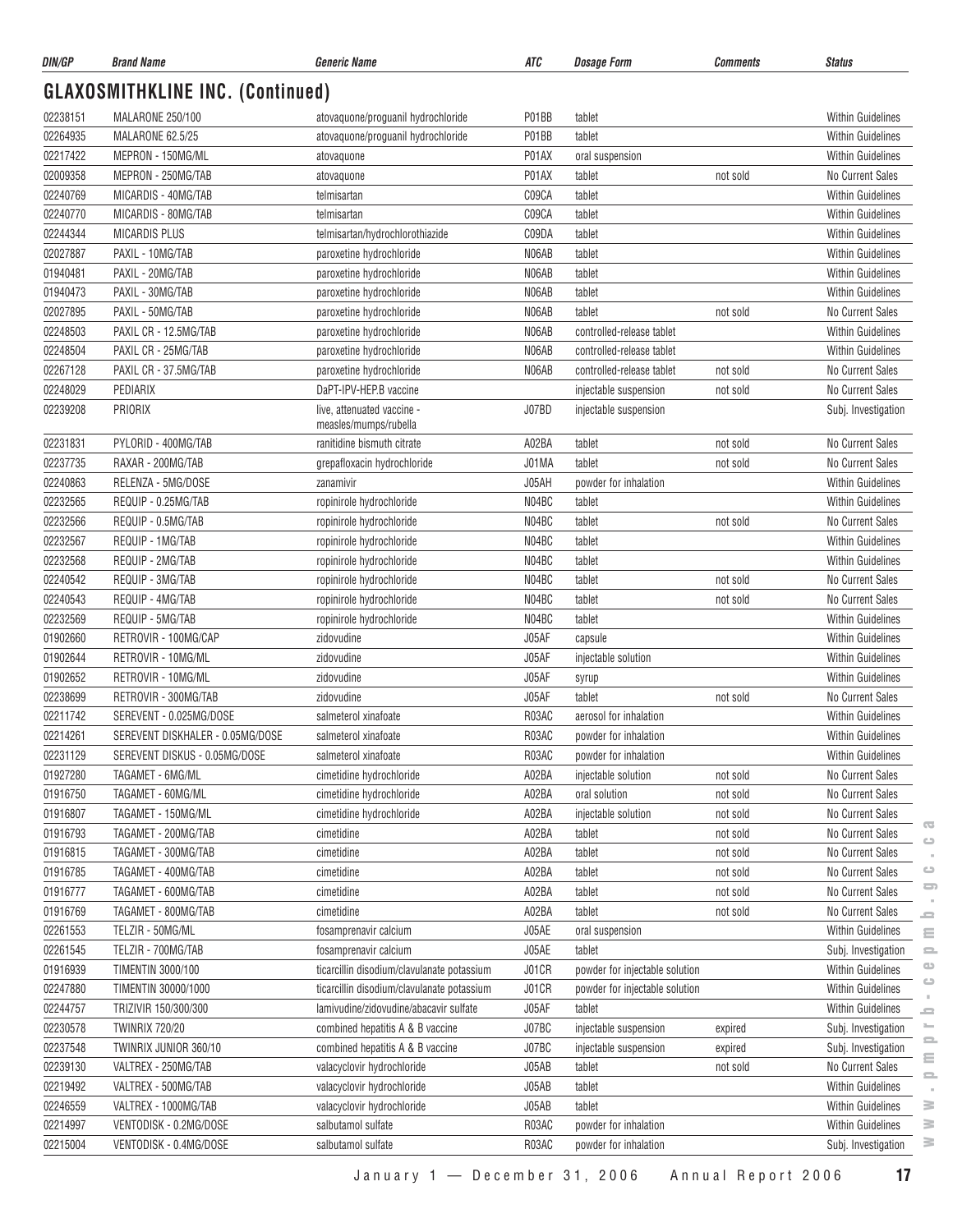## GLAXOSMITHKLINE INC. (Continued)

| DIN/GP | Brand Name | Generic Name | ATC | Dosage Form | Comments | Status |
|---|---|---|---|---|---|---|
| 02238151 | MALARONE 250/100 | atovaquone/proguanil hydrochloride | P01BB | tablet | | Within Guidelines |
| 02264935 | MALARONE 62.5/25 | atovaquone/proguanil hydrochloride | P01BB | tablet | | Within Guidelines |
| 02217422 | MEPRON - 150MG/ML | atovaquone | P01AX | oral suspension | | Within Guidelines |
| 02009358 | MEPRON - 250MG/TAB | atovaquone | P01AX | tablet | not sold | No Current Sales |
| 02240769 | MICARDIS - 40MG/TAB | telmisartan | C09CA | tablet | | Within Guidelines |
| 02240770 | MICARDIS - 80MG/TAB | telmisartan | C09CA | tablet | | Within Guidelines |
| 02244344 | MICARDIS PLUS | telmisartan/hydrochlorothiazide | C09DA | tablet | | Within Guidelines |
| 02027887 | PAXIL - 10MG/TAB | paroxetine hydrochloride | N06AB | tablet | | Within Guidelines |
| 01940481 | PAXIL - 20MG/TAB | paroxetine hydrochloride | N06AB | tablet | | Within Guidelines |
| 01940473 | PAXIL - 30MG/TAB | paroxetine hydrochloride | N06AB | tablet | | Within Guidelines |
| 02027895 | PAXIL - 50MG/TAB | paroxetine hydrochloride | N06AB | tablet | not sold | No Current Sales |
| 02248503 | PAXIL CR - 12.5MG/TAB | paroxetine hydrochloride | N06AB | controlled-release tablet | | Within Guidelines |
| 02248504 | PAXIL CR - 25MG/TAB | paroxetine hydrochloride | N06AB | controlled-release tablet | | Within Guidelines |
| 02267128 | PAXIL CR - 37.5MG/TAB | paroxetine hydrochloride | N06AB | controlled-release tablet | not sold | No Current Sales |
| 02248029 | PEDIARIX | DaPT-IPV-HEP.B vaccine | | injectable suspension | not sold | No Current Sales |
| 02239208 | PRIORIX | live, attenuated vaccine - measles/mumps/rubella | J07BD | injectable suspension | | Subj. Investigation |
| 02231831 | PYLORID - 400MG/TAB | ranitidine bismuth citrate | A02BA | tablet | not sold | No Current Sales |
| 02237735 | RAXAR - 200MG/TAB | grepafloxacin hydrochloride | J01MA | tablet | not sold | No Current Sales |
| 02240863 | RELENZA - 5MG/DOSE | zanamivir | J05AH | powder for inhalation | | Within Guidelines |
| 02232565 | REQUIP - 0.25MG/TAB | ropinirole hydrochloride | N04BC | tablet | | Within Guidelines |
| 02232566 | REQUIP - 0.5MG/TAB | ropinirole hydrochloride | N04BC | tablet | not sold | No Current Sales |
| 02232567 | REQUIP - 1MG/TAB | ropinirole hydrochloride | N04BC | tablet | | Within Guidelines |
| 02232568 | REQUIP - 2MG/TAB | ropinirole hydrochloride | N04BC | tablet | | Within Guidelines |
| 02240542 | REQUIP - 3MG/TAB | ropinirole hydrochloride | N04BC | tablet | not sold | No Current Sales |
| 02240543 | REQUIP - 4MG/TAB | ropinirole hydrochloride | N04BC | tablet | not sold | No Current Sales |
| 02232569 | REQUIP - 5MG/TAB | ropinirole hydrochloride | N04BC | tablet | | Within Guidelines |
| 01902660 | RETROVIR - 100MG/CAP | zidovudine | J05AF | capsule | | Within Guidelines |
| 01902644 | RETROVIR - 10MG/ML | zidovudine | J05AF | injectable solution | | Within Guidelines |
| 01902652 | RETROVIR - 10MG/ML | zidovudine | J05AF | syrup | | Within Guidelines |
| 02238699 | RETROVIR - 300MG/TAB | zidovudine | J05AF | tablet | not sold | No Current Sales |
| 02211742 | SEREVENT - 0.025MG/DOSE | salmeterol xinafoate | R03AC | aerosol for inhalation | | Within Guidelines |
| 02214261 | SEREVENT DISKHALER - 0.05MG/DOSE | salmeterol xinafoate | R03AC | powder for inhalation | | Within Guidelines |
| 02231129 | SEREVENT DISKUS - 0.05MG/DOSE | salmeterol xinafoate | R03AC | powder for inhalation | | Within Guidelines |
| 01927280 | TAGAMET - 6MG/ML | cimetidine hydrochloride | A02BA | injectable solution | not sold | No Current Sales |
| 01916750 | TAGAMET - 60MG/ML | cimetidine hydrochloride | A02BA | oral solution | not sold | No Current Sales |
| 01916807 | TAGAMET - 150MG/ML | cimetidine hydrochloride | A02BA | injectable solution | not sold | No Current Sales |
| 01916793 | TAGAMET - 200MG/TAB | cimetidine | A02BA | tablet | not sold | No Current Sales |
| 01916815 | TAGAMET - 300MG/TAB | cimetidine | A02BA | tablet | not sold | No Current Sales |
| 01916785 | TAGAMET - 400MG/TAB | cimetidine | A02BA | tablet | not sold | No Current Sales |
| 01916777 | TAGAMET - 600MG/TAB | cimetidine | A02BA | tablet | not sold | No Current Sales |
| 01916769 | TAGAMET - 800MG/TAB | cimetidine | A02BA | tablet | not sold | No Current Sales |
| 02261553 | TELZIR - 50MG/ML | fosamprenavir calcium | J05AE | oral suspension | | Within Guidelines |
| 02261545 | TELZIR - 700MG/TAB | fosamprenavir calcium | J05AE | tablet | | Subj. Investigation |
| 01916939 | TIMENTIN 3000/100 | ticarcillin disodium/clavulanate potassium | J01CR | powder for injectable solution | | Within Guidelines |
| 02247880 | TIMENTIN 30000/1000 | ticarcillin disodium/clavulanate potassium | J01CR | powder for injectable solution | | Within Guidelines |
| 02244757 | TRIZIVIR 150/300/300 | lamivudine/zidovudine/abacavir sulfate | J05AF | tablet | | Within Guidelines |
| 02230578 | TWINRIX 720/20 | combined hepatitis A & B vaccine | J07BC | injectable suspension | expired | Subj. Investigation |
| 02237548 | TWINRIX JUNIOR 360/10 | combined hepatitis A & B vaccine | J07BC | injectable suspension | expired | Subj. Investigation |
| 02239130 | VALTREX - 250MG/TAB | valacyclovir hydrochloride | J05AB | tablet | not sold | No Current Sales |
| 02219492 | VALTREX - 500MG/TAB | valacyclovir hydrochloride | J05AB | tablet | | Within Guidelines |
| 02246559 | VALTREX - 1000MG/TAB | valacyclovir hydrochloride | J05AB | tablet | | Within Guidelines |
| 02214997 | VENTODISK - 0.2MG/DOSE | salbutamol sulfate | R03AC | powder for inhalation | | Within Guidelines |
| 02215004 | VENTODISK - 0.4MG/DOSE | salbutamol sulfate | R03AC | powder for inhalation | | Subj. Investigation |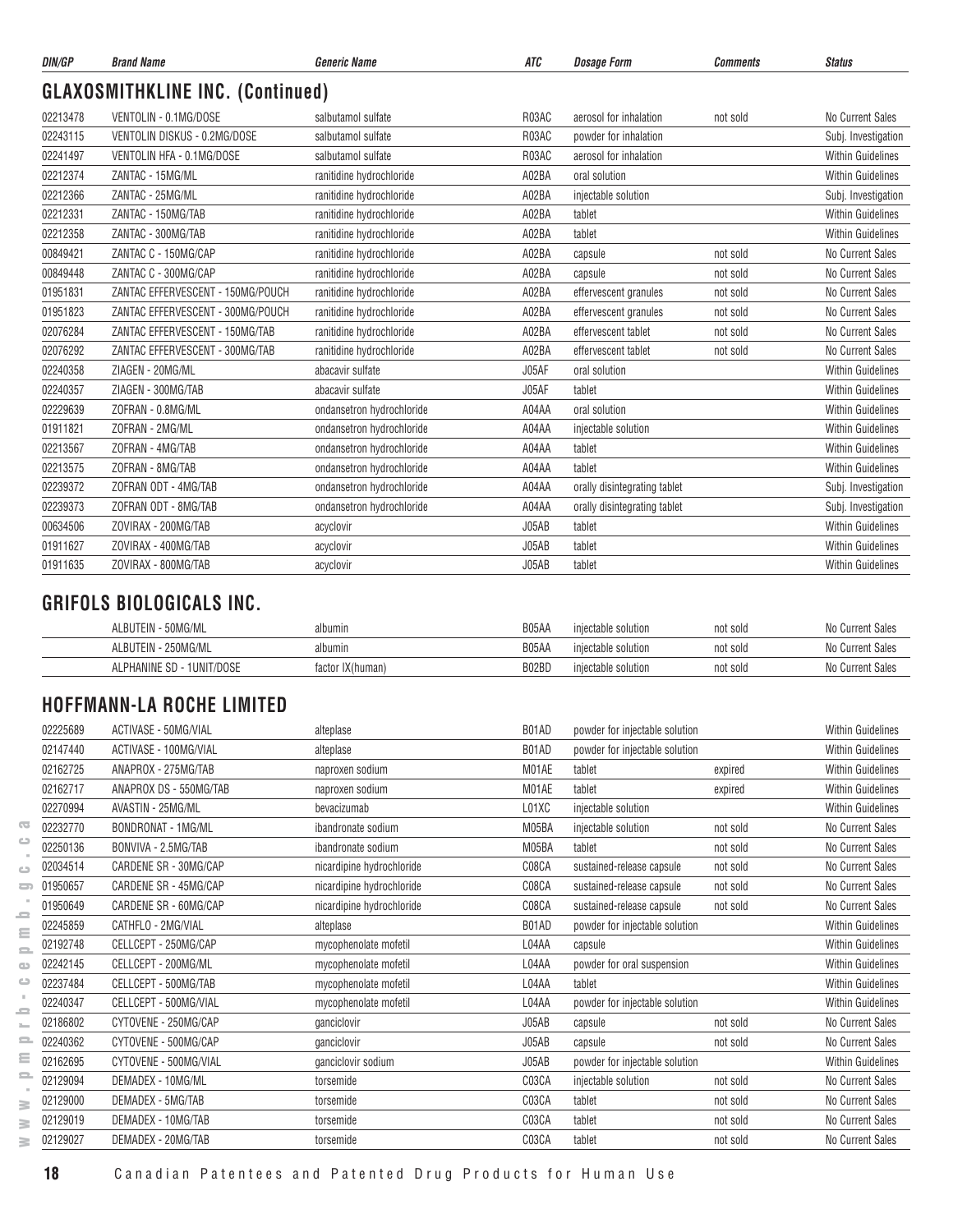| DIN/GP | Brand Name | Generic Name | ATC | Dosage Form | Comments | Status |
|---|---|---|---|---|---|---|

## GLAXOSMITHKLINE INC. (Continued)

| DIN/GP | Brand Name | Generic Name | ATC | Dosage Form | Comments | Status |
|---|---|---|---|---|---|---|
| 02213478 | VENTOLIN - 0.1MG/DOSE | salbutamol sulfate | R03AC | aerosol for inhalation | not sold | No Current Sales |
| 02243115 | VENTOLIN DISKUS - 0.2MG/DOSE | salbutamol sulfate | R03AC | powder for inhalation | | Subj. Investigation |
| 02241497 | VENTOLIN HFA - 0.1MG/DOSE | salbutamol sulfate | R03AC | aerosol for inhalation | | Within Guidelines |
| 02212374 | ZANTAC - 15MG/ML | ranitidine hydrochloride | A02BA | oral solution | | Within Guidelines |
| 02212366 | ZANTAC - 25MG/ML | ranitidine hydrochloride | A02BA | injectable solution | | Subj. Investigation |
| 02212331 | ZANTAC - 150MG/TAB | ranitidine hydrochloride | A02BA | tablet | | Within Guidelines |
| 02212358 | ZANTAC - 300MG/TAB | ranitidine hydrochloride | A02BA | tablet | | Within Guidelines |
| 00849421 | ZANTAC C - 150MG/CAP | ranitidine hydrochloride | A02BA | capsule | not sold | No Current Sales |
| 00849448 | ZANTAC C - 300MG/CAP | ranitidine hydrochloride | A02BA | capsule | not sold | No Current Sales |
| 01951831 | ZANTAC EFFERVESCENT - 150MG/POUCH | ranitidine hydrochloride | A02BA | effervescent granules | not sold | No Current Sales |
| 01951823 | ZANTAC EFFERVESCENT - 300MG/POUCH | ranitidine hydrochloride | A02BA | effervescent granules | not sold | No Current Sales |
| 02076284 | ZANTAC EFFERVESCENT - 150MG/TAB | ranitidine hydrochloride | A02BA | effervescent tablet | not sold | No Current Sales |
| 02076292 | ZANTAC EFFERVESCENT - 300MG/TAB | ranitidine hydrochloride | A02BA | effervescent tablet | not sold | No Current Sales |
| 02240358 | ZIAGEN - 20MG/ML | abacavir sulfate | J05AF | oral solution | | Within Guidelines |
| 02240357 | ZIAGEN - 300MG/TAB | abacavir sulfate | J05AF | tablet | | Within Guidelines |
| 02229639 | ZOFRAN - 0.8MG/ML | ondansetron hydrochloride | A04AA | oral solution | | Within Guidelines |
| 01911821 | ZOFRAN - 2MG/ML | ondansetron hydrochloride | A04AA | injectable solution | | Within Guidelines |
| 02213567 | ZOFRAN - 4MG/TAB | ondansetron hydrochloride | A04AA | tablet | | Within Guidelines |
| 02213575 | ZOFRAN - 8MG/TAB | ondansetron hydrochloride | A04AA | tablet | | Within Guidelines |
| 02239372 | ZOFRAN ODT - 4MG/TAB | ondansetron hydrochloride | A04AA | orally disintegrating tablet | | Subj. Investigation |
| 02239373 | ZOFRAN ODT - 8MG/TAB | ondansetron hydrochloride | A04AA | orally disintegrating tablet | | Subj. Investigation |
| 00634506 | ZOVIRAX - 200MG/TAB | acyclovir | J05AB | tablet | | Within Guidelines |
| 01911627 | ZOVIRAX - 400MG/TAB | acyclovir | J05AB | tablet | | Within Guidelines |
| 01911635 | ZOVIRAX - 800MG/TAB | acyclovir | J05AB | tablet | | Within Guidelines |

## GRIFOLS BIOLOGICALS INC.

| DIN/GP | Brand Name | Generic Name | ATC | Dosage Form | Comments | Status |
|---|---|---|---|---|---|---|
| | ALBUTEIN - 50MG/ML | albumin | B05AA | injectable solution | not sold | No Current Sales |
| | ALBUTEIN - 250MG/ML | albumin | B05AA | injectable solution | not sold | No Current Sales |
| | ALPHANINE SD - 1UNIT/DOSE | factor IX(human) | B02BD | injectable solution | not sold | No Current Sales |

## HOFFMANN-LA ROCHE LIMITED

| DIN/GP | Brand Name | Generic Name | ATC | Dosage Form | Comments | Status |
|---|---|---|---|---|---|---|
| 02225689 | ACTIVASE - 50MG/VIAL | alteplase | B01AD | powder for injectable solution | | Within Guidelines |
| 02147440 | ACTIVASE - 100MG/VIAL | alteplase | B01AD | powder for injectable solution | | Within Guidelines |
| 02162725 | ANAPROX - 275MG/TAB | naproxen sodium | M01AE | tablet | expired | Within Guidelines |
| 02162717 | ANAPROX DS - 550MG/TAB | naproxen sodium | M01AE | tablet | expired | Within Guidelines |
| 02270994 | AVASTIN - 25MG/ML | bevacizumab | L01XC | injectable solution | | Within Guidelines |
| 02232770 | BONDRONAT - 1MG/ML | ibandronate sodium | M05BA | injectable solution | not sold | No Current Sales |
| 02250136 | BONVIVA - 2.5MG/TAB | ibandronate sodium | M05BA | tablet | not sold | No Current Sales |
| 02034514 | CARDENE SR - 30MG/CAP | nicardipine hydrochloride | C08CA | sustained-release capsule | not sold | No Current Sales |
| 01950657 | CARDENE SR - 45MG/CAP | nicardipine hydrochloride | C08CA | sustained-release capsule | not sold | No Current Sales |
| 01950649 | CARDENE SR - 60MG/CAP | nicardipine hydrochloride | C08CA | sustained-release capsule | not sold | No Current Sales |
| 02245859 | CATHFLO - 2MG/VIAL | alteplase | B01AD | powder for injectable solution | | Within Guidelines |
| 02192748 | CELLCEPT - 250MG/CAP | mycophenolate mofetil | L04AA | capsule | | Within Guidelines |
| 02242145 | CELLCEPT - 200MG/ML | mycophenolate mofetil | L04AA | powder for oral suspension | | Within Guidelines |
| 02237484 | CELLCEPT - 500MG/TAB | mycophenolate mofetil | L04AA | tablet | | Within Guidelines |
| 02240347 | CELLCEPT - 500MG/VIAL | mycophenolate mofetil | L04AA | powder for injectable solution | | Within Guidelines |
| 02186802 | CYTOVENE - 250MG/CAP | ganciclovir | J05AB | capsule | not sold | No Current Sales |
| 02240362 | CYTOVENE - 500MG/CAP | ganciclovir | J05AB | capsule | not sold | No Current Sales |
| 02162695 | CYTOVENE - 500MG/VIAL | ganciclovir sodium | J05AB | powder for injectable solution | | Within Guidelines |
| 02129094 | DEMADEX - 10MG/ML | torsemide | C03CA | injectable solution | not sold | No Current Sales |
| 02129000 | DEMADEX - 5MG/TAB | torsemide | C03CA | tablet | not sold | No Current Sales |
| 02129019 | DEMADEX - 10MG/TAB | torsemide | C03CA | tablet | not sold | No Current Sales |
| 02129027 | DEMADEX - 20MG/TAB | torsemide | C03CA | tablet | not sold | No Current Sales |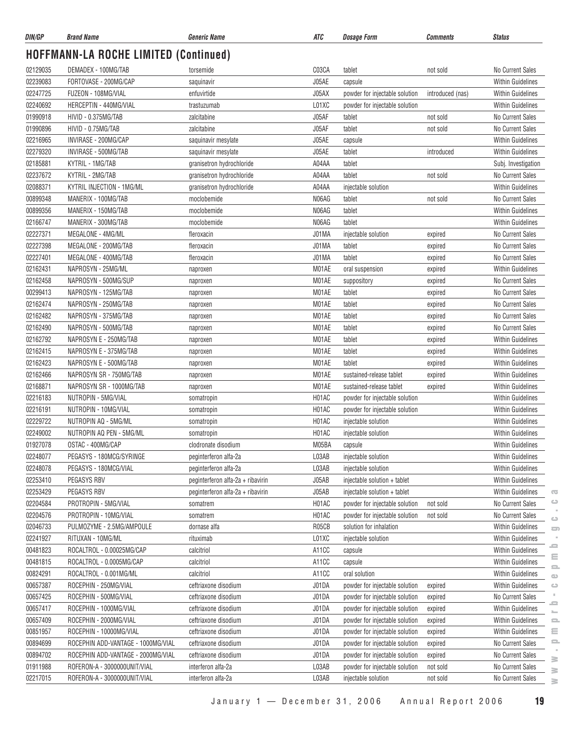| DIN/GP | Brand Name | Generic Name | ATC | Dosage Form | Comments | Status |
|---|---|---|---|---|---|---|

## HOFFMANN-LA ROCHE LIMITED (Continued)

| DIN/GP | Brand Name | Generic Name | ATC | Dosage Form | Comments | Status |
|---|---|---|---|---|---|---|
| 02129035 | DEMADEX - 100MG/TAB | torsemide | C03CA | tablet | not sold | No Current Sales |
| 02239083 | FORTOVASE - 200MG/CAP | saquinavir | J05AE | capsule | | Within Guidelines |
| 02247725 | FUZEON - 108MG/VIAL | enfuvirtide | J05AX | powder for injectable solution | introduced (nas) | Within Guidelines |
| 02240692 | HERCEPTIN - 440MG/VIAL | trastuzumab | L01XC | powder for injectable solution | | Within Guidelines |
| 01990918 | HIVID - 0.375MG/TAB | zalcitabine | J05AF | tablet | not sold | No Current Sales |
| 01990896 | HIVID - 0.75MG/TAB | zalcitabine | J05AF | tablet | not sold | No Current Sales |
| 02216965 | INVIRASE - 200MG/CAP | saquinavir mesylate | J05AE | capsule | | Within Guidelines |
| 02279320 | INVIRASE - 500MG/TAB | saquinavir mesylate | J05AE | tablet | introduced | Within Guidelines |
| 02185881 | KYTRIL - 1MG/TAB | granisetron hydrochloride | A04AA | tablet | | Subj. Investigation |
| 02237672 | KYTRIL - 2MG/TAB | granisetron hydrochloride | A04AA | tablet | not sold | No Current Sales |
| 02088371 | KYTRIL INJECTION - 1MG/ML | granisetron hydrochloride | A04AA | injectable solution | | Within Guidelines |
| 00899348 | MANERIX - 100MG/TAB | moclobemide | N06AG | tablet | not sold | No Current Sales |
| 00899356 | MANERIX - 150MG/TAB | moclobemide | N06AG | tablet | | Within Guidelines |
| 02166747 | MANERIX - 300MG/TAB | moclobemide | N06AG | tablet | | Within Guidelines |
| 02227371 | MEGALONE - 4MG/ML | fleroxacin | J01MA | injectable solution | expired | No Current Sales |
| 02227398 | MEGALONE - 200MG/TAB | fleroxacin | J01MA | tablet | expired | No Current Sales |
| 02227401 | MEGALONE - 400MG/TAB | fleroxacin | J01MA | tablet | expired | No Current Sales |
| 02162431 | NAPROSYN - 25MG/ML | naproxen | M01AE | oral suspension | expired | Within Guidelines |
| 02162458 | NAPROSYN - 500MG/SUP | naproxen | M01AE | suppository | expired | No Current Sales |
| 00299413 | NAPROSYN - 125MG/TAB | naproxen | M01AE | tablet | expired | No Current Sales |
| 02162474 | NAPROSYN - 250MG/TAB | naproxen | M01AE | tablet | expired | No Current Sales |
| 02162482 | NAPROSYN - 375MG/TAB | naproxen | M01AE | tablet | expired | No Current Sales |
| 02162490 | NAPROSYN - 500MG/TAB | naproxen | M01AE | tablet | expired | No Current Sales |
| 02162792 | NAPROSYN E - 250MG/TAB | naproxen | M01AE | tablet | expired | Within Guidelines |
| 02162415 | NAPROSYN E - 375MG/TAB | naproxen | M01AE | tablet | expired | Within Guidelines |
| 02162423 | NAPROSYN E - 500MG/TAB | naproxen | M01AE | tablet | expired | Within Guidelines |
| 02162466 | NAPROSYN SR - 750MG/TAB | naproxen | M01AE | sustained-release tablet | expired | Within Guidelines |
| 02168871 | NAPROSYN SR - 1000MG/TAB | naproxen | M01AE | sustained-release tablet | expired | Within Guidelines |
| 02216183 | NUTROPIN - 5MG/VIAL | somatropin | H01AC | powder for injectable solution | | Within Guidelines |
| 02216191 | NUTROPIN - 10MG/VIAL | somatropin | H01AC | powder for injectable solution | | Within Guidelines |
| 02229722 | NUTROPIN AQ - 5MG/ML | somatropin | H01AC | injectable solution | | Within Guidelines |
| 02249002 | NUTROPIN AQ PEN - 5MG/ML | somatropin | H01AC | injectable solution | | Within Guidelines |
| 01927078 | OSTAC - 400MG/CAP | clodronate disodium | M05BA | capsule | | Within Guidelines |
| 02248077 | PEGASYS - 180MCG/SYRINGE | peginterferon alfa-2a | L03AB | injectable solution | | Within Guidelines |
| 02248078 | PEGASYS - 180MCG/VIAL | peginterferon alfa-2a | L03AB | injectable solution | | Within Guidelines |
| 02253410 | PEGASYS RBV | peginterferon alfa-2a + ribavirin | J05AB | injectable solution + tablet | | Within Guidelines |
| 02253429 | PEGASYS RBV | peginterferon alfa-2a + ribavirin | J05AB | injectable solution + tablet | | Within Guidelines |
| 02204584 | PROTROPIN - 5MG/VIAL | somatrem | H01AC | powder for injectable solution | not sold | No Current Sales |
| 02204576 | PROTROPIN - 10MG/VIAL | somatrem | H01AC | powder for injectable solution | not sold | No Current Sales |
| 02046733 | PULMOZYME - 2.5MG/AMPOULE | dornase alfa | R05CB | solution for inhalation | | Within Guidelines |
| 02241927 | RITUXAN - 10MG/ML | rituximab | L01XC | injectable solution | | Within Guidelines |
| 00481823 | ROCALTROL - 0.00025MG/CAP | calcitriol | A11CC | capsule | | Within Guidelines |
| 00481815 | ROCALTROL - 0.0005MG/CAP | calcitriol | A11CC | capsule | | Within Guidelines |
| 00824291 | ROCALTROL - 0.001MG/ML | calcitriol | A11CC | oral solution | | Within Guidelines |
| 00657387 | ROCEPHIN - 250MG/VIAL | ceftriaxone disodium | J01DA | powder for injectable solution | expired | Within Guidelines |
| 00657425 | ROCEPHIN - 500MG/VIAL | ceftriaxone disodium | J01DA | powder for injectable solution | expired | No Current Sales |
| 00657417 | ROCEPHIN - 1000MG/VIAL | ceftriaxone disodium | J01DA | powder for injectable solution | expired | Within Guidelines |
| 00657409 | ROCEPHIN - 2000MG/VIAL | ceftriaxone disodium | J01DA | powder for injectable solution | expired | Within Guidelines |
| 00851957 | ROCEPHIN - 10000MG/VIAL | ceftriaxone disodium | J01DA | powder for injectable solution | expired | Within Guidelines |
| 00894699 | ROCEPHIN ADD-VANTAGE - 1000MG/VIAL | ceftriaxone disodium | J01DA | powder for injectable solution | expired | No Current Sales |
| 00894702 | ROCEPHIN ADD-VANTAGE - 2000MG/VIAL | ceftriaxone disodium | J01DA | powder for injectable solution | expired | No Current Sales |
| 01911988 | ROFERON-A - 3000000UNIT/VIAL | interferon alfa-2a | L03AB | powder for injectable solution | not sold | No Current Sales |
| 02217015 | ROFERON-A - 3000000UNIT/VIAL | interferon alfa-2a | L03AB | injectable solution | not sold | No Current Sales |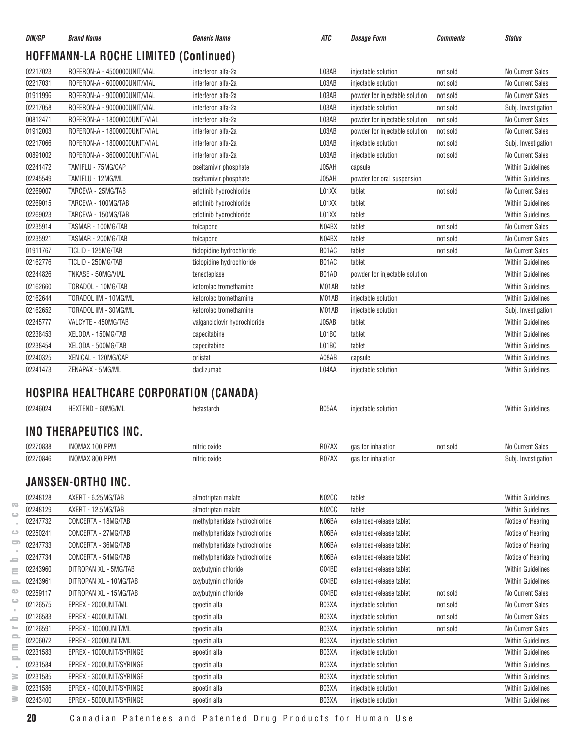| DIN/GP | Brand Name | Generic Name | ATC | Dosage Form | Comments | Status |
|---|---|---|---|---|---|---|

## HOFFMANN-LA ROCHE LIMITED (Continued)

| DIN/GP | Brand Name | Generic Name | ATC | Dosage Form | Comments | Status |
|---|---|---|---|---|---|---|
| 02217023 | ROFERON-A - 4500000UNIT/VIAL | interferon alfa-2a | L03AB | injectable solution | not sold | No Current Sales |
| 02217031 | ROFERON-A - 6000000UNIT/VIAL | interferon alfa-2a | L03AB | injectable solution | not sold | No Current Sales |
| 01911996 | ROFERON-A - 9000000UNIT/VIAL | interferon alfa-2a | L03AB | powder for injectable solution | not sold | No Current Sales |
| 02217058 | ROFERON-A - 9000000UNIT/VIAL | interferon alfa-2a | L03AB | injectable solution | not sold | Subj. Investigation |
| 00812471 | ROFERON-A - 18000000UNIT/VIAL | interferon alfa-2a | L03AB | powder for injectable solution | not sold | No Current Sales |
| 01912003 | ROFERON-A - 18000000UNIT/VIAL | interferon alfa-2a | L03AB | powder for injectable solution | not sold | No Current Sales |
| 02217066 | ROFERON-A - 18000000UNIT/VIAL | interferon alfa-2a | L03AB | injectable solution | not sold | Subj. Investigation |
| 00891002 | ROFERON-A - 36000000UNIT/VIAL | interferon alfa-2a | L03AB | injectable solution | not sold | No Current Sales |
| 02241472 | TAMIFLU - 75MG/CAP | oseltamivir phosphate | J05AH | capsule | | Within Guidelines |
| 02245549 | TAMIFLU - 12MG/ML | oseltamivir phosphate | J05AH | powder for oral suspension | | Within Guidelines |
| 02269007 | TARCEVA - 25MG/TAB | erlotinib hydrochloride | L01XX | tablet | not sold | No Current Sales |
| 02269015 | TARCEVA - 100MG/TAB | erlotinib hydrochloride | L01XX | tablet | | Within Guidelines |
| 02269023 | TARCEVA - 150MG/TAB | erlotinib hydrochloride | L01XX | tablet | | Within Guidelines |
| 02235914 | TASMAR - 100MG/TAB | tolcapone | N04BX | tablet | not sold | No Current Sales |
| 02235921 | TASMAR - 200MG/TAB | tolcapone | N04BX | tablet | not sold | No Current Sales |
| 01911767 | TICLID - 125MG/TAB | ticlopidine hydrochloride | B01AC | tablet | not sold | No Current Sales |
| 02162776 | TICLID - 250MG/TAB | ticlopidine hydrochloride | B01AC | tablet | | Within Guidelines |
| 02244826 | TNKASE - 50MG/VIAL | tenecteplase | B01AD | powder for injectable solution | | Within Guidelines |
| 02162660 | TORADOL - 10MG/TAB | ketorolac tromethamine | M01AB | tablet | | Within Guidelines |
| 02162644 | TORADOL IM - 10MG/ML | ketorolac tromethamine | M01AB | injectable solution | | Within Guidelines |
| 02162652 | TORADOL IM - 30MG/ML | ketorolac tromethamine | M01AB | injectable solution | | Subj. Investigation |
| 02245777 | VALCYTE - 450MG/TAB | valganciclovir hydrochloride | J05AB | tablet | | Within Guidelines |
| 02238453 | XELODA - 150MG/TAB | capecitabine | L01BC | tablet | | Within Guidelines |
| 02238454 | XELODA - 500MG/TAB | capecitabine | L01BC | tablet | | Within Guidelines |
| 02240325 | XENICAL - 120MG/CAP | orlistat | A08AB | capsule | | Within Guidelines |
| 02241473 | ZENAPAX - 5MG/ML | daclizumab | L04AA | injectable solution | | Within Guidelines |

## HOSPIRA HEALTHCARE CORPORATION (CANADA)

| DIN/GP | Brand Name | Generic Name | ATC | Dosage Form | Comments | Status |
|---|---|---|---|---|---|---|
| 02246024 | HEXTEND - 60MG/ML | hetastarch | B05AA | injectable solution | | Within Guidelines |

## INO THERAPEUTICS INC.

| DIN/GP | Brand Name | Generic Name | ATC | Dosage Form | Comments | Status |
|---|---|---|---|---|---|---|
| 02270838 | INOMAX 100 PPM | nitric oxide | R07AX | gas for inhalation | not sold | No Current Sales |
| 02270846 | INOMAX 800 PPM | nitric oxide | R07AX | gas for inhalation | | Subj. Investigation |

## JANSSEN-ORTHO INC.

| DIN/GP | Brand Name | Generic Name | ATC | Dosage Form | Comments | Status |
|---|---|---|---|---|---|---|
| 02248128 | AXERT - 6.25MG/TAB | almotriptan malate | N02CC | tablet | | Within Guidelines |
| 02248129 | AXERT - 12.5MG/TAB | almotriptan malate | N02CC | tablet | | Within Guidelines |
| 02247732 | CONCERTA - 18MG/TAB | methylphenidate hydrochloride | N06BA | extended-release tablet | | Notice of Hearing |
| 02250241 | CONCERTA - 27MG/TAB | methylphenidate hydrochloride | N06BA | extended-release tablet | | Notice of Hearing |
| 02247733 | CONCERTA - 36MG/TAB | methylphenidate hydrochloride | N06BA | extended-release tablet | | Notice of Hearing |
| 02247734 | CONCERTA - 54MG/TAB | methylphenidate hydrochloride | N06BA | extended-release tablet | | Notice of Hearing |
| 02243960 | DITROPAN XL - 5MG/TAB | oxybutynin chloride | G04BD | extended-release tablet | | Within Guidelines |
| 02243961 | DITROPAN XL - 10MG/TAB | oxybutynin chloride | G04BD | extended-release tablet | | Within Guidelines |
| 02259117 | DITROPAN XL - 15MG/TAB | oxybutynin chloride | G04BD | extended-release tablet | not sold | No Current Sales |
| 02126575 | EPREX - 2000UNIT/ML | epoetin alfa | B03XA | injectable solution | not sold | No Current Sales |
| 02126583 | EPREX - 4000UNIT/ML | epoetin alfa | B03XA | injectable solution | not sold | No Current Sales |
| 02126591 | EPREX - 10000UNIT/ML | epoetin alfa | B03XA | injectable solution | not sold | No Current Sales |
| 02206072 | EPREX - 20000UNIT/ML | epoetin alfa | B03XA | injectable solution | | Within Guidelines |
| 02231583 | EPREX - 1000UNIT/SYRINGE | epoetin alfa | B03XA | injectable solution | | Within Guidelines |
| 02231584 | EPREX - 2000UNIT/SYRINGE | epoetin alfa | B03XA | injectable solution | | Within Guidelines |
| 02231585 | EPREX - 3000UNIT/SYRINGE | epoetin alfa | B03XA | injectable solution | | Within Guidelines |
| 02231586 | EPREX - 4000UNIT/SYRINGE | epoetin alfa | B03XA | injectable solution | | Within Guidelines |
| 02243400 | EPREX - 5000UNIT/SYRINGE | epoetin alfa | B03XA | injectable solution | | Within Guidelines |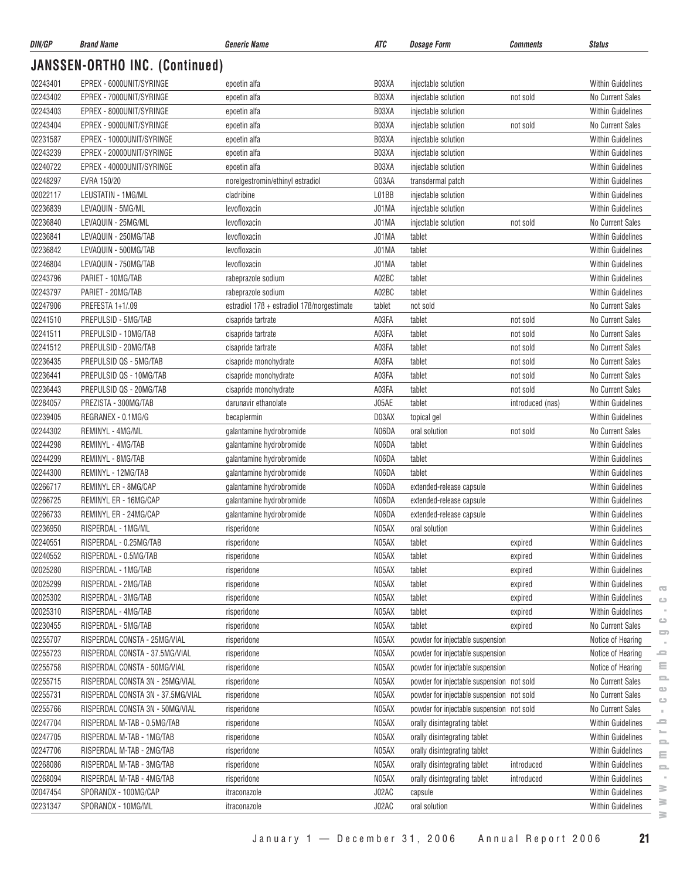| DIN/GP | Brand Name | Generic Name | ATC | Dosage Form | Comments | Status |
|---|---|---|---|---|---|---|

## JANSSEN-ORTHO INC. (Continued)

| DIN/GP | Brand Name | Generic Name | ATC | Dosage Form | Comments | Status |
|---|---|---|---|---|---|---|
| 02243401 | EPREX - 6000UNIT/SYRINGE | epoetin alfa | B03XA | injectable solution | | Within Guidelines |
| 02243402 | EPREX - 7000UNIT/SYRINGE | epoetin alfa | B03XA | injectable solution | not sold | No Current Sales |
| 02243403 | EPREX - 8000UNIT/SYRINGE | epoetin alfa | B03XA | injectable solution | | Within Guidelines |
| 02243404 | EPREX - 9000UNIT/SYRINGE | epoetin alfa | B03XA | injectable solution | not sold | No Current Sales |
| 02231587 | EPREX - 10000UNIT/SYRINGE | epoetin alfa | B03XA | injectable solution | | Within Guidelines |
| 02243239 | EPREX - 20000UNIT/SYRINGE | epoetin alfa | B03XA | injectable solution | | Within Guidelines |
| 02240722 | EPREX - 40000UNIT/SYRINGE | epoetin alfa | B03XA | injectable solution | | Within Guidelines |
| 02248297 | EVRA 150/20 | norelgestromin/ethinyl estradiol | G03AA | transdermal patch | | Within Guidelines |
| 02022117 | LEUSTATIN - 1MG/ML | cladribine | L01BB | injectable solution | | Within Guidelines |
| 02236839 | LEVAQUIN - 5MG/ML | levofloxacin | J01MA | injectable solution | | Within Guidelines |
| 02236840 | LEVAQUIN - 25MG/ML | levofloxacin | J01MA | injectable solution | not sold | No Current Sales |
| 02236841 | LEVAQUIN - 250MG/TAB | levofloxacin | J01MA | tablet | | Within Guidelines |
| 02236842 | LEVAQUIN - 500MG/TAB | levofloxacin | J01MA | tablet | | Within Guidelines |
| 02246804 | LEVAQUIN - 750MG/TAB | levofloxacin | J01MA | tablet | | Within Guidelines |
| 02243796 | PARIET - 10MG/TAB | rabeprazole sodium | A02BC | tablet | | Within Guidelines |
| 02243797 | PARIET - 20MG/TAB | rabeprazole sodium | A02BC | tablet | | Within Guidelines |
| 02247906 | PREFESTA 1+1/.09 | estradiol 17ß + estradiol 17ß/norgestimate | tablet | not sold | | No Current Sales |
| 02241510 | PREPULSID - 5MG/TAB | cisapride tartrate | A03FA | tablet | not sold | No Current Sales |
| 02241511 | PREPULSID - 10MG/TAB | cisapride tartrate | A03FA | tablet | not sold | No Current Sales |
| 02241512 | PREPULSID - 20MG/TAB | cisapride tartrate | A03FA | tablet | not sold | No Current Sales |
| 02236435 | PREPULSID QS - 5MG/TAB | cisapride monohydrate | A03FA | tablet | not sold | No Current Sales |
| 02236441 | PREPULSID QS - 10MG/TAB | cisapride monohydrate | A03FA | tablet | not sold | No Current Sales |
| 02236443 | PREPULSID QS - 20MG/TAB | cisapride monohydrate | A03FA | tablet | not sold | No Current Sales |
| 02284057 | PREZISTA - 300MG/TAB | darunavir ethanolate | J05AE | tablet | introduced (nas) | Within Guidelines |
| 02239405 | REGRANEX - 0.1MG/G | becaplermin | D03AX | topical gel | | Within Guidelines |
| 02244302 | REMINYL - 4MG/ML | galantamine hydrobromide | N06DA | oral solution | not sold | No Current Sales |
| 02244298 | REMINYL - 4MG/TAB | galantamine hydrobromide | N06DA | tablet | | Within Guidelines |
| 02244299 | REMINYL - 8MG/TAB | galantamine hydrobromide | N06DA | tablet | | Within Guidelines |
| 02244300 | REMINYL - 12MG/TAB | galantamine hydrobromide | N06DA | tablet | | Within Guidelines |
| 02266717 | REMINYL ER - 8MG/CAP | galantamine hydrobromide | N06DA | extended-release capsule | | Within Guidelines |
| 02266725 | REMINYL ER - 16MG/CAP | galantamine hydrobromide | N06DA | extended-release capsule | | Within Guidelines |
| 02266733 | REMINYL ER - 24MG/CAP | galantamine hydrobromide | N06DA | extended-release capsule | | Within Guidelines |
| 02236950 | RISPERDAL - 1MG/ML | risperidone | N05AX | oral solution | | Within Guidelines |
| 02240551 | RISPERDAL - 0.25MG/TAB | risperidone | N05AX | tablet | expired | Within Guidelines |
| 02240552 | RISPERDAL - 0.5MG/TAB | risperidone | N05AX | tablet | expired | Within Guidelines |
| 02025280 | RISPERDAL - 1MG/TAB | risperidone | N05AX | tablet | expired | Within Guidelines |
| 02025299 | RISPERDAL - 2MG/TAB | risperidone | N05AX | tablet | expired | Within Guidelines |
| 02025302 | RISPERDAL - 3MG/TAB | risperidone | N05AX | tablet | expired | Within Guidelines |
| 02025310 | RISPERDAL - 4MG/TAB | risperidone | N05AX | tablet | expired | Within Guidelines |
| 02230455 | RISPERDAL - 5MG/TAB | risperidone | N05AX | tablet | expired | No Current Sales |
| 02255707 | RISPERDAL CONSTA - 25MG/VIAL | risperidone | N05AX | powder for injectable suspension | | Notice of Hearing |
| 02255723 | RISPERDAL CONSTA - 37.5MG/VIAL | risperidone | N05AX | powder for injectable suspension | | Notice of Hearing |
| 02255758 | RISPERDAL CONSTA - 50MG/VIAL | risperidone | N05AX | powder for injectable suspension | | Notice of Hearing |
| 02255715 | RISPERDAL CONSTA 3N - 25MG/VIAL | risperidone | N05AX | powder for injectable suspension | not sold | No Current Sales |
| 02255731 | RISPERDAL CONSTA 3N - 37.5MG/VIAL | risperidone | N05AX | powder for injectable suspension | not sold | No Current Sales |
| 02255766 | RISPERDAL CONSTA 3N - 50MG/VIAL | risperidone | N05AX | powder for injectable suspension | not sold | No Current Sales |
| 02247704 | RISPERDAL M-TAB - 0.5MG/TAB | risperidone | N05AX | orally disintegrating tablet | | Within Guidelines |
| 02247705 | RISPERDAL M-TAB - 1MG/TAB | risperidone | N05AX | orally disintegrating tablet | | Within Guidelines |
| 02247706 | RISPERDAL M-TAB - 2MG/TAB | risperidone | N05AX | orally disintegrating tablet | | Within Guidelines |
| 02268086 | RISPERDAL M-TAB - 3MG/TAB | risperidone | N05AX | orally disintegrating tablet | introduced | Within Guidelines |
| 02268094 | RISPERDAL M-TAB - 4MG/TAB | risperidone | N05AX | orally disintegrating tablet | introduced | Within Guidelines |
| 02047454 | SPORANOX - 100MG/CAP | itraconazole | J02AC | capsule | | Within Guidelines |
| 02231347 | SPORANOX - 10MG/ML | itraconazole | J02AC | oral solution | | Within Guidelines |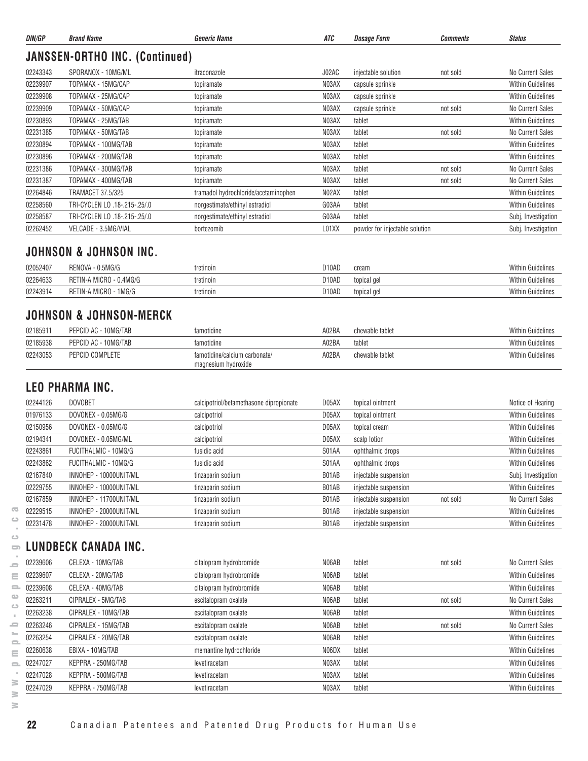| DIN/GP | Brand Name | Generic Name | ATC | Dosage Form | Comments | Status |
|---|---|---|---|---|---|---|

## JANSSEN-ORTHO INC. (Continued)

| DIN/GP | Brand Name | Generic Name | ATC | Dosage Form | Comments | Status |
|---|---|---|---|---|---|---|
| 02243343 | SPORANOX - 10MG/ML | itraconazole | J02AC | injectable solution | not sold | No Current Sales |
| 02239907 | TOPAMAX - 15MG/CAP | topiramate | N03AX | capsule sprinkle | | Within Guidelines |
| 02239908 | TOPAMAX - 25MG/CAP | topiramate | N03AX | capsule sprinkle | | Within Guidelines |
| 02239909 | TOPAMAX - 50MG/CAP | topiramate | N03AX | capsule sprinkle | not sold | No Current Sales |
| 02230893 | TOPAMAX - 25MG/TAB | topiramate | N03AX | tablet | | Within Guidelines |
| 02231385 | TOPAMAX - 50MG/TAB | topiramate | N03AX | tablet | not sold | No Current Sales |
| 02230894 | TOPAMAX - 100MG/TAB | topiramate | N03AX | tablet | | Within Guidelines |
| 02230896 | TOPAMAX - 200MG/TAB | topiramate | N03AX | tablet | | Within Guidelines |
| 02231386 | TOPAMAX - 300MG/TAB | topiramate | N03AX | tablet | not sold | No Current Sales |
| 02231387 | TOPAMAX - 400MG/TAB | topiramate | N03AX | tablet | not sold | No Current Sales |
| 02264846 | TRAMACET 37.5/325 | tramadol hydrochloride/acetaminophen | N02AX | tablet | | Within Guidelines |
| 02258560 | TRI-CYCLEN LO .18-.215-.25/.0 | norgestimate/ethinyl estradiol | G03AA | tablet | | Within Guidelines |
| 02258587 | TRI-CYCLEN LO .18-.215-.25/.0 | norgestimate/ethinyl estradiol | G03AA | tablet | | Subj, Investigation |
| 02262452 | VELCADE - 3.5MG/VIAL | bortezomib | L01XX | powder for injectable solution | | Subj. Investigation |

## JOHNSON & JOHNSON INC.

| DIN/GP | Brand Name | Generic Name | ATC | Dosage Form | Comments | Status |
|---|---|---|---|---|---|---|
| 02052407 | RENOVA - 0.5MG/G | tretinoin | D10AD | cream | | Within Guidelines |
| 02264633 | RETIN-A MICRO - 0.4MG/G | tretinoin | D10AD | topical gel | | Within Guidelines |
| 02243914 | RETIN-A MICRO - 1MG/G | tretinoin | D10AD | topical gel | | Within Guidelines |

## JOHNSON & JOHNSON-MERCK

| DIN/GP | Brand Name | Generic Name | ATC | Dosage Form | Comments | Status |
|---|---|---|---|---|---|---|
| 02185911 | PEPCID AC - 10MG/TAB | famotidine | A02BA | chewable tablet | | Within Guidelines |
| 02185938 | PEPCID AC - 10MG/TAB | famotidine | A02BA | tablet | | Within Guidelines |
| 02243053 | PEPCID COMPLETE | famotidine/calcium carbonate/ magnesium hydroxide | A02BA | chewable tablet | | Within Guidelines |

## LEO PHARMA INC.

| DIN/GP | Brand Name | Generic Name | ATC | Dosage Form | Comments | Status |
|---|---|---|---|---|---|---|
| 02244126 | DOVOBET | calcipotriol/betamethasone dipropionate | D05AX | topical ointment | | Notice of Hearing |
| 01976133 | DOVONEX - 0.05MG/G | calcipotriol | D05AX | topical ointment | | Within Guidelines |
| 02150956 | DOVONEX - 0.05MG/G | calcipotriol | D05AX | topical cream | | Within Guidelines |
| 02194341 | DOVONEX - 0.05MG/ML | calcipotriol | D05AX | scalp lotion | | Within Guidelines |
| 02243861 | FUCITHALMIC - 10MG/G | fusidic acid | S01AA | ophthalmic drops | | Within Guidelines |
| 02243862 | FUCITHALMIC - 10MG/G | fusidic acid | S01AA | ophthalmic drops | | Within Guidelines |
| 02167840 | INNOHEP - 10000UNIT/ML | tinzaparin sodium | B01AB | injectable suspension | | Subj. Investigation |
| 02229755 | INNOHEP - 10000UNIT/ML | tinzaparin sodium | B01AB | injectable suspension | | Within Guidelines |
| 02167859 | INNOHEP - 11700UNIT/ML | tinzaparin sodium | B01AB | injectable suspension | not sold | No Current Sales |
| 02229515 | INNOHEP - 20000UNIT/ML | tinzaparin sodium | B01AB | injectable suspension | | Within Guidelines |
| 02231478 | INNOHEP - 20000UNIT/ML | tinzaparin sodium | B01AB | injectable suspension | | Within Guidelines |

## LUNDBECK CANADA INC.

| DIN/GP | Brand Name | Generic Name | ATC | Dosage Form | Comments | Status |
|---|---|---|---|---|---|---|
| 02239606 | CELEXA - 10MG/TAB | citalopram hydrobromide | N06AB | tablet | not sold | No Current Sales |
| 02239607 | CELEXA - 20MG/TAB | citalopram hydrobromide | N06AB | tablet | | Within Guidelines |
| 02239608 | CELEXA - 40MG/TAB | citalopram hydrobromide | N06AB | tablet | | Within Guidelines |
| 02263211 | CIPRALEX - 5MG/TAB | escitalopram oxalate | N06AB | tablet | not sold | No Current Sales |
| 02263238 | CIPRALEX - 10MG/TAB | escitalopram oxalate | N06AB | tablet | | Within Guidelines |
| 02263246 | CIPRALEX - 15MG/TAB | escitalopram oxalate | N06AB | tablet | not sold | No Current Sales |
| 02263254 | CIPRALEX - 20MG/TAB | escitalopram oxalate | N06AB | tablet | | Within Guidelines |
| 02260638 | EBIXA - 10MG/TAB | memantine hydrochloride | N06DX | tablet | | Within Guidelines |
| 02247027 | KEPPRA - 250MG/TAB | levetiracetam | N03AX | tablet | | Within Guidelines |
| 02247028 | KEPPRA - 500MG/TAB | levetiracetam | N03AX | tablet | | Within Guidelines |
| 02247029 | KEPPRA - 750MG/TAB | levetiracetam | N03AX | tablet | | Within Guidelines |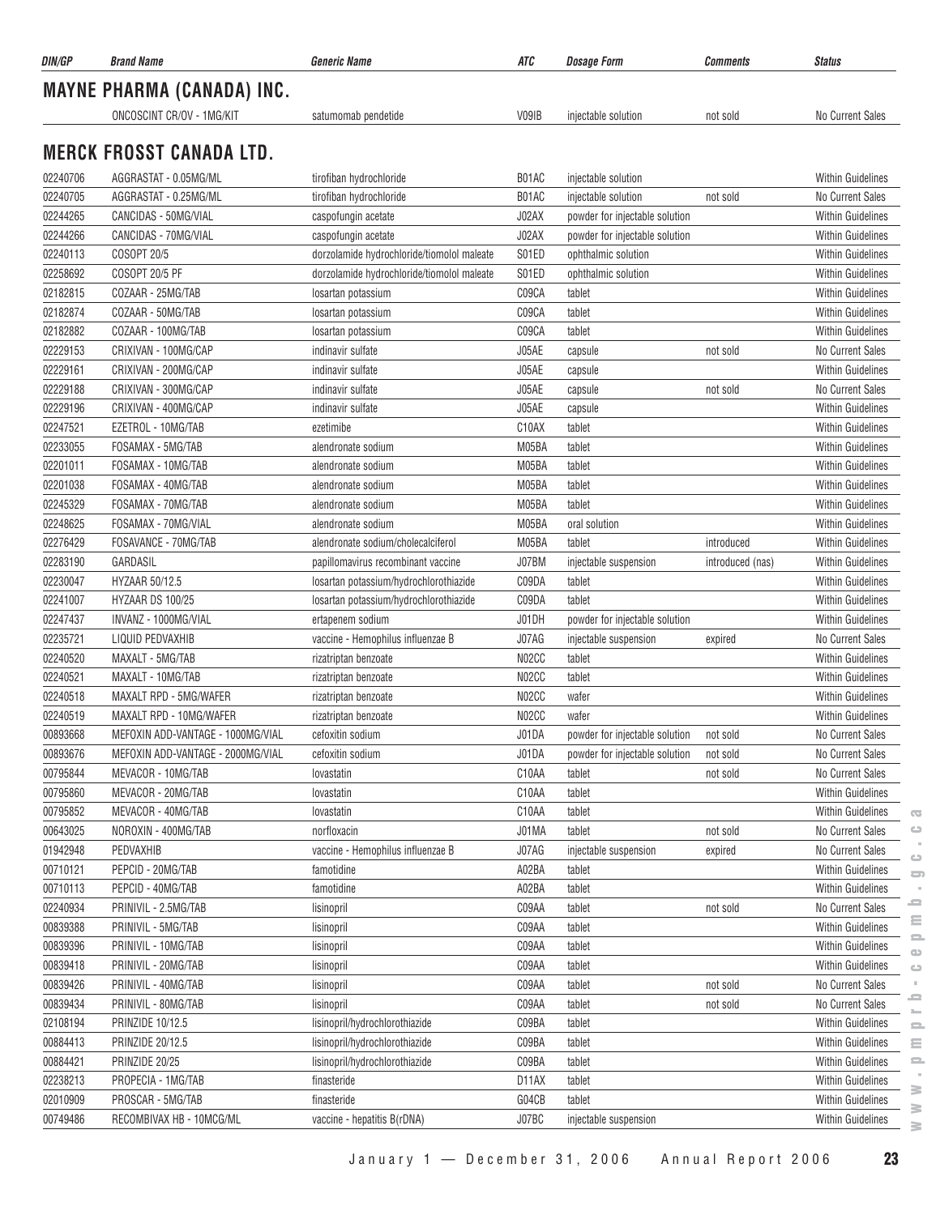| DIN/GP | Brand Name | Generic Name | ATC | Dosage Form | Comments | Status |
|---|---|---|---|---|---|---|

## MAYNE PHARMA (CANADA) INC.

| DIN/GP | Brand Name | Generic Name | ATC | Dosage Form | Comments | Status |
|---|---|---|---|---|---|---|
| | ONCOSCINT CR/OV - 1MG/KIT | satumomab pendetide | V09IB | injectable solution | not sold | No Current Sales |

## MERCK FROSST CANADA LTD.

| DIN/GP | Brand Name | Generic Name | ATC | Dosage Form | Comments | Status |
|---|---|---|---|---|---|---|
| 02240706 | AGGRASTAT - 0.05MG/ML | tirofiban hydrochloride | B01AC | injectable solution | | Within Guidelines |
| 02240705 | AGGRASTAT - 0.25MG/ML | tirofiban hydrochloride | B01AC | injectable solution | not sold | No Current Sales |
| 02244265 | CANCIDAS - 50MG/VIAL | caspofungin acetate | J02AX | powder for injectable solution | | Within Guidelines |
| 02244266 | CANCIDAS - 70MG/VIAL | caspofungin acetate | J02AX | powder for injectable solution | | Within Guidelines |
| 02240113 | COSOPT 20/5 | dorzolamide hydrochloride/tiomolol maleate | S01ED | ophthalmic solution | | Within Guidelines |
| 02258692 | COSOPT 20/5 PF | dorzolamide hydrochloride/tiomolol maleate | S01ED | ophthalmic solution | | Within Guidelines |
| 02182815 | COZAAR - 25MG/TAB | losartan potassium | C09CA | tablet | | Within Guidelines |
| 02182874 | COZAAR - 50MG/TAB | losartan potassium | C09CA | tablet | | Within Guidelines |
| 02182882 | COZAAR - 100MG/TAB | losartan potassium | C09CA | tablet | | Within Guidelines |
| 02229153 | CRIXIVAN - 100MG/CAP | indinavir sulfate | J05AE | capsule | not sold | No Current Sales |
| 02229161 | CRIXIVAN - 200MG/CAP | indinavir sulfate | J05AE | capsule | | Within Guidelines |
| 02229188 | CRIXIVAN - 300MG/CAP | indinavir sulfate | J05AE | capsule | not sold | No Current Sales |
| 02229196 | CRIXIVAN - 400MG/CAP | indinavir sulfate | J05AE | capsule | | Within Guidelines |
| 02247521 | EZETROL - 10MG/TAB | ezetimibe | C10AX | tablet | | Within Guidelines |
| 02233055 | FOSAMAX - 5MG/TAB | alendronate sodium | M05BA | tablet | | Within Guidelines |
| 02201011 | FOSAMAX - 10MG/TAB | alendronate sodium | M05BA | tablet | | Within Guidelines |
| 02201038 | FOSAMAX - 40MG/TAB | alendronate sodium | M05BA | tablet | | Within Guidelines |
| 02245329 | FOSAMAX - 70MG/TAB | alendronate sodium | M05BA | tablet | | Within Guidelines |
| 02248625 | FOSAMAX - 70MG/VIAL | alendronate sodium | M05BA | oral solution | | Within Guidelines |
| 02276429 | FOSAVANCE - 70MG/TAB | alendronate sodium/cholecalciferol | M05BA | tablet | introduced | Within Guidelines |
| 02283190 | GARDASIL | papillomavirus recombinant vaccine | J07BM | injectable suspension | introduced (nas) | Within Guidelines |
| 02230047 | HYZAAR 50/12.5 | losartan potassium/hydrochlorothiazide | C09DA | tablet | | Within Guidelines |
| 02241007 | HYZAAR DS 100/25 | losartan potassium/hydrochlorothiazide | C09DA | tablet | | Within Guidelines |
| 02247437 | INVANZ - 1000MG/VIAL | ertapenem sodium | J01DH | powder for injectable solution | | Within Guidelines |
| 02235721 | LIQUID PEDVAXHIB | vaccine - Hemophilus influenzae B | J07AG | injectable suspension | expired | No Current Sales |
| 02240520 | MAXALT - 5MG/TAB | rizatriptan benzoate | N02CC | tablet | | Within Guidelines |
| 02240521 | MAXALT - 10MG/TAB | rizatriptan benzoate | N02CC | tablet | | Within Guidelines |
| 02240518 | MAXALT RPD - 5MG/WAFER | rizatriptan benzoate | N02CC | wafer | | Within Guidelines |
| 02240519 | MAXALT RPD - 10MG/WAFER | rizatriptan benzoate | N02CC | wafer | | Within Guidelines |
| 00893668 | MEFOXIN ADD-VANTAGE - 1000MG/VIAL | cefoxitin sodium | J01DA | powder for injectable solution | not sold | No Current Sales |
| 00893676 | MEFOXIN ADD-VANTAGE - 2000MG/VIAL | cefoxitin sodium | J01DA | powder for injectable solution | not sold | No Current Sales |
| 00795844 | MEVACOR - 10MG/TAB | lovastatin | C10AA | tablet | not sold | No Current Sales |
| 00795860 | MEVACOR - 20MG/TAB | lovastatin | C10AA | tablet | | Within Guidelines |
| 00795852 | MEVACOR - 40MG/TAB | lovastatin | C10AA | tablet | | Within Guidelines |
| 00643025 | NOROXIN - 400MG/TAB | norfloxacin | J01MA | tablet | not sold | No Current Sales |
| 01942948 | PEDVAXHIB | vaccine - Hemophilus influenzae B | J07AG | injectable suspension | expired | No Current Sales |
| 00710121 | PEPCID - 20MG/TAB | famotidine | A02BA | tablet | | Within Guidelines |
| 00710113 | PEPCID - 40MG/TAB | famotidine | A02BA | tablet | | Within Guidelines |
| 02240934 | PRINIVIL - 2.5MG/TAB | lisinopril | C09AA | tablet | not sold | No Current Sales |
| 00839388 | PRINIVIL - 5MG/TAB | lisinopril | C09AA | tablet | | Within Guidelines |
| 00839396 | PRINIVIL - 10MG/TAB | lisinopril | C09AA | tablet | | Within Guidelines |
| 00839418 | PRINIVIL - 20MG/TAB | lisinopril | C09AA | tablet | | Within Guidelines |
| 00839426 | PRINIVIL - 40MG/TAB | lisinopril | C09AA | tablet | not sold | No Current Sales |
| 00839434 | PRINIVIL - 80MG/TAB | lisinopril | C09AA | tablet | not sold | No Current Sales |
| 02108194 | PRINZIDE 10/12.5 | lisinopril/hydrochlorothiazide | C09BA | tablet | | Within Guidelines |
| 00884413 | PRINZIDE 20/12.5 | lisinopril/hydrochlorothiazide | C09BA | tablet | | Within Guidelines |
| 00884421 | PRINZIDE 20/25 | lisinopril/hydrochlorothiazide | C09BA | tablet | | Within Guidelines |
| 02238213 | PROPECIA - 1MG/TAB | finasteride | D11AX | tablet | | Within Guidelines |
| 02010909 | PROSCAR - 5MG/TAB | finasteride | G04CB | tablet | | Within Guidelines |
| 00749486 | RECOMBIVAX HB - 10MCG/ML | vaccine - hepatitis B(rDNA) | J07BC | injectable suspension | | Within Guidelines |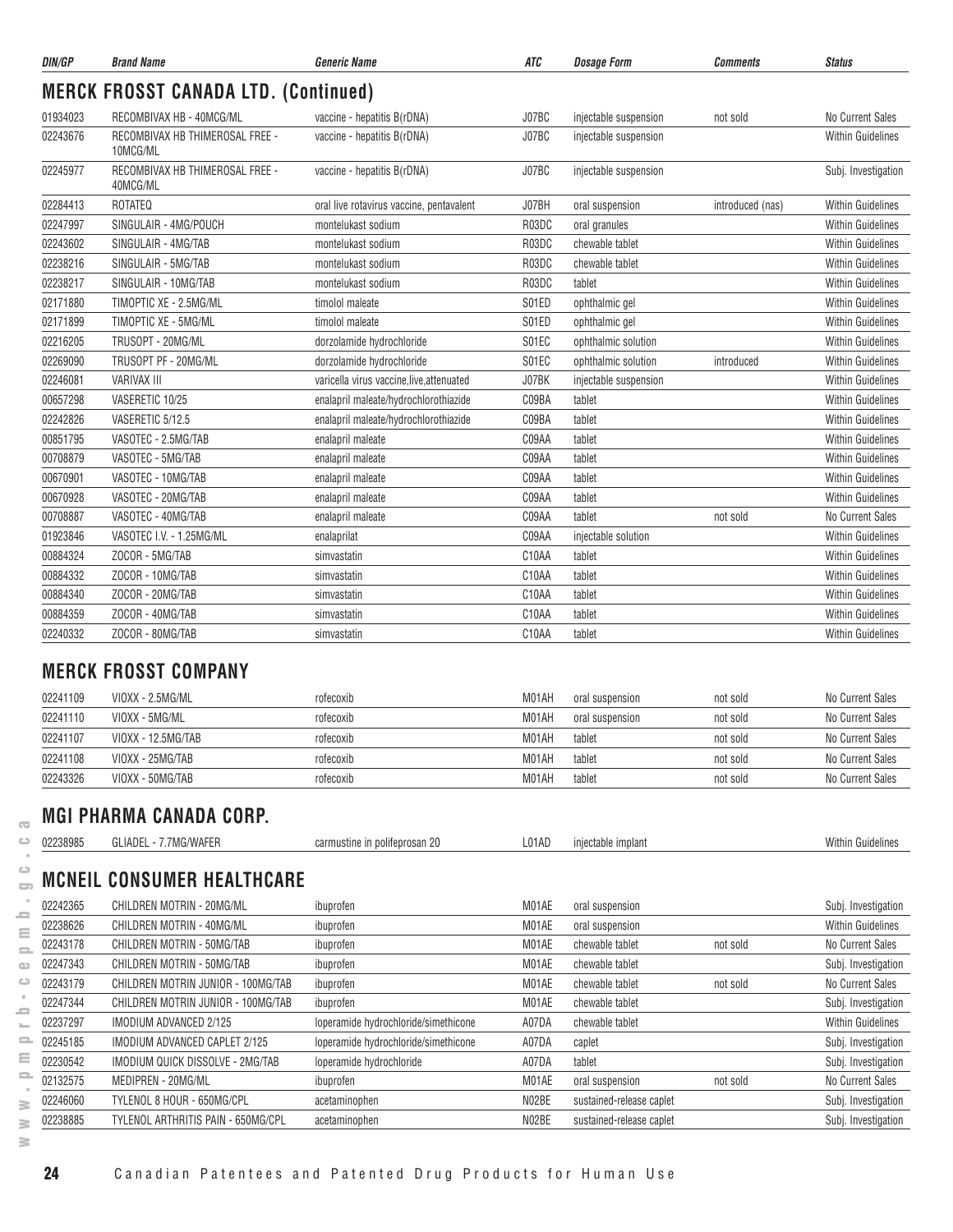| DIN/GP | Brand Name | Generic Name | ATC | Dosage Form | Comments | Status |
|---|---|---|---|---|---|---|

## MERCK FROSST CANADA LTD. (Continued)

| DIN/GP | Brand Name | Generic Name | ATC | Dosage Form | Comments | Status |
|---|---|---|---|---|---|---|
| 01934023 | RECOMBIVAX HB - 40MCG/ML | vaccine - hepatitis B(rDNA) | J07BC | injectable suspension | not sold | No Current Sales |
| 02243676 | RECOMBIVAX HB THIMEROSAL FREE - 10MCG/ML | vaccine - hepatitis B(rDNA) | J07BC | injectable suspension | | Within Guidelines |
| 02245977 | RECOMBIVAX HB THIMEROSAL FREE - 40MCG/ML | vaccine - hepatitis B(rDNA) | J07BC | injectable suspension | | Subj. Investigation |
| 02284413 | ROTATEQ | oral live rotavirus vaccine, pentavalent | J07BH | oral suspension | introduced (nas) | Within Guidelines |
| 02247997 | SINGULAIR - 4MG/POUCH | montelukast sodium | R03DC | oral granules | | Within Guidelines |
| 02243602 | SINGULAIR - 4MG/TAB | montelukast sodium | R03DC | chewable tablet | | Within Guidelines |
| 02238216 | SINGULAIR - 5MG/TAB | montelukast sodium | R03DC | chewable tablet | | Within Guidelines |
| 02238217 | SINGULAIR - 10MG/TAB | montelukast sodium | R03DC | tablet | | Within Guidelines |
| 02171880 | TIMOPTIC XE - 2.5MG/ML | timolol maleate | S01ED | ophthalmic gel | | Within Guidelines |
| 02171899 | TIMOPTIC XE - 5MG/ML | timolol maleate | S01ED | ophthalmic gel | | Within Guidelines |
| 02216205 | TRUSOPT - 20MG/ML | dorzolamide hydrochloride | S01EC | ophthalmic solution | | Within Guidelines |
| 02269090 | TRUSOPT PF - 20MG/ML | dorzolamide hydrochloride | S01EC | ophthalmic solution | introduced | Within Guidelines |
| 02246081 | VARIVAX III | varicella virus vaccine,live,attenuated | J07BK | injectable suspension | | Within Guidelines |
| 00657298 | VASERETIC 10/25 | enalapril maleate/hydrochlorothiazide | C09BA | tablet | | Within Guidelines |
| 02242826 | VASERETIC 5/12.5 | enalapril maleate/hydrochlorothiazide | C09BA | tablet | | Within Guidelines |
| 00851795 | VASOTEC - 2.5MG/TAB | enalapril maleate | C09AA | tablet | | Within Guidelines |
| 00708879 | VASOTEC - 5MG/TAB | enalapril maleate | C09AA | tablet | | Within Guidelines |
| 00670901 | VASOTEC - 10MG/TAB | enalapril maleate | C09AA | tablet | | Within Guidelines |
| 00670928 | VASOTEC - 20MG/TAB | enalapril maleate | C09AA | tablet | | Within Guidelines |
| 00708887 | VASOTEC - 40MG/TAB | enalapril maleate | C09AA | tablet | not sold | No Current Sales |
| 01923846 | VASOTEC I.V. - 1.25MG/ML | enalaprilat | C09AA | injectable solution | | Within Guidelines |
| 00884324 | ZOCOR - 5MG/TAB | simvastatin | C10AA | tablet | | Within Guidelines |
| 00884332 | ZOCOR - 10MG/TAB | simvastatin | C10AA | tablet | | Within Guidelines |
| 00884340 | ZOCOR - 20MG/TAB | simvastatin | C10AA | tablet | | Within Guidelines |
| 00884359 | ZOCOR - 40MG/TAB | simvastatin | C10AA | tablet | | Within Guidelines |
| 02240332 | ZOCOR - 80MG/TAB | simvastatin | C10AA | tablet | | Within Guidelines |

## MERCK FROSST COMPANY

| DIN/GP | Brand Name | Generic Name | ATC | Dosage Form | Comments | Status |
|---|---|---|---|---|---|---|
| 02241109 | VIOXX - 2.5MG/ML | rofecoxib | M01AH | oral suspension | not sold | No Current Sales |
| 02241110 | VIOXX - 5MG/ML | rofecoxib | M01AH | oral suspension | not sold | No Current Sales |
| 02241107 | VIOXX - 12.5MG/TAB | rofecoxib | M01AH | tablet | not sold | No Current Sales |
| 02241108 | VIOXX - 25MG/TAB | rofecoxib | M01AH | tablet | not sold | No Current Sales |
| 02243326 | VIOXX - 50MG/TAB | rofecoxib | M01AH | tablet | not sold | No Current Sales |

## MGI PHARMA CANADA CORP.

| DIN/GP | Brand Name | Generic Name | ATC | Dosage Form | Comments | Status |
|---|---|---|---|---|---|---|
| 02238985 | GLIADEL - 7.7MG/WAFER | carmustine in polifeprosan 20 | L01AD | injectable implant | | Within Guidelines |

## MCNEIL CONSUMER HEALTHCARE

| DIN/GP | Brand Name | Generic Name | ATC | Dosage Form | Comments | Status |
|---|---|---|---|---|---|---|
| 02242365 | CHILDREN MOTRIN - 20MG/ML | ibuprofen | M01AE | oral suspension | | Subj. Investigation |
| 02238626 | CHILDREN MOTRIN - 40MG/ML | ibuprofen | M01AE | oral suspension | | Within Guidelines |
| 02243178 | CHILDREN MOTRIN - 50MG/TAB | ibuprofen | M01AE | chewable tablet | not sold | No Current Sales |
| 02247343 | CHILDREN MOTRIN - 50MG/TAB | ibuprofen | M01AE | chewable tablet | | Subj. Investigation |
| 02243179 | CHILDREN MOTRIN JUNIOR - 100MG/TAB | ibuprofen | M01AE | chewable tablet | not sold | No Current Sales |
| 02247344 | CHILDREN MOTRIN JUNIOR - 100MG/TAB | ibuprofen | M01AE | chewable tablet | | Subj. Investigation |
| 02237297 | IMODIUM ADVANCED 2/125 | loperamide hydrochloride/simethicone | A07DA | chewable tablet | | Within Guidelines |
| 02245185 | IMODIUM ADVANCED CAPLET 2/125 | loperamide hydrochloride/simethicone | A07DA | caplet | | Subj. Investigation |
| 02230542 | IMODIUM QUICK DISSOLVE - 2MG/TAB | loperamide hydrochloride | A07DA | tablet | | Subj. Investigation |
| 02132575 | MEDIPREN - 20MG/ML | ibuprofen | M01AE | oral suspension | not sold | No Current Sales |
| 02246060 | TYLENOL 8 HOUR - 650MG/CPL | acetaminophen | N02BE | sustained-release caplet | | Subj. Investigation |
| 02238885 | TYLENOL ARTHRITIS PAIN - 650MG/CPL | acetaminophen | N02BE | sustained-release caplet | | Subj. Investigation |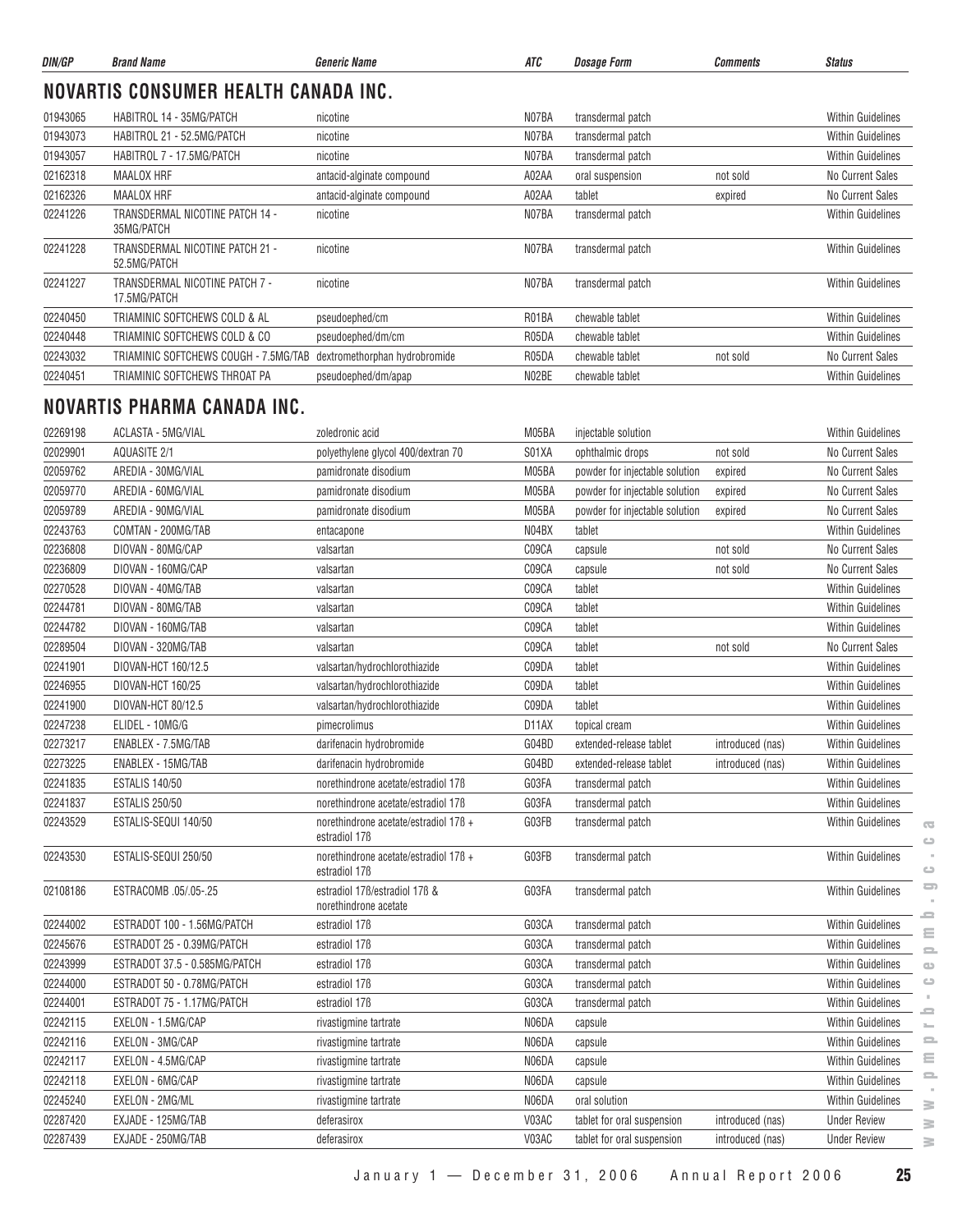| DIN/GP | Brand Name | Generic Name | ATC | Dosage Form | Comments | Status |
|---|---|---|---|---|---|---|

## NOVARTIS CONSUMER HEALTH CANADA INC.

| DIN/GP | Brand Name | Generic Name | ATC | Dosage Form | Comments | Status |
|---|---|---|---|---|---|---|
| 01943065 | HABITROL 14 - 35MG/PATCH | nicotine | N07BA | transdermal patch | | Within Guidelines |
| 01943073 | HABITROL 21 - 52.5MG/PATCH | nicotine | N07BA | transdermal patch | | Within Guidelines |
| 01943057 | HABITROL 7 - 17.5MG/PATCH | nicotine | N07BA | transdermal patch | | Within Guidelines |
| 02162318 | MAALOX HRF | antacid-alginate compound | A02AA | oral suspension | not sold | No Current Sales |
| 02162326 | MAALOX HRF | antacid-alginate compound | A02AA | tablet | expired | No Current Sales |
| 02241226 | TRANSDERMAL NICOTINE PATCH 14 - 35MG/PATCH | nicotine | N07BA | transdermal patch | | Within Guidelines |
| 02241228 | TRANSDERMAL NICOTINE PATCH 21 - 52.5MG/PATCH | nicotine | N07BA | transdermal patch | | Within Guidelines |
| 02241227 | TRANSDERMAL NICOTINE PATCH 7 - 17.5MG/PATCH | nicotine | N07BA | transdermal patch | | Within Guidelines |
| 02240450 | TRIAMINIC SOFTCHEWS COLD & AL | pseudoephed/cm | R01BA | chewable tablet | | Within Guidelines |
| 02240448 | TRIAMINIC SOFTCHEWS COLD & CO | pseudoephed/dm/cm | R05DA | chewable tablet | | Within Guidelines |
| 02243032 | TRIAMINIC SOFTCHEWS COUGH - 7.5MG/TAB | dextromethorphan hydrobromide | R05DA | chewable tablet | not sold | No Current Sales |
| 02240451 | TRIAMINIC SOFTCHEWS THROAT PA | pseudoephed/dm/apap | N02BE | chewable tablet | | Within Guidelines |

## NOVARTIS PHARMA CANADA INC.

| DIN/GP | Brand Name | Generic Name | ATC | Dosage Form | Comments | Status |
|---|---|---|---|---|---|---|
| 02269198 | ACLASTA - 5MG/VIAL | zoledronic acid | M05BA | injectable solution | | Within Guidelines |
| 02029901 | AQUASITE 2/1 | polyethylene glycol 400/dextran 70 | S01XA | ophthalmic drops | not sold | No Current Sales |
| 02059762 | AREDIA - 30MG/VIAL | pamidronate disodium | M05BA | powder for injectable solution | expired | No Current Sales |
| 02059770 | AREDIA - 60MG/VIAL | pamidronate disodium | M05BA | powder for injectable solution | expired | No Current Sales |
| 02059789 | AREDIA - 90MG/VIAL | pamidronate disodium | M05BA | powder for injectable solution | expired | No Current Sales |
| 02243763 | COMTAN - 200MG/TAB | entacapone | N04BX | tablet | | Within Guidelines |
| 02236808 | DIOVAN - 80MG/CAP | valsartan | C09CA | capsule | not sold | No Current Sales |
| 02236809 | DIOVAN - 160MG/CAP | valsartan | C09CA | capsule | not sold | No Current Sales |
| 02270528 | DIOVAN - 40MG/TAB | valsartan | C09CA | tablet | | Within Guidelines |
| 02244781 | DIOVAN - 80MG/TAB | valsartan | C09CA | tablet | | Within Guidelines |
| 02244782 | DIOVAN - 160MG/TAB | valsartan | C09CA | tablet | | Within Guidelines |
| 02289504 | DIOVAN - 320MG/TAB | valsartan | C09CA | tablet | not sold | No Current Sales |
| 02241901 | DIOVAN-HCT 160/12.5 | valsartan/hydrochlorothiazide | C09DA | tablet | | Within Guidelines |
| 02246955 | DIOVAN-HCT 160/25 | valsartan/hydrochlorothiazide | C09DA | tablet | | Within Guidelines |
| 02241900 | DIOVAN-HCT 80/12.5 | valsartan/hydrochlorothiazide | C09DA | tablet | | Within Guidelines |
| 02247238 | ELIDEL - 10MG/G | pimecrolimus | D11AX | topical cream | | Within Guidelines |
| 02273217 | ENABLEX - 7.5MG/TAB | darifenacin hydrobromide | G04BD | extended-release tablet | introduced (nas) | Within Guidelines |
| 02273225 | ENABLEX - 15MG/TAB | darifenacin hydrobromide | G04BD | extended-release tablet | introduced (nas) | Within Guidelines |
| 02241835 | ESTALIS 140/50 | norethindrone acetate/estradiol 17ß | G03FA | transdermal patch | | Within Guidelines |
| 02241837 | ESTALIS 250/50 | norethindrone acetate/estradiol 17ß | G03FA | transdermal patch | | Within Guidelines |
| 02243529 | ESTALIS-SEQUI 140/50 | norethindrone acetate/estradiol 17ß + estradiol 17ß | G03FB | transdermal patch | | Within Guidelines |
| 02243530 | ESTALIS-SEQUI 250/50 | norethindrone acetate/estradiol 17ß + estradiol 17ß | G03FB | transdermal patch | | Within Guidelines |
| 02108186 | ESTRACOMB .05/.05-.25 | estradiol 17ß/estradiol 17ß & norethindrone acetate | G03FA | transdermal patch | | Within Guidelines |
| 02244002 | ESTRADOT 100 - 1.56MG/PATCH | estradiol 17ß | G03CA | transdermal patch | | Within Guidelines |
| 02245676 | ESTRADOT 25 - 0.39MG/PATCH | estradiol 17ß | G03CA | transdermal patch | | Within Guidelines |
| 02243999 | ESTRADOT 37.5 - 0.585MG/PATCH | estradiol 17ß | G03CA | transdermal patch | | Within Guidelines |
| 02244000 | ESTRADOT 50 - 0.78MG/PATCH | estradiol 17ß | G03CA | transdermal patch | | Within Guidelines |
| 02244001 | ESTRADOT 75 - 1.17MG/PATCH | estradiol 17ß | G03CA | transdermal patch | | Within Guidelines |
| 02242115 | EXELON - 1.5MG/CAP | rivastigmine tartrate | N06DA | capsule | | Within Guidelines |
| 02242116 | EXELON - 3MG/CAP | rivastigmine tartrate | N06DA | capsule | | Within Guidelines |
| 02242117 | EXELON - 4.5MG/CAP | rivastigmine tartrate | N06DA | capsule | | Within Guidelines |
| 02242118 | EXELON - 6MG/CAP | rivastigmine tartrate | N06DA | capsule | | Within Guidelines |
| 02245240 | EXELON - 2MG/ML | rivastigmine tartrate | N06DA | oral solution | | Within Guidelines |
| 02287420 | EXJADE - 125MG/TAB | deferasirox | V03AC | tablet for oral suspension | introduced (nas) | Under Review |
| 02287439 | EXJADE - 250MG/TAB | deferasirox | V03AC | tablet for oral suspension | introduced (nas) | Under Review |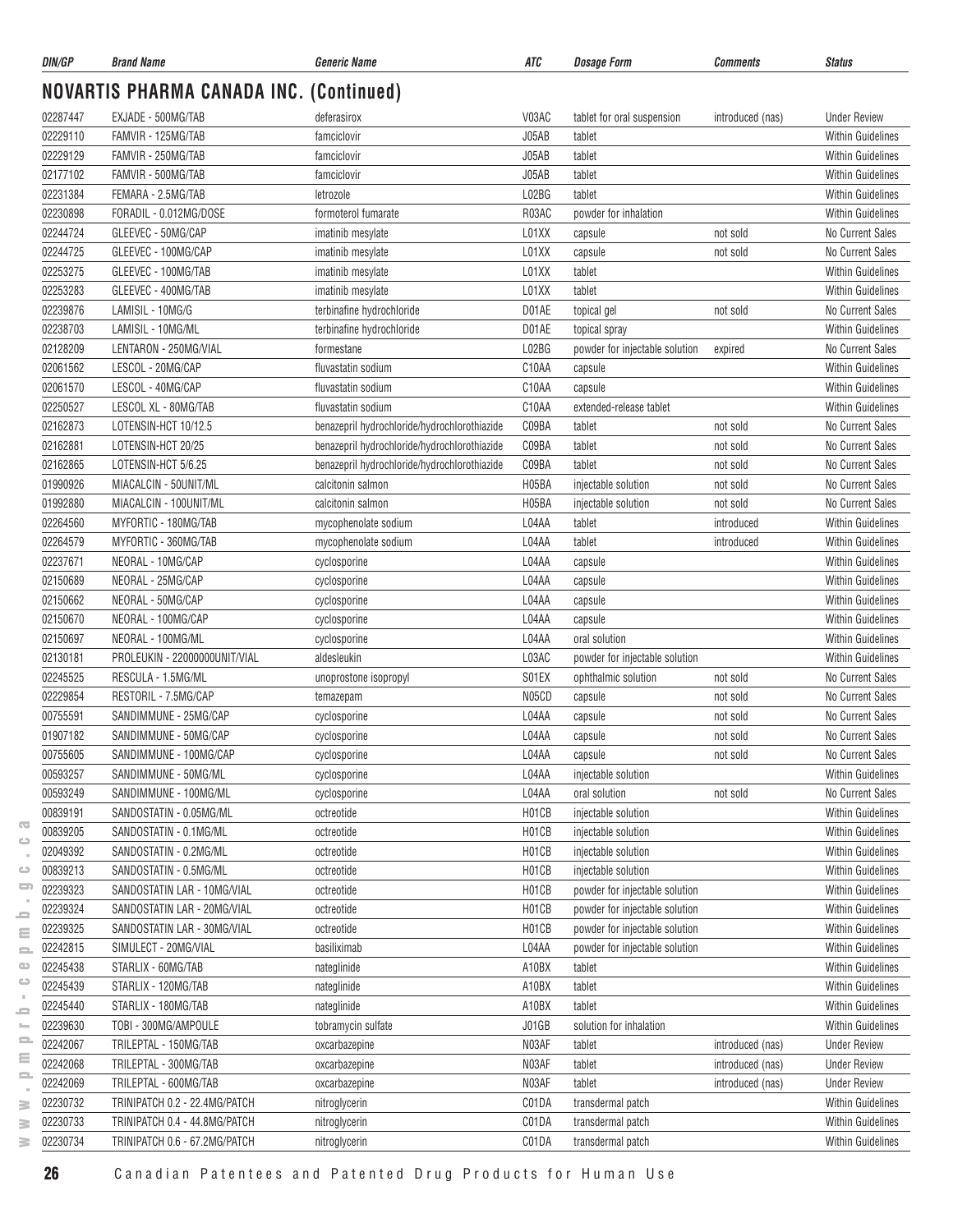| DIN/GP | Brand Name | Generic Name | ATC | Dosage Form | Comments | Status |
|---|---|---|---|---|---|---|

## NOVARTIS PHARMA CANADA INC. (Continued)

| DIN/GP | Brand Name | Generic Name | ATC | Dosage Form | Comments | Status |
|---|---|---|---|---|---|---|
| 02287447 | EXJADE - 500MG/TAB | deferasirox | V03AC | tablet for oral suspension | introduced (nas) | Under Review |
| 02229110 | FAMVIR - 125MG/TAB | famciclovir | J05AB | tablet | | Within Guidelines |
| 02229129 | FAMVIR - 250MG/TAB | famciclovir | J05AB | tablet | | Within Guidelines |
| 02177102 | FAMVIR - 500MG/TAB | famciclovir | J05AB | tablet | | Within Guidelines |
| 02231384 | FEMARA - 2.5MG/TAB | letrozole | L02BG | tablet | | Within Guidelines |
| 02230898 | FORADIL - 0.012MG/DOSE | formoterol fumarate | R03AC | powder for inhalation | | Within Guidelines |
| 02244724 | GLEEVEC - 50MG/CAP | imatinib mesylate | L01XX | capsule | not sold | No Current Sales |
| 02244725 | GLEEVEC - 100MG/CAP | imatinib mesylate | L01XX | capsule | not sold | No Current Sales |
| 02253275 | GLEEVEC - 100MG/TAB | imatinib mesylate | L01XX | tablet | | Within Guidelines |
| 02253283 | GLEEVEC - 400MG/TAB | imatinib mesylate | L01XX | tablet | | Within Guidelines |
| 02239876 | LAMISIL - 10MG/G | terbinafine hydrochloride | D01AE | topical gel | not sold | No Current Sales |
| 02238703 | LAMISIL - 10MG/ML | terbinafine hydrochloride | D01AE | topical spray | | Within Guidelines |
| 02128209 | LENTARON - 250MG/VIAL | formestane | L02BG | powder for injectable solution | expired | No Current Sales |
| 02061562 | LESCOL - 20MG/CAP | fluvastatin sodium | C10AA | capsule | | Within Guidelines |
| 02061570 | LESCOL - 40MG/CAP | fluvastatin sodium | C10AA | capsule | | Within Guidelines |
| 02250527 | LESCOL XL - 80MG/TAB | fluvastatin sodium | C10AA | extended-release tablet | | Within Guidelines |
| 02162873 | LOTENSIN-HCT 10/12.5 | benazepril hydrochloride/hydrochlorothiazide | C09BA | tablet | not sold | No Current Sales |
| 02162881 | LOTENSIN-HCT 20/25 | benazepril hydrochloride/hydrochlorothiazide | C09BA | tablet | not sold | No Current Sales |
| 02162865 | LOTENSIN-HCT 5/6.25 | benazepril hydrochloride/hydrochlorothiazide | C09BA | tablet | not sold | No Current Sales |
| 01990926 | MIACALCIN - 50UNIT/ML | calcitonin salmon | H05BA | injectable solution | not sold | No Current Sales |
| 01992880 | MIACALCIN - 100UNIT/ML | calcitonin salmon | H05BA | injectable solution | not sold | No Current Sales |
| 02264560 | MYFORTIC - 180MG/TAB | mycophenolate sodium | L04AA | tablet | introduced | Within Guidelines |
| 02264579 | MYFORTIC - 360MG/TAB | mycophenolate sodium | L04AA | tablet | introduced | Within Guidelines |
| 02237671 | NEORAL - 10MG/CAP | cyclosporine | L04AA | capsule | | Within Guidelines |
| 02150689 | NEORAL - 25MG/CAP | cyclosporine | L04AA | capsule | | Within Guidelines |
| 02150662 | NEORAL - 50MG/CAP | cyclosporine | L04AA | capsule | | Within Guidelines |
| 02150670 | NEORAL - 100MG/CAP | cyclosporine | L04AA | capsule | | Within Guidelines |
| 02150697 | NEORAL - 100MG/ML | cyclosporine | L04AA | oral solution | | Within Guidelines |
| 02130181 | PROLEUKIN - 22000000UNIT/VIAL | aldesleukin | L03AC | powder for injectable solution | | Within Guidelines |
| 02245525 | RESCULA - 1.5MG/ML | unoprostone isopropyl | S01EX | ophthalmic solution | not sold | No Current Sales |
| 02229854 | RESTORIL - 7.5MG/CAP | temazepam | N05CD | capsule | not sold | No Current Sales |
| 00755591 | SANDIMMUNE - 25MG/CAP | cyclosporine | L04AA | capsule | not sold | No Current Sales |
| 01907182 | SANDIMMUNE - 50MG/CAP | cyclosporine | L04AA | capsule | not sold | No Current Sales |
| 00755605 | SANDIMMUNE - 100MG/CAP | cyclosporine | L04AA | capsule | not sold | No Current Sales |
| 00593257 | SANDIMMUNE - 50MG/ML | cyclosporine | L04AA | injectable solution | | Within Guidelines |
| 00593249 | SANDIMMUNE - 100MG/ML | cyclosporine | L04AA | oral solution | not sold | No Current Sales |
| 00839191 | SANDOSTATIN - 0.05MG/ML | octreotide | H01CB | injectable solution | | Within Guidelines |
| 00839205 | SANDOSTATIN - 0.1MG/ML | octreotide | H01CB | injectable solution | | Within Guidelines |
| 02049392 | SANDOSTATIN - 0.2MG/ML | octreotide | H01CB | injectable solution | | Within Guidelines |
| 00839213 | SANDOSTATIN - 0.5MG/ML | octreotide | H01CB | injectable solution | | Within Guidelines |
| 02239323 | SANDOSTATIN LAR - 10MG/VIAL | octreotide | H01CB | powder for injectable solution | | Within Guidelines |
| 02239324 | SANDOSTATIN LAR - 20MG/VIAL | octreotide | H01CB | powder for injectable solution | | Within Guidelines |
| 02239325 | SANDOSTATIN LAR - 30MG/VIAL | octreotide | H01CB | powder for injectable solution | | Within Guidelines |
| 02242815 | SIMULECT - 20MG/VIAL | basiliximab | L04AA | powder for injectable solution | | Within Guidelines |
| 02245438 | STARLIX - 60MG/TAB | nateglinide | A10BX | tablet | | Within Guidelines |
| 02245439 | STARLIX - 120MG/TAB | nateglinide | A10BX | tablet | | Within Guidelines |
| 02245440 | STARLIX - 180MG/TAB | nateglinide | A10BX | tablet | | Within Guidelines |
| 02239630 | TOBI - 300MG/AMPOULE | tobramycin sulfate | J01GB | solution for inhalation | | Within Guidelines |
| 02242067 | TRILEPTAL - 150MG/TAB | oxcarbazepine | N03AF | tablet | introduced (nas) | Under Review |
| 02242068 | TRILEPTAL - 300MG/TAB | oxcarbazepine | N03AF | tablet | introduced (nas) | Under Review |
| 02242069 | TRILEPTAL - 600MG/TAB | oxcarbazepine | N03AF | tablet | introduced (nas) | Under Review |
| 02230732 | TRINIPATCH 0.2 - 22.4MG/PATCH | nitroglycerin | C01DA | transdermal patch | | Within Guidelines |
| 02230733 | TRINIPATCH 0.4 - 44.8MG/PATCH | nitroglycerin | C01DA | transdermal patch | | Within Guidelines |
| 02230734 | TRINIPATCH 0.6 - 67.2MG/PATCH | nitroglycerin | C01DA | transdermal patch | | Within Guidelines |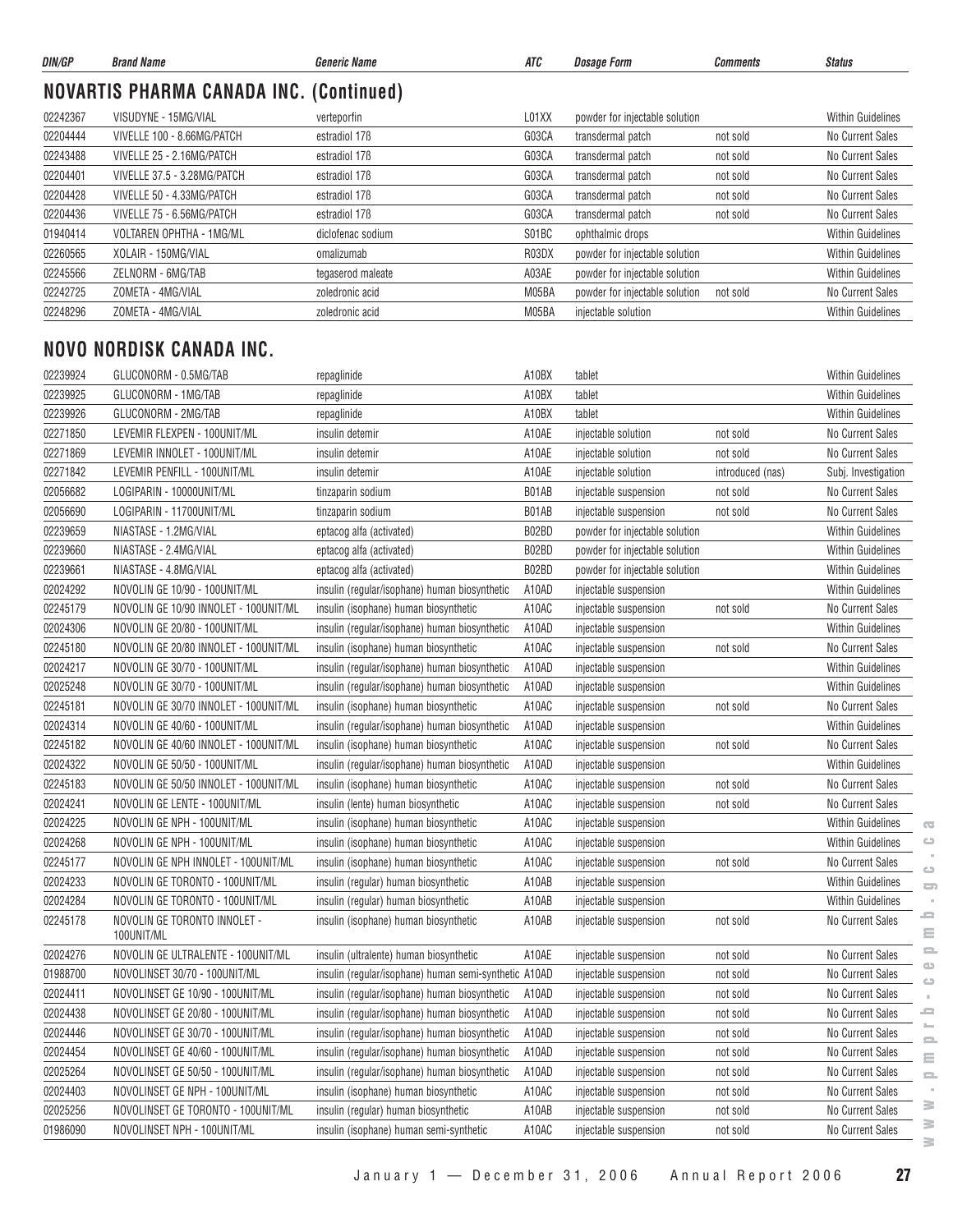## NOVARTIS PHARMA CANADA INC. (Continued)

| DIN/GP | Brand Name | Generic Name | ATC | Dosage Form | Comments | Status |
|---|---|---|---|---|---|---|
| 02242367 | VISUDYNE - 15MG/VIAL | verteporfin | L01XX | powder for injectable solution | | Within Guidelines |
| 02204444 | VIVELLE 100 - 8.66MG/PATCH | estradiol 17ß | G03CA | transdermal patch | not sold | No Current Sales |
| 02243488 | VIVELLE 25 - 2.16MG/PATCH | estradiol 17ß | G03CA | transdermal patch | not sold | No Current Sales |
| 02204401 | VIVELLE 37.5 - 3.28MG/PATCH | estradiol 17ß | G03CA | transdermal patch | not sold | No Current Sales |
| 02204428 | VIVELLE 50 - 4.33MG/PATCH | estradiol 17ß | G03CA | transdermal patch | not sold | No Current Sales |
| 02204436 | VIVELLE 75 - 6.56MG/PATCH | estradiol 17ß | G03CA | transdermal patch | not sold | No Current Sales |
| 01940414 | VOLTAREN OPHTHA - 1MG/ML | diclofenac sodium | S01BC | ophthalmic drops | | Within Guidelines |
| 02260565 | XOLAIR - 150MG/VIAL | omalizumab | R03DX | powder for injectable solution | | Within Guidelines |
| 02245566 | ZELNORM - 6MG/TAB | tegaserod maleate | A03AE | powder for injectable solution | | Within Guidelines |
| 02242725 | ZOMETA - 4MG/VIAL | zoledronic acid | M05BA | powder for injectable solution | not sold | No Current Sales |
| 02248296 | ZOMETA - 4MG/VIAL | zoledronic acid | M05BA | injectable solution | | Within Guidelines |

## NOVO NORDISK CANADA INC.

| DIN/GP | Brand Name | Generic Name | ATC | Dosage Form | Comments | Status |
|---|---|---|---|---|---|---|
| 02239924 | GLUCONORM - 0.5MG/TAB | repaglinide | A10BX | tablet | | Within Guidelines |
| 02239925 | GLUCONORM - 1MG/TAB | repaglinide | A10BX | tablet | | Within Guidelines |
| 02239926 | GLUCONORM - 2MG/TAB | repaglinide | A10BX | tablet | | Within Guidelines |
| 02271850 | LEVEMIR FLEXPEN - 100UNIT/ML | insulin detemir | A10AE | injectable solution | not sold | No Current Sales |
| 02271869 | LEVEMIR INNOLET - 100UNIT/ML | insulin detemir | A10AE | injectable solution | not sold | No Current Sales |
| 02271842 | LEVEMIR PENFILL - 100UNIT/ML | insulin detemir | A10AE | injectable solution | introduced (nas) | Subj. Investigation |
| 02056682 | LOGIPARIN - 10000UNIT/ML | tinzaparin sodium | B01AB | injectable suspension | not sold | No Current Sales |
| 02056690 | LOGIPARIN - 11700UNIT/ML | tinzaparin sodium | B01AB | injectable suspension | not sold | No Current Sales |
| 02239659 | NIASTASE - 1.2MG/VIAL | eptacog alfa (activated) | B02BD | powder for injectable solution | | Within Guidelines |
| 02239660 | NIASTASE - 2.4MG/VIAL | eptacog alfa (activated) | B02BD | powder for injectable solution | | Within Guidelines |
| 02239661 | NIASTASE - 4.8MG/VIAL | eptacog alfa (activated) | B02BD | powder for injectable solution | | Within Guidelines |
| 02024292 | NOVOLIN GE 10/90 - 100UNIT/ML | insulin (regular/isophane) human biosynthetic | A10AD | injectable suspension | | Within Guidelines |
| 02245179 | NOVOLIN GE 10/90 INNOLET - 100UNIT/ML | insulin (isophane) human biosynthetic | A10AC | injectable suspension | not sold | No Current Sales |
| 02024306 | NOVOLIN GE 20/80 - 100UNIT/ML | insulin (regular/isophane) human biosynthetic | A10AD | injectable suspension | | Within Guidelines |
| 02245180 | NOVOLIN GE 20/80 INNOLET - 100UNIT/ML | insulin (isophane) human biosynthetic | A10AC | injectable suspension | not sold | No Current Sales |
| 02024217 | NOVOLIN GE 30/70 - 100UNIT/ML | insulin (regular/isophane) human biosynthetic | A10AD | injectable suspension | | Within Guidelines |
| 02025248 | NOVOLIN GE 30/70 - 100UNIT/ML | insulin (regular/isophane) human biosynthetic | A10AD | injectable suspension | | Within Guidelines |
| 02245181 | NOVOLIN GE 30/70 INNOLET - 100UNIT/ML | insulin (isophane) human biosynthetic | A10AC | injectable suspension | not sold | No Current Sales |
| 02024314 | NOVOLIN GE 40/60 - 100UNIT/ML | insulin (regular/isophane) human biosynthetic | A10AD | injectable suspension | | Within Guidelines |
| 02245182 | NOVOLIN GE 40/60 INNOLET - 100UNIT/ML | insulin (isophane) human biosynthetic | A10AC | injectable suspension | not sold | No Current Sales |
| 02024322 | NOVOLIN GE 50/50 - 100UNIT/ML | insulin (regular/isophane) human biosynthetic | A10AD | injectable suspension | | Within Guidelines |
| 02245183 | NOVOLIN GE 50/50 INNOLET - 100UNIT/ML | insulin (isophane) human biosynthetic | A10AC | injectable suspension | not sold | No Current Sales |
| 02024241 | NOVOLIN GE LENTE - 100UNIT/ML | insulin (lente) human biosynthetic | A10AC | injectable suspension | not sold | No Current Sales |
| 02024225 | NOVOLIN GE NPH - 100UNIT/ML | insulin (isophane) human biosynthetic | A10AC | injectable suspension | | Within Guidelines |
| 02024268 | NOVOLIN GE NPH - 100UNIT/ML | insulin (isophane) human biosynthetic | A10AC | injectable suspension | | Within Guidelines |
| 02245177 | NOVOLIN GE NPH INNOLET - 100UNIT/ML | insulin (isophane) human biosynthetic | A10AC | injectable suspension | not sold | No Current Sales |
| 02024233 | NOVOLIN GE TORONTO - 100UNIT/ML | insulin (regular) human biosynthetic | A10AB | injectable suspension | | Within Guidelines |
| 02024284 | NOVOLIN GE TORONTO - 100UNIT/ML | insulin (regular) human biosynthetic | A10AB | injectable suspension | | Within Guidelines |
| 02245178 | NOVOLIN GE TORONTO INNOLET - 100UNIT/ML | insulin (isophane) human biosynthetic | A10AB | injectable suspension | not sold | No Current Sales |
| 02024276 | NOVOLIN GE ULTRALENTE - 100UNIT/ML | insulin (ultralente) human biosynthetic | A10AE | injectable suspension | not sold | No Current Sales |
| 01988700 | NOVOLINSET 30/70 - 100UNIT/ML | insulin (regular/isophane) human semi-synthetic | A10AD | injectable suspension | not sold | No Current Sales |
| 02024411 | NOVOLINSET GE 10/90 - 100UNIT/ML | insulin (regular/isophane) human biosynthetic | A10AD | injectable suspension | not sold | No Current Sales |
| 02024438 | NOVOLINSET GE 20/80 - 100UNIT/ML | insulin (regular/isophane) human biosynthetic | A10AD | injectable suspension | not sold | No Current Sales |
| 02024446 | NOVOLINSET GE 30/70 - 100UNIT/ML | insulin (regular/isophane) human biosynthetic | A10AD | injectable suspension | not sold | No Current Sales |
| 02024454 | NOVOLINSET GE 40/60 - 100UNIT/ML | insulin (regular/isophane) human biosynthetic | A10AD | injectable suspension | not sold | No Current Sales |
| 02025264 | NOVOLINSET GE 50/50 - 100UNIT/ML | insulin (regular/isophane) human biosynthetic | A10AD | injectable suspension | not sold | No Current Sales |
| 02024403 | NOVOLINSET GE NPH - 100UNIT/ML | insulin (isophane) human biosynthetic | A10AC | injectable suspension | not sold | No Current Sales |
| 02025256 | NOVOLINSET GE TORONTO - 100UNIT/ML | insulin (regular) human biosynthetic | A10AB | injectable suspension | not sold | No Current Sales |
| 01986090 | NOVOLINSET NPH - 100UNIT/ML | insulin (isophane) human semi-synthetic | A10AC | injectable suspension | not sold | No Current Sales |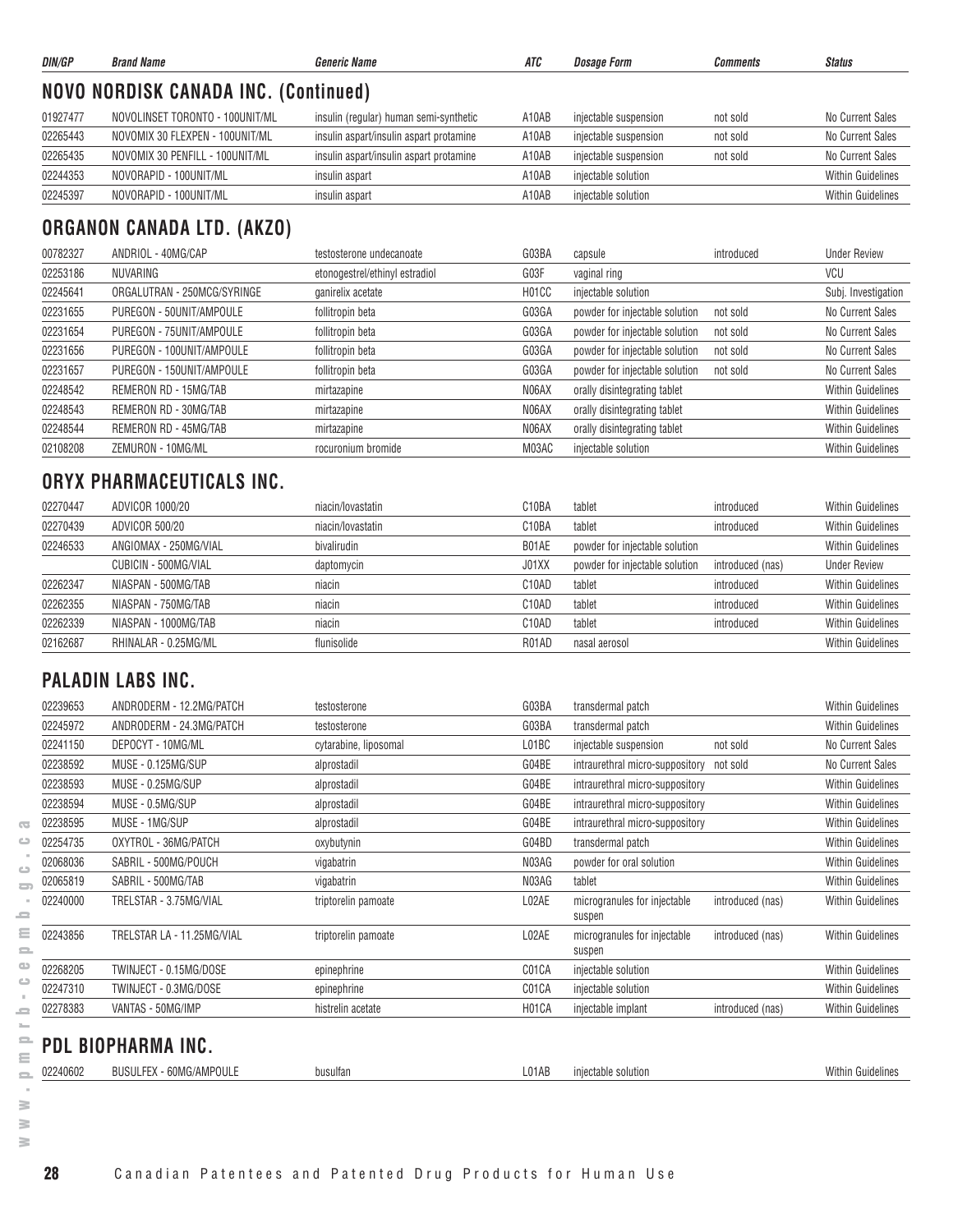| DIN/GP | Brand Name | Generic Name | ATC | Dosage Form | Comments | Status |
|---|---|---|---|---|---|---|

## NOVO NORDISK CANADA INC. (Continued)

| DIN/GP | Brand Name | Generic Name | ATC | Dosage Form | Comments | Status |
|---|---|---|---|---|---|---|
| 01927477 | NOVOLINSET TORONTO - 100UNIT/ML | insulin (regular) human semi-synthetic | A10AB | injectable suspension | not sold | No Current Sales |
| 02265443 | NOVOMIX 30 FLEXPEN - 100UNIT/ML | insulin aspart/insulin aspart protamine | A10AB | injectable suspension | not sold | No Current Sales |
| 02265435 | NOVOMIX 30 PENFILL - 100UNIT/ML | insulin aspart/insulin aspart protamine | A10AB | injectable suspension | not sold | No Current Sales |
| 02244353 | NOVORAPID - 100UNIT/ML | insulin aspart | A10AB | injectable solution | | Within Guidelines |
| 02245397 | NOVORAPID - 100UNIT/ML | insulin aspart | A10AB | injectable solution | | Within Guidelines |

## ORGANON CANADA LTD. (AKZO)

| DIN/GP | Brand Name | Generic Name | ATC | Dosage Form | Comments | Status |
|---|---|---|---|---|---|---|
| 00782327 | ANDRIOL - 40MG/CAP | testosterone undecanoate | G03BA | capsule | introduced | Under Review |
| 02253186 | NUVARING | etonogestrel/ethinyl estradiol | G03F | vaginal ring | | VCU |
| 02245641 | ORGALUTRAN - 250MCG/SYRINGE | ganirelix acetate | H01CC | injectable solution | | Subj. Investigation |
| 02231655 | PUREGON - 50UNIT/AMPOULE | follitropin beta | G03GA | powder for injectable solution | not sold | No Current Sales |
| 02231654 | PUREGON - 75UNIT/AMPOULE | follitropin beta | G03GA | powder for injectable solution | not sold | No Current Sales |
| 02231656 | PUREGON - 100UNIT/AMPOULE | follitropin beta | G03GA | powder for injectable solution | not sold | No Current Sales |
| 02231657 | PUREGON - 150UNIT/AMPOULE | follitropin beta | G03GA | powder for injectable solution | not sold | No Current Sales |
| 02248542 | REMERON RD - 15MG/TAB | mirtazapine | N06AX | orally disintegrating tablet | | Within Guidelines |
| 02248543 | REMERON RD - 30MG/TAB | mirtazapine | N06AX | orally disintegrating tablet | | Within Guidelines |
| 02248544 | REMERON RD - 45MG/TAB | mirtazapine | N06AX | orally disintegrating tablet | | Within Guidelines |
| 02108208 | ZEMURON - 10MG/ML | rocuronium bromide | M03AC | injectable solution | | Within Guidelines |

## ORYX PHARMACEUTICALS INC.

| DIN/GP | Brand Name | Generic Name | ATC | Dosage Form | Comments | Status |
|---|---|---|---|---|---|---|
| 02270447 | ADVICOR 1000/20 | niacin/lovastatin | C10BA | tablet | introduced | Within Guidelines |
| 02270439 | ADVICOR 500/20 | niacin/lovastatin | C10BA | tablet | introduced | Within Guidelines |
| 02246533 | ANGIOMAX - 250MG/VIAL | bivalirudin | B01AE | powder for injectable solution | | Within Guidelines |
| | CUBICIN - 500MG/VIAL | daptomycin | J01XX | powder for injectable solution | introduced (nas) | Under Review |
| 02262347 | NIASPAN - 500MG/TAB | niacin | C10AD | tablet | introduced | Within Guidelines |
| 02262355 | NIASPAN - 750MG/TAB | niacin | C10AD | tablet | introduced | Within Guidelines |
| 02262339 | NIASPAN - 1000MG/TAB | niacin | C10AD | tablet | introduced | Within Guidelines |
| 02162687 | RHINALAR - 0.25MG/ML | flunisolide | R01AD | nasal aerosol | | Within Guidelines |

## PALADIN LABS INC.

| DIN/GP | Brand Name | Generic Name | ATC | Dosage Form | Comments | Status |
|---|---|---|---|---|---|---|
| 02239653 | ANDRODERM - 12.2MG/PATCH | testosterone | G03BA | transdermal patch | | Within Guidelines |
| 02245972 | ANDRODERM - 24.3MG/PATCH | testosterone | G03BA | transdermal patch | | Within Guidelines |
| 02241150 | DEPOCYT - 10MG/ML | cytarabine, liposomal | L01BC | injectable suspension | not sold | No Current Sales |
| 02238592 | MUSE - 0.125MG/SUP | alprostadil | G04BE | intraurethral micro-suppository | not sold | No Current Sales |
| 02238593 | MUSE - 0.25MG/SUP | alprostadil | G04BE | intraurethral micro-suppository | | Within Guidelines |
| 02238594 | MUSE - 0.5MG/SUP | alprostadil | G04BE | intraurethral micro-suppository | | Within Guidelines |
| 02238595 | MUSE - 1MG/SUP | alprostadil | G04BE | intraurethral micro-suppository | | Within Guidelines |
| 02254735 | OXYTROL - 36MG/PATCH | oxybutynin | G04BD | transdermal patch | | Within Guidelines |
| 02068036 | SABRIL - 500MG/POUCH | vigabatrin | N03AG | powder for oral solution | | Within Guidelines |
| 02065819 | SABRIL - 500MG/TAB | vigabatrin | N03AG | tablet | | Within Guidelines |
| 02240000 | TRELSTAR - 3.75MG/VIAL | triptorelin pamoate | L02AE | microgranules for injectable suspen | introduced (nas) | Within Guidelines |
| 02243856 | TRELSTAR LA - 11.25MG/VIAL | triptorelin pamoate | L02AE | microgranules for injectable suspen | introduced (nas) | Within Guidelines |
| 02268205 | TWINJECT - 0.15MG/DOSE | epinephrine | C01CA | injectable solution | | Within Guidelines |
| 02247310 | TWINJECT - 0.3MG/DOSE | epinephrine | C01CA | injectable solution | | Within Guidelines |
| 02278383 | VANTAS - 50MG/IMP | histrelin acetate | H01CA | injectable implant | introduced (nas) | Within Guidelines |

## PDL BIOPHARMA INC.

| DIN/GP | Brand Name | Generic Name | ATC | Dosage Form | Comments | Status |
|---|---|---|---|---|---|---|
| 02240602 | BUSULFEX - 60MG/AMPOULE | busulfan | L01AB | injectable solution | | Within Guidelines |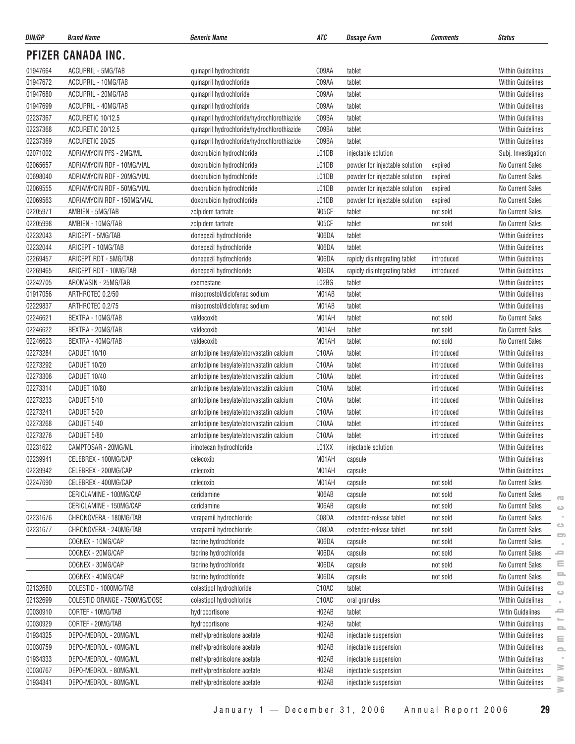| DIN/GP | Brand Name | Generic Name | ATC | Dosage Form | Comments | Status |
|---|---|---|---|---|---|---|

## PFIZER CANADA INC.

| DIN/GP | Brand Name | Generic Name | ATC | Dosage Form | Comments | Status |
|---|---|---|---|---|---|---|
| 01947664 | ACCUPRIL - 5MG/TAB | quinapril hydrochloride | C09AA | tablet | | Within Guidelines |
| 01947672 | ACCUPRIL - 10MG/TAB | quinapril hydrochloride | C09AA | tablet | | Within Guidelines |
| 01947680 | ACCUPRIL - 20MG/TAB | quinapril hydrochloride | C09AA | tablet | | Within Guidelines |
| 01947699 | ACCUPRIL - 40MG/TAB | quinapril hydrochloride | C09AA | tablet | | Within Guidelines |
| 02237367 | ACCURETIC 10/12.5 | quinapril hydrochloride/hydrochlorothiazide | C09BA | tablet | | Within Guidelines |
| 02237368 | ACCURETIC 20/12.5 | quinapril hydrochloride/hydrochlorothiazide | C09BA | tablet | | Within Guidelines |
| 02237369 | ACCURETIC 20/25 | quinapril hydrochloride/hydrochlorothiazide | C09BA | tablet | | Within Guidelines |
| 02071002 | ADRIAMYCIN PFS - 2MG/ML | doxorubicin hydrochloride | L01DB | injectable solution | | Subj. Investigation |
| 02065657 | ADRIAMYCIN RDF - 10MG/VIAL | doxorubicin hydrochloride | L01DB | powder for injectable solution | expired | No Current Sales |
| 00698040 | ADRIAMYCIN RDF - 20MG/VIAL | doxorubicin hydrochloride | L01DB | powder for injectable solution | expired | No Current Sales |
| 02069555 | ADRIAMYCIN RDF - 50MG/VIAL | doxorubicin hydrochloride | L01DB | powder for injectable solution | expired | No Current Sales |
| 02069563 | ADRIAMYCIN RDF - 150MG/VIAL | doxorubicin hydrochloride | L01DB | powder for injectable solution | expired | No Current Sales |
| 02205971 | AMBIEN - 5MG/TAB | zolpidem tartrate | N05CF | tablet | not sold | No Current Sales |
| 02205998 | AMBIEN - 10MG/TAB | zolpidem tartrate | N05CF | tablet | not sold | No Current Sales |
| 02232043 | ARICEPT - 5MG/TAB | donepezil hydrochloride | N06DA | tablet | | Within Guidelines |
| 02232044 | ARICEPT - 10MG/TAB | donepezil hydrochloride | N06DA | tablet | | Within Guidelines |
| 02269457 | ARICEPT RDT - 5MG/TAB | donepezil hydrochloride | N06DA | rapidly disintegrating tablet | introduced | Within Guidelines |
| 02269465 | ARICEPT RDT - 10MG/TAB | donepezil hydrochloride | N06DA | rapidly disintegrating tablet | introduced | Within Guidelines |
| 02242705 | AROMASIN - 25MG/TAB | exemestane | L02BG | tablet | | Within Guidelines |
| 01917056 | ARTHROTEC 0.2/50 | misoprostol/diclofenac sodium | M01AB | tablet | | Within Guidelines |
| 02229837 | ARTHROTEC 0.2/75 | misoprostol/diclofenac sodium | M01AB | tablet | | Within Guidelines |
| 02246621 | BEXTRA - 10MG/TAB | valdecoxib | M01AH | tablet | not sold | No Current Sales |
| 02246622 | BEXTRA - 20MG/TAB | valdecoxib | M01AH | tablet | not sold | No Current Sales |
| 02246623 | BEXTRA - 40MG/TAB | valdecoxib | M01AH | tablet | not sold | No Current Sales |
| 02273284 | CADUET 10/10 | amlodipine besylate/atorvastatin calcium | C10AA | tablet | introduced | Within Guidelines |
| 02273292 | CADUET 10/20 | amlodipine besylate/atorvastatin calcium | C10AA | tablet | introduced | Within Guidelines |
| 02273306 | CADUET 10/40 | amlodipine besylate/atorvastatin calcium | C10AA | tablet | introduced | Within Guidelines |
| 02273314 | CADUET 10/80 | amlodipine besylate/atorvastatin calcium | C10AA | tablet | introduced | Within Guidelines |
| 02273233 | CADUET 5/10 | amlodipine besylate/atorvastatin calcium | C10AA | tablet | introduced | Within Guidelines |
| 02273241 | CADUET 5/20 | amlodipine besylate/atorvastatin calcium | C10AA | tablet | introduced | Within Guidelines |
| 02273268 | CADUET 5/40 | amlodipine besylate/atorvastatin calcium | C10AA | tablet | introduced | Within Guidelines |
| 02273276 | CADUET 5/80 | amlodipine besylate/atorvastatin calcium | C10AA | tablet | introduced | Within Guidelines |
| 02231622 | CAMPTOSAR - 20MG/ML | irinotecan hydrochloride | L01XX | injectable solution | | Within Guidelines |
| 02239941 | CELEBREX - 100MG/CAP | celecoxib | M01AH | capsule | | Within Guidelines |
| 02239942 | CELEBREX - 200MG/CAP | celecoxib | M01AH | capsule | | Within Guidelines |
| 02247690 | CELEBREX - 400MG/CAP | celecoxib | M01AH | capsule | not sold | No Current Sales |
| | CERICLAMINE - 100MG/CAP | cericlamine | N06AB | capsule | not sold | No Current Sales |
| | CERICLAMINE - 150MG/CAP | cericlamine | N06AB | capsule | not sold | No Current Sales |
| 02231676 | CHRONOVERA - 180MG/TAB | verapamil hydrochloride | C08DA | extended-release tablet | not sold | No Current Sales |
| 02231677 | CHRONOVERA - 240MG/TAB | verapamil hydrochloride | C08DA | extended-release tablet | not sold | No Current Sales |
| | COGNEX - 10MG/CAP | tacrine hydrochloride | N06DA | capsule | not sold | No Current Sales |
| | COGNEX - 20MG/CAP | tacrine hydrochloride | N06DA | capsule | not sold | No Current Sales |
| | COGNEX - 30MG/CAP | tacrine hydrochloride | N06DA | capsule | not sold | No Current Sales |
| | COGNEX - 40MG/CAP | tacrine hydrochloride | N06DA | capsule | not sold | No Current Sales |
| 02132680 | COLESTID - 1000MG/TAB | colestipol hydrochloride | C10AC | tablet | | Within Guidelines |
| 02132699 | COLESTID ORANGE - 7500MG/DOSE | colestipol hydrochloride | C10AC | oral granules | | Within Guidelines |
| 00030910 | CORTEF - 10MG/TAB | hydrocortisone | H02AB | tablet | | Witin Guidelines |
| 00030929 | CORTEF - 20MG/TAB | hydrocortisone | H02AB | tablet | | Within Guidelines |
| 01934325 | DEPO-MEDROL - 20MG/ML | methylprednisolone acetate | H02AB | injectable suspension | | Within Guidelines |
| 00030759 | DEPO-MEDROL - 40MG/ML | methylprednisolone acetate | H02AB | injectable suspension | | Within Guidelines |
| 01934333 | DEPO-MEDROL - 40MG/ML | methylprednisolone acetate | H02AB | injectable suspension | | Within Guidelines |
| 00030767 | DEPO-MEDROL - 80MG/ML | methylprednisolone acetate | H02AB | injectable suspension | | Within Guidelines |
| 01934341 | DEPO-MEDROL - 80MG/ML | methylprednisolone acetate | H02AB | injectable suspension | | Within Guidelines |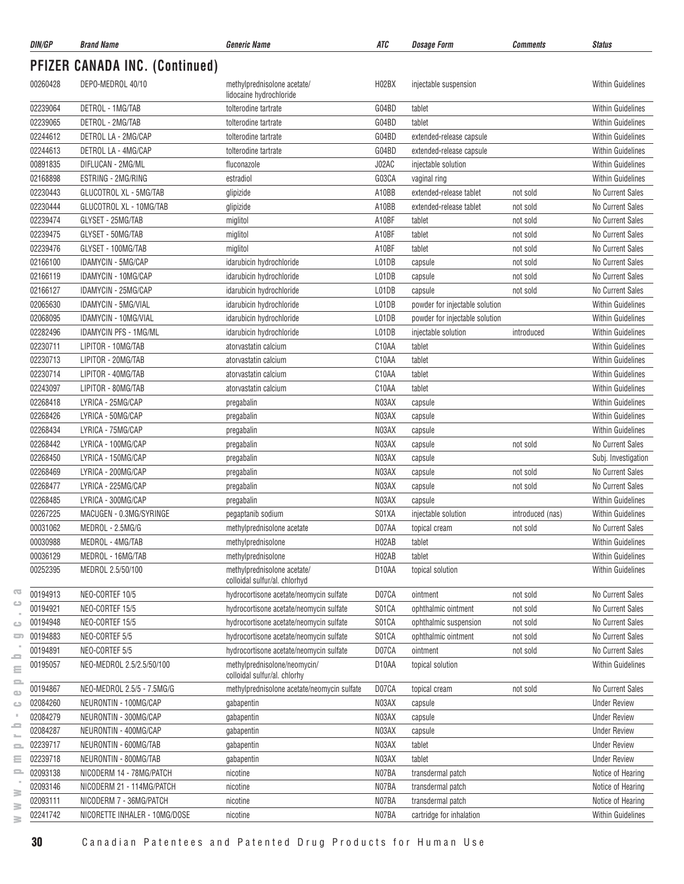## PFIZER CANADA INC. (Continued)

| DIN/GP | Brand Name | Generic Name | ATC | Dosage Form | Comments | Status |
|---|---|---|---|---|---|---|
| 00260428 | DEPO-MEDROL 40/10 | methylprednisolone acetate/ lidocaine hydrochloride | H02BX | injectable suspension | | Within Guidelines |
| 02239064 | DETROL - 1MG/TAB | tolterodine tartrate | G04BD | tablet | | Within Guidelines |
| 02239065 | DETROL - 2MG/TAB | tolterodine tartrate | G04BD | tablet | | Within Guidelines |
| 02244612 | DETROL LA - 2MG/CAP | tolterodine tartrate | G04BD | extended-release capsule | | Within Guidelines |
| 02244613 | DETROL LA - 4MG/CAP | tolterodine tartrate | G04BD | extended-release capsule | | Within Guidelines |
| 00891835 | DIFLUCAN - 2MG/ML | fluconazole | J02AC | injectable solution | | Within Guidelines |
| 02168898 | ESTRING - 2MG/RING | estradiol | G03CA | vaginal ring | | Within Guidelines |
| 02230443 | GLUCOTROL XL - 5MG/TAB | glipizide | A10BB | extended-release tablet | not sold | No Current Sales |
| 02230444 | GLUCOTROL XL - 10MG/TAB | glipizide | A10BB | extended-release tablet | not sold | No Current Sales |
| 02239474 | GLYSET - 25MG/TAB | miglitol | A10BF | tablet | not sold | No Current Sales |
| 02239475 | GLYSET - 50MG/TAB | miglitol | A10BF | tablet | not sold | No Current Sales |
| 02239476 | GLYSET - 100MG/TAB | miglitol | A10BF | tablet | not sold | No Current Sales |
| 02166100 | IDAMYCIN - 5MG/CAP | idarubicin hydrochloride | L01DB | capsule | not sold | No Current Sales |
| 02166119 | IDAMYCIN - 10MG/CAP | idarubicin hydrochloride | L01DB | capsule | not sold | No Current Sales |
| 02166127 | IDAMYCIN - 25MG/CAP | idarubicin hydrochloride | L01DB | capsule | not sold | No Current Sales |
| 02065630 | IDAMYCIN - 5MG/VIAL | idarubicin hydrochloride | L01DB | powder for injectable solution | | Within Guidelines |
| 02068095 | IDAMYCIN - 10MG/VIAL | idarubicin hydrochloride | L01DB | powder for injectable solution | | Within Guidelines |
| 02282496 | IDAMYCIN PFS - 1MG/ML | idarubicin hydrochloride | L01DB | injectable solution | introduced | Within Guidelines |
| 02230711 | LIPITOR - 10MG/TAB | atorvastatin calcium | C10AA | tablet | | Within Guidelines |
| 02230713 | LIPITOR - 20MG/TAB | atorvastatin calcium | C10AA | tablet | | Within Guidelines |
| 02230714 | LIPITOR - 40MG/TAB | atorvastatin calcium | C10AA | tablet | | Within Guidelines |
| 02243097 | LIPITOR - 80MG/TAB | atorvastatin calcium | C10AA | tablet | | Within Guidelines |
| 02268418 | LYRICA - 25MG/CAP | pregabalin | N03AX | capsule | | Within Guidelines |
| 02268426 | LYRICA - 50MG/CAP | pregabalin | N03AX | capsule | | Within Guidelines |
| 02268434 | LYRICA - 75MG/CAP | pregabalin | N03AX | capsule | | Within Guidelines |
| 02268442 | LYRICA - 100MG/CAP | pregabalin | N03AX | capsule | not sold | No Current Sales |
| 02268450 | LYRICA - 150MG/CAP | pregabalin | N03AX | capsule | | Subj. Investigation |
| 02268469 | LYRICA - 200MG/CAP | pregabalin | N03AX | capsule | not sold | No Current Sales |
| 02268477 | LYRICA - 225MG/CAP | pregabalin | N03AX | capsule | not sold | No Current Sales |
| 02268485 | LYRICA - 300MG/CAP | pregabalin | N03AX | capsule | | Within Guidelines |
| 02267225 | MACUGEN - 0.3MG/SYRINGE | pegaptanib sodium | S01XA | injectable solution | introduced (nas) | Within Guidelines |
| 00031062 | MEDROL - 2.5MG/G | methylprednisolone acetate | D07AA | topical cream | not sold | No Current Sales |
| 00030988 | MEDROL - 4MG/TAB | methylprednisolone | H02AB | tablet | | Within Guidelines |
| 00036129 | MEDROL - 16MG/TAB | methylprednisolone | H02AB | tablet | | Within Guidelines |
| 00252395 | MEDROL 2.5/50/100 | methylprednisolone acetate/ colloidal sulfur/al. chlorhyd | D10AA | topical solution | | Within Guidelines |
| 00194913 | NEO-CORTEF 10/5 | hydrocortisone acetate/neomycin sulfate | D07CA | ointment | not sold | No Current Sales |
| 00194921 | NEO-CORTEF 15/5 | hydrocortisone acetate/neomycin sulfate | S01CA | ophthalmic ointment | not sold | No Current Sales |
| 00194948 | NEO-CORTEF 15/5 | hydrocortisone acetate/neomycin sulfate | S01CA | ophthalmic suspension | not sold | No Current Sales |
| 00194883 | NEO-CORTEF 5/5 | hydrocortisone acetate/neomycin sulfate | S01CA | ophthalmic ointment | not sold | No Current Sales |
| 00194891 | NEO-CORTEF 5/5 | hydrocortisone acetate/neomycin sulfate | D07CA | ointment | not sold | No Current Sales |
| 00195057 | NEO-MEDROL 2.5/2.5/50/100 | methylprednisolone/neomycin/ colloidal sulfur/al. chlorhy | D10AA | topical solution | | Within Guidelines |
| 00194867 | NEO-MEDROL 2.5/5 - 7.5MG/G | methylprednisolone acetate/neomycin sulfate | D07CA | topical cream | not sold | No Current Sales |
| 02084260 | NEURONTIN - 100MG/CAP | gabapentin | N03AX | capsule | | Under Review |
| 02084279 | NEURONTIN - 300MG/CAP | gabapentin | N03AX | capsule | | Under Review |
| 02084287 | NEURONTIN - 400MG/CAP | gabapentin | N03AX | capsule | | Under Review |
| 02239717 | NEURONTIN - 600MG/TAB | gabapentin | N03AX | tablet | | Under Review |
| 02239718 | NEURONTIN - 800MG/TAB | gabapentin | N03AX | tablet | | Under Review |
| 02093138 | NICODERM 14 - 78MG/PATCH | nicotine | N07BA | transdermal patch | | Notice of Hearing |
| 02093146 | NICODERM 21 - 114MG/PATCH | nicotine | N07BA | transdermal patch | | Notice of Hearing |
| 02093111 | NICODERM 7 - 36MG/PATCH | nicotine | N07BA | transdermal patch | | Notice of Hearing |
| 02241742 | NICORETTE INHALER - 10MG/DOSE | nicotine | N07BA | cartridge for inhalation | | Within Guidelines |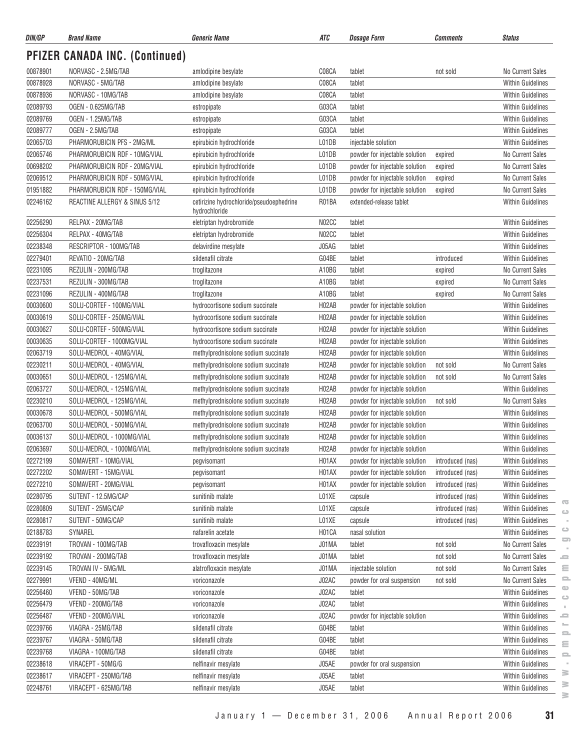## PFIZER CANADA INC. (Continued)

| DIN/GP | Brand Name | Generic Name | ATC | Dosage Form | Comments | Status |
|---|---|---|---|---|---|---|
| 00878901 | NORVASC - 2.5MG/TAB | amlodipine besylate | C08CA | tablet | not sold | No Current Sales |
| 00878928 | NORVASC - 5MG/TAB | amlodipine besylate | C08CA | tablet | | Within Guidelines |
| 00878936 | NORVASC - 10MG/TAB | amlodipine besylate | C08CA | tablet | | Within Guidelines |
| 02089793 | OGEN - 0.625MG/TAB | estropipate | G03CA | tablet | | Within Guidelines |
| 02089769 | OGEN - 1.25MG/TAB | estropipate | G03CA | tablet | | Within Guidelines |
| 02089777 | OGEN - 2.5MG/TAB | estropipate | G03CA | tablet | | Within Guidelines |
| 02065703 | PHARMORUBICIN PFS - 2MG/ML | epirubicin hydrochloride | L01DB | injectable solution | | Within Guidelines |
| 02065746 | PHARMORUBICIN RDF - 10MG/VIAL | epirubicin hydrochloride | L01DB | powder for injectable solution | expired | No Current Sales |
| 00698202 | PHARMORUBICIN RDF - 20MG/VIAL | epirubicin hydrochloride | L01DB | powder for injectable solution | expired | No Current Sales |
| 02069512 | PHARMORUBICIN RDF - 50MG/VIAL | epirubicin hydrochloride | L01DB | powder for injectable solution | expired | No Current Sales |
| 01951882 | PHARMORUBICIN RDF - 150MG/VIAL | epirubicin hydrochloride | L01DB | powder for injectable solution | expired | No Current Sales |
| 02246162 | REACTINE ALLERGY & SINUS 5/12 | cetirizine hydrochloride/pseudoephedrine hydrochloride | R01BA | extended-release tablet | | Within Guidelines |
| 02256290 | RELPAX - 20MG/TAB | eletriptan hydrobromide | N02CC | tablet | | Within Guidelines |
| 02256304 | RELPAX - 40MG/TAB | eletriptan hydrobromide | N02CC | tablet | | Within Guidelines |
| 02238348 | RESCRIPTOR - 100MG/TAB | delavirdine mesylate | J05AG | tablet | | Within Guidelines |
| 02279401 | REVATIO - 20MG/TAB | sildenafil citrate | G04BE | tablet | introduced | Within Guidelines |
| 02231095 | REZULIN - 200MG/TAB | troglitazone | A10BG | tablet | expired | No Current Sales |
| 02237531 | REZULIN - 300MG/TAB | troglitazone | A10BG | tablet | expired | No Current Sales |
| 02231096 | REZULIN - 400MG/TAB | troglitazone | A10BG | tablet | expired | No Current Sales |
| 00030600 | SOLU-CORTEF - 100MG/VIAL | hydrocortisone sodium succinate | H02AB | powder for injectable solution | | Within Guidelines |
| 00030619 | SOLU-CORTEF - 250MG/VIAL | hydrocortisone sodium succinate | H02AB | powder for injectable solution | | Within Guidelines |
| 00030627 | SOLU-CORTEF - 500MG/VIAL | hydrocortisone sodium succinate | H02AB | powder for injectable solution | | Within Guidelines |
| 00030635 | SOLU-CORTEF - 1000MG/VIAL | hydrocortisone sodium succinate | H02AB | powder for injectable solution | | Within Guidelines |
| 02063719 | SOLU-MEDROL - 40MG/VIAL | methylprednisolone sodium succinate | H02AB | powder for injectable solution | | Within Guidelines |
| 02230211 | SOLU-MEDROL - 40MG/VIAL | methylprednisolone sodium succinate | H02AB | powder for injectable solution | not sold | No Current Sales |
| 00030651 | SOLU-MEDROL - 125MG/VIAL | methylprednisolone sodium succinate | H02AB | powder for injectable solution | not sold | No Current Sales |
| 02063727 | SOLU-MEDROL - 125MG/VIAL | methylprednisolone sodium succinate | H02AB | powder for injectable solution | | Within Guidelines |
| 02230210 | SOLU-MEDROL - 125MG/VIAL | methylprednisolone sodium succinate | H02AB | powder for injectable solution | not sold | No Current Sales |
| 00030678 | SOLU-MEDROL - 500MG/VIAL | methylprednisolone sodium succinate | H02AB | powder for injectable solution | | Within Guidelines |
| 02063700 | SOLU-MEDROL - 500MG/VIAL | methylprednisolone sodium succinate | H02AB | powder for injectable solution | | Within Guidelines |
| 00036137 | SOLU-MEDROL - 1000MG/VIAL | methylprednisolone sodium succinate | H02AB | powder for injectable solution | | Within Guidelines |
| 02063697 | SOLU-MEDROL - 1000MG/VIAL | methylprednisolone sodium succinate | H02AB | powder for injectable solution | | Within Guidelines |
| 02272199 | SOMAVERT - 10MG/VIAL | pegvisomant | H01AX | powder for injectable solution | introduced (nas) | Within Guidelines |
| 02272202 | SOMAVERT - 15MG/VIAL | pegvisomant | H01AX | powder for injectable solution | introduced (nas) | Within Guidelines |
| 02272210 | SOMAVERT - 20MG/VIAL | pegvisomant | H01AX | powder for injectable solution | introduced (nas) | Within Guidelines |
| 02280795 | SUTENT - 12.5MG/CAP | sunitinib malate | L01XE | capsule | introduced (nas) | Within Guidelines |
| 02280809 | SUTENT - 25MG/CAP | sunitinib malate | L01XE | capsule | introduced (nas) | Within Guidelines |
| 02280817 | SUTENT - 50MG/CAP | sunitinib malate | L01XE | capsule | introduced (nas) | Within Guidelines |
| 02188783 | SYNAREL | nafarelin acetate | H01CA | nasal solution | | Within Guidelines |
| 02239191 | TROVAN - 100MG/TAB | trovafloxacin mesylate | J01MA | tablet | not sold | No Current Sales |
| 02239192 | TROVAN - 200MG/TAB | trovafloxacin mesylate | J01MA | tablet | not sold | No Current Sales |
| 02239145 | TROVAN IV - 5MG/ML | alatrofloxacin mesylate | J01MA | injectable solution | not sold | No Current Sales |
| 02279991 | VFEND - 40MG/ML | voriconazole | J02AC | powder for oral suspension | not sold | No Current Sales |
| 02256460 | VFEND - 50MG/TAB | voriconazole | J02AC | tablet | | Within Guidelines |
| 02256479 | VFEND - 200MG/TAB | voriconazole | J02AC | tablet | | Within Guidelines |
| 02256487 | VFEND - 200MG/VIAL | voriconazole | J02AC | powder for injectable solution | | Within Guidelines |
| 02239766 | VIAGRA - 25MG/TAB | sildenafil citrate | G04BE | tablet | | Within Guidelines |
| 02239767 | VIAGRA - 50MG/TAB | sildenafil citrate | G04BE | tablet | | Within Guidelines |
| 02239768 | VIAGRA - 100MG/TAB | sildenafil citrate | G04BE | tablet | | Within Guidelines |
| 02238618 | VIRACEPT - 50MG/G | nelfinavir mesylate | J05AE | powder for oral suspension | | Within Guidelines |
| 02238617 | VIRACEPT - 250MG/TAB | nelfinavir mesylate | J05AE | tablet | | Within Guidelines |
| 02248761 | VIRACEPT - 625MG/TAB | nelfinavir mesylate | J05AE | tablet | | Within Guidelines |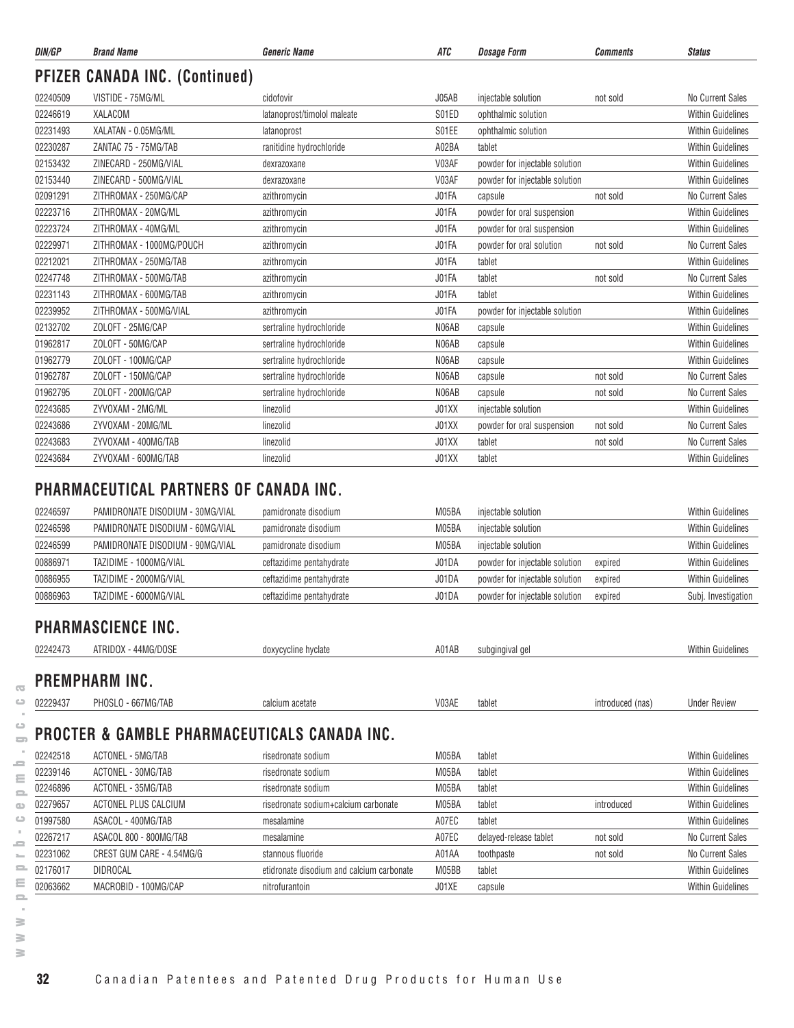| DIN/GP | Brand Name | Generic Name | ATC | Dosage Form | Comments | Status |
|---|---|---|---|---|---|---|

## PFIZER CANADA INC. (Continued)

| DIN/GP | Brand Name | Generic Name | ATC | Dosage Form | Comments | Status |
|---|---|---|---|---|---|---|
| 02240509 | VISTIDE - 75MG/ML | cidofovir | J05AB | injectable solution | not sold | No Current Sales |
| 02246619 | XALACOM | latanoprost/timolol maleate | S01ED | ophthalmic solution | | Within Guidelines |
| 02231493 | XALATAN - 0.05MG/ML | latanoprost | S01EE | ophthalmic solution | | Within Guidelines |
| 02230287 | ZANTAC 75 - 75MG/TAB | ranitidine hydrochloride | A02BA | tablet | | Within Guidelines |
| 02153432 | ZINECARD - 250MG/VIAL | dexrazoxane | V03AF | powder for injectable solution | | Within Guidelines |
| 02153440 | ZINECARD - 500MG/VIAL | dexrazoxane | V03AF | powder for injectable solution | | Within Guidelines |
| 02091291 | ZITHROMAX - 250MG/CAP | azithromycin | J01FA | capsule | not sold | No Current Sales |
| 02223716 | ZITHROMAX - 20MG/ML | azithromycin | J01FA | powder for oral suspension | | Within Guidelines |
| 02223724 | ZITHROMAX - 40MG/ML | azithromycin | J01FA | powder for oral suspension | | Within Guidelines |
| 02229971 | ZITHROMAX - 1000MG/POUCH | azithromycin | J01FA | powder for oral solution | not sold | No Current Sales |
| 02212021 | ZITHROMAX - 250MG/TAB | azithromycin | J01FA | tablet | | Within Guidelines |
| 02247748 | ZITHROMAX - 500MG/TAB | azithromycin | J01FA | tablet | not sold | No Current Sales |
| 02231143 | ZITHROMAX - 600MG/TAB | azithromycin | J01FA | tablet | | Within Guidelines |
| 02239952 | ZITHROMAX - 500MG/VIAL | azithromycin | J01FA | powder for injectable solution | | Within Guidelines |
| 02132702 | ZOLOFT - 25MG/CAP | sertraline hydrochloride | N06AB | capsule | | Within Guidelines |
| 01962817 | ZOLOFT - 50MG/CAP | sertraline hydrochloride | N06AB | capsule | | Within Guidelines |
| 01962779 | ZOLOFT - 100MG/CAP | sertraline hydrochloride | N06AB | capsule | | Within Guidelines |
| 01962787 | ZOLOFT - 150MG/CAP | sertraline hydrochloride | N06AB | capsule | not sold | No Current Sales |
| 01962795 | ZOLOFT - 200MG/CAP | sertraline hydrochloride | N06AB | capsule | not sold | No Current Sales |
| 02243685 | ZYVOXAM - 2MG/ML | linezolid | J01XX | injectable solution | | Within Guidelines |
| 02243686 | ZYVOXAM - 20MG/ML | linezolid | J01XX | powder for oral suspension | not sold | No Current Sales |
| 02243683 | ZYVOXAM - 400MG/TAB | linezolid | J01XX | tablet | not sold | No Current Sales |
| 02243684 | ZYVOXAM - 600MG/TAB | linezolid | J01XX | tablet | | Within Guidelines |

## PHARMACEUTICAL PARTNERS OF CANADA INC.

| DIN/GP | Brand Name | Generic Name | ATC | Dosage Form | Comments | Status |
|---|---|---|---|---|---|---|
| 02246597 | PAMIDRONATE DISODIUM - 30MG/VIAL | pamidronate disodium | M05BA | injectable solution | | Within Guidelines |
| 02246598 | PAMIDRONATE DISODIUM - 60MG/VIAL | pamidronate disodium | M05BA | injectable solution | | Within Guidelines |
| 02246599 | PAMIDRONATE DISODIUM - 90MG/VIAL | pamidronate disodium | M05BA | injectable solution | | Within Guidelines |
| 00886971 | TAZIDIME - 1000MG/VIAL | ceftazidime pentahydrate | J01DA | powder for injectable solution | expired | Within Guidelines |
| 00886955 | TAZIDIME - 2000MG/VIAL | ceftazidime pentahydrate | J01DA | powder for injectable solution | expired | Within Guidelines |
| 00886963 | TAZIDIME - 6000MG/VIAL | ceftazidime pentahydrate | J01DA | powder for injectable solution | expired | Subj. Investigation |

## PHARMASCIENCE INC.

| DIN/GP | Brand Name | Generic Name | ATC | Dosage Form | Comments | Status |
|---|---|---|---|---|---|---|
| 02242473 | ATRIDOX - 44MG/DOSE | doxycycline hyclate | A01AB | subgingival gel | | Within Guidelines |

## PREMPHARM INC.

| DIN/GP | Brand Name | Generic Name | ATC | Dosage Form | Comments | Status |
|---|---|---|---|---|---|---|
| 02229437 | PHOSLO - 667MG/TAB | calcium acetate | V03AE | tablet | introduced (nas) | Under Review |

## PROCTER & GAMBLE PHARMACEUTICALS CANADA INC.

| DIN/GP | Brand Name | Generic Name | ATC | Dosage Form | Comments | Status |
|---|---|---|---|---|---|---|
| 02242518 | ACTONEL - 5MG/TAB | risedronate sodium | M05BA | tablet | | Within Guidelines |
| 02239146 | ACTONEL - 30MG/TAB | risedronate sodium | M05BA | tablet | | Within Guidelines |
| 02246896 | ACTONEL - 35MG/TAB | risedronate sodium | M05BA | tablet | | Within Guidelines |
| 02279657 | ACTONEL PLUS CALCIUM | risedronate sodium+calcium carbonate | M05BA | tablet | introduced | Within Guidelines |
| 01997580 | ASACOL - 400MG/TAB | mesalamine | A07EC | tablet | | Within Guidelines |
| 02267217 | ASACOL 800 - 800MG/TAB | mesalamine | A07EC | delayed-release tablet | not sold | No Current Sales |
| 02231062 | CREST GUM CARE - 4.54MG/G | stannous fluoride | A01AA | toothpaste | not sold | No Current Sales |
| 02176017 | DIDROCAL | etidronate disodium and calcium carbonate | M05BB | tablet | | Within Guidelines |
| 02063662 | MACROBID - 100MG/CAP | nitrofurantoin | J01XE | capsule | | Within Guidelines |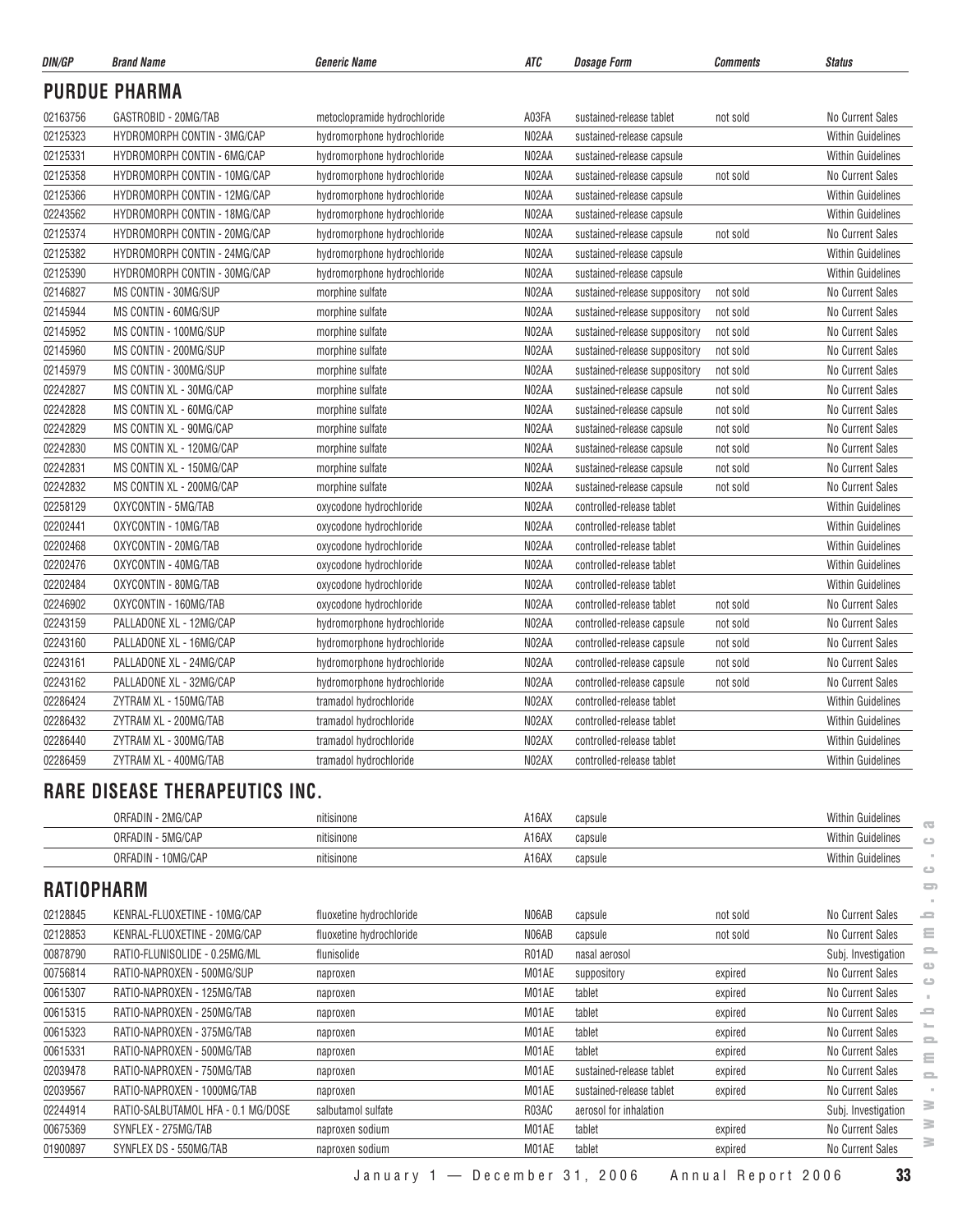| DIN/GP | Brand Name | Generic Name | ATC | Dosage Form | Comments | Status |
|---|---|---|---|---|---|---|

## PURDUE PHARMA

| DIN/GP | Brand Name | Generic Name | ATC | Dosage Form | Comments | Status |
|---|---|---|---|---|---|---|
| 02163756 | GASTROBID - 20MG/TAB | metoclopramide hydrochloride | A03FA | sustained-release tablet | not sold | No Current Sales |
| 02125323 | HYDROMORPH CONTIN - 3MG/CAP | hydromorphone hydrochloride | N02AA | sustained-release capsule | | Within Guidelines |
| 02125331 | HYDROMORPH CONTIN - 6MG/CAP | hydromorphone hydrochloride | N02AA | sustained-release capsule | | Within Guidelines |
| 02125358 | HYDROMORPH CONTIN - 10MG/CAP | hydromorphone hydrochloride | N02AA | sustained-release capsule | not sold | No Current Sales |
| 02125366 | HYDROMORPH CONTIN - 12MG/CAP | hydromorphone hydrochloride | N02AA | sustained-release capsule | | Within Guidelines |
| 02243562 | HYDROMORPH CONTIN - 18MG/CAP | hydromorphone hydrochloride | N02AA | sustained-release capsule | | Within Guidelines |
| 02125374 | HYDROMORPH CONTIN - 20MG/CAP | hydromorphone hydrochloride | N02AA | sustained-release capsule | not sold | No Current Sales |
| 02125382 | HYDROMORPH CONTIN - 24MG/CAP | hydromorphone hydrochloride | N02AA | sustained-release capsule | | Within Guidelines |
| 02125390 | HYDROMORPH CONTIN - 30MG/CAP | hydromorphone hydrochloride | N02AA | sustained-release capsule | | Within Guidelines |
| 02146827 | MS CONTIN - 30MG/SUP | morphine sulfate | N02AA | sustained-release suppository | not sold | No Current Sales |
| 02145944 | MS CONTIN - 60MG/SUP | morphine sulfate | N02AA | sustained-release suppository | not sold | No Current Sales |
| 02145952 | MS CONTIN - 100MG/SUP | morphine sulfate | N02AA | sustained-release suppository | not sold | No Current Sales |
| 02145960 | MS CONTIN - 200MG/SUP | morphine sulfate | N02AA | sustained-release suppository | not sold | No Current Sales |
| 02145979 | MS CONTIN - 300MG/SUP | morphine sulfate | N02AA | sustained-release suppository | not sold | No Current Sales |
| 02242827 | MS CONTIN XL - 30MG/CAP | morphine sulfate | N02AA | sustained-release capsule | not sold | No Current Sales |
| 02242828 | MS CONTIN XL - 60MG/CAP | morphine sulfate | N02AA | sustained-release capsule | not sold | No Current Sales |
| 02242829 | MS CONTIN XL - 90MG/CAP | morphine sulfate | N02AA | sustained-release capsule | not sold | No Current Sales |
| 02242830 | MS CONTIN XL - 120MG/CAP | morphine sulfate | N02AA | sustained-release capsule | not sold | No Current Sales |
| 02242831 | MS CONTIN XL - 150MG/CAP | morphine sulfate | N02AA | sustained-release capsule | not sold | No Current Sales |
| 02242832 | MS CONTIN XL - 200MG/CAP | morphine sulfate | N02AA | sustained-release capsule | not sold | No Current Sales |
| 02258129 | OXYCONTIN - 5MG/TAB | oxycodone hydrochloride | N02AA | controlled-release tablet | | Within Guidelines |
| 02202441 | OXYCONTIN - 10MG/TAB | oxycodone hydrochloride | N02AA | controlled-release tablet | | Within Guidelines |
| 02202468 | OXYCONTIN - 20MG/TAB | oxycodone hydrochloride | N02AA | controlled-release tablet | | Within Guidelines |
| 02202476 | OXYCONTIN - 40MG/TAB | oxycodone hydrochloride | N02AA | controlled-release tablet | | Within Guidelines |
| 02202484 | OXYCONTIN - 80MG/TAB | oxycodone hydrochloride | N02AA | controlled-release tablet | | Within Guidelines |
| 02246902 | OXYCONTIN - 160MG/TAB | oxycodone hydrochloride | N02AA | controlled-release tablet | not sold | No Current Sales |
| 02243159 | PALLADONE XL - 12MG/CAP | hydromorphone hydrochloride | N02AA | controlled-release capsule | not sold | No Current Sales |
| 02243160 | PALLADONE XL - 16MG/CAP | hydromorphone hydrochloride | N02AA | controlled-release capsule | not sold | No Current Sales |
| 02243161 | PALLADONE XL - 24MG/CAP | hydromorphone hydrochloride | N02AA | controlled-release capsule | not sold | No Current Sales |
| 02243162 | PALLADONE XL - 32MG/CAP | hydromorphone hydrochloride | N02AA | controlled-release capsule | not sold | No Current Sales |
| 02286424 | ZYTRAM XL - 150MG/TAB | tramadol hydrochloride | N02AX | controlled-release tablet | | Within Guidelines |
| 02286432 | ZYTRAM XL - 200MG/TAB | tramadol hydrochloride | N02AX | controlled-release tablet | | Within Guidelines |
| 02286440 | ZYTRAM XL - 300MG/TAB | tramadol hydrochloride | N02AX | controlled-release tablet | | Within Guidelines |
| 02286459 | ZYTRAM XL - 400MG/TAB | tramadol hydrochloride | N02AX | controlled-release tablet | | Within Guidelines |

## RARE DISEASE THERAPEUTICS INC.

| DIN/GP | Brand Name | Generic Name | ATC | Dosage Form | Comments | Status |
|---|---|---|---|---|---|---|
| | ORFADIN - 2MG/CAP | nitisinone | A16AX | capsule | | Within Guidelines |
| | ORFADIN - 5MG/CAP | nitisinone | A16AX | capsule | | Within Guidelines |
| | ORFADIN - 10MG/CAP | nitisinone | A16AX | capsule | | Within Guidelines |

## RATIOPHARM

| DIN/GP | Brand Name | Generic Name | ATC | Dosage Form | Comments | Status |
|---|---|---|---|---|---|---|
| 02128845 | KENRAL-FLUOXETINE - 10MG/CAP | fluoxetine hydrochloride | N06AB | capsule | not sold | No Current Sales |
| 02128853 | KENRAL-FLUOXETINE - 20MG/CAP | fluoxetine hydrochloride | N06AB | capsule | not sold | No Current Sales |
| 00878790 | RATIO-FLUNISOLIDE - 0.25MG/ML | flunisolide | R01AD | nasal aerosol | | Subj. Investigation |
| 00756814 | RATIO-NAPROXEN - 500MG/SUP | naproxen | M01AE | suppository | expired | No Current Sales |
| 00615307 | RATIO-NAPROXEN - 125MG/TAB | naproxen | M01AE | tablet | expired | No Current Sales |
| 00615315 | RATIO-NAPROXEN - 250MG/TAB | naproxen | M01AE | tablet | expired | No Current Sales |
| 00615323 | RATIO-NAPROXEN - 375MG/TAB | naproxen | M01AE | tablet | expired | No Current Sales |
| 00615331 | RATIO-NAPROXEN - 500MG/TAB | naproxen | M01AE | tablet | expired | No Current Sales |
| 02039478 | RATIO-NAPROXEN - 750MG/TAB | naproxen | M01AE | sustained-release tablet | expired | No Current Sales |
| 02039567 | RATIO-NAPROXEN - 1000MG/TAB | naproxen | M01AE | sustained-release tablet | expired | No Current Sales |
| 02244914 | RATIO-SALBUTAMOL HFA - 0.1 MG/DOSE | salbutamol sulfate | R03AC | aerosol for inhalation | | Subj. Investigation |
| 00675369 | SYNFLEX - 275MG/TAB | naproxen sodium | M01AE | tablet | expired | No Current Sales |
| 01900897 | SYNFLEX DS - 550MG/TAB | naproxen sodium | M01AE | tablet | expired | No Current Sales |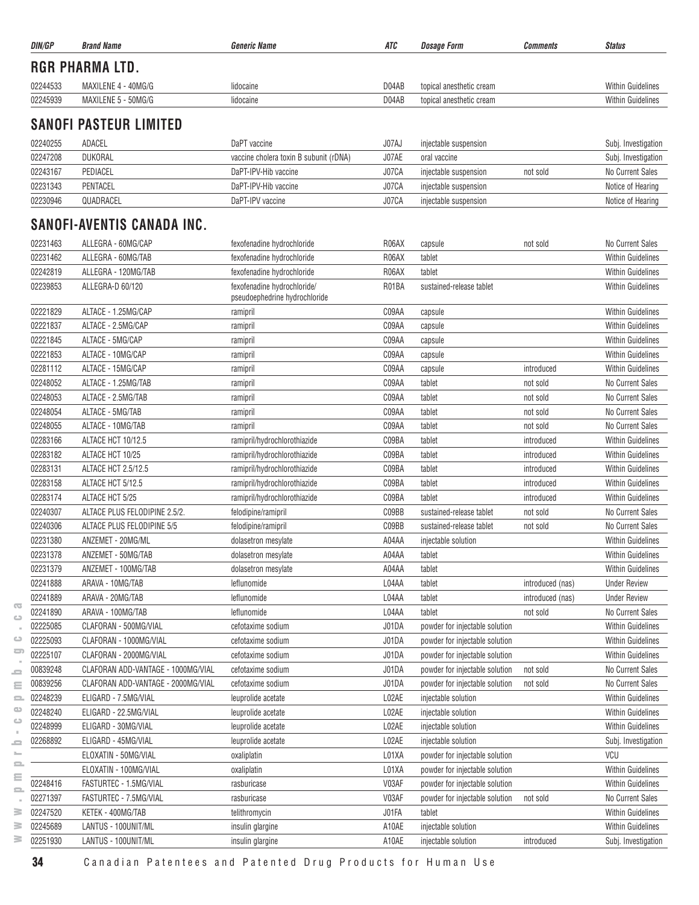| DIN/GP | Brand Name | Generic Name | ATC | Dosage Form | Comments | Status |
|---|---|---|---|---|---|---|

## RGR PHARMA LTD.

| DIN/GP | Brand Name | Generic Name | ATC | Dosage Form | Comments | Status |
|---|---|---|---|---|---|---|
| 02244533 | MAXILENE 4 - 40MG/G | lidocaine | D04AB | topical anesthetic cream | | Within Guidelines |
| 02245939 | MAXILENE 5 - 50MG/G | lidocaine | D04AB | topical anesthetic cream | | Within Guidelines |

## SANOFI PASTEUR LIMITED

| DIN/GP | Brand Name | Generic Name | ATC | Dosage Form | Comments | Status |
|---|---|---|---|---|---|---|
| 02240255 | ADACEL | DaPT vaccine | J07AJ | injectable suspension | | Subj. Investigation |
| 02247208 | DUKORAL | vaccine cholera toxin B subunit (rDNA) | J07AE | oral vaccine | | Subj. Investigation |
| 02243167 | PEDIACEL | DaPT-IPV-Hib vaccine | J07CA | injectable suspension | not sold | No Current Sales |
| 02231343 | PENTACEL | DaPT-IPV-Hib vaccine | J07CA | injectable suspension | | Notice of Hearing |
| 02230946 | QUADRACEL | DaPT-IPV vaccine | J07CA | injectable suspension | | Notice of Hearing |

## SANOFI-AVENTIS CANADA INC.

| DIN/GP | Brand Name | Generic Name | ATC | Dosage Form | Comments | Status |
|---|---|---|---|---|---|---|
| 02231463 | ALLEGRA - 60MG/CAP | fexofenadine hydrochloride | R06AX | capsule | not sold | No Current Sales |
| 02231462 | ALLEGRA - 60MG/TAB | fexofenadine hydrochloride | R06AX | tablet | | Within Guidelines |
| 02242819 | ALLEGRA - 120MG/TAB | fexofenadine hydrochloride | R06AX | tablet | | Within Guidelines |
| 02239853 | ALLEGRA-D 60/120 | fexofenadine hydrochloride/ pseudoephedrine hydrochloride | R01BA | sustained-release tablet | | Within Guidelines |
| 02221829 | ALTACE - 1.25MG/CAP | ramipril | C09AA | capsule | | Within Guidelines |
| 02221837 | ALTACE - 2.5MG/CAP | ramipril | C09AA | capsule | | Within Guidelines |
| 02221845 | ALTACE - 5MG/CAP | ramipril | C09AA | capsule | | Within Guidelines |
| 02221853 | ALTACE - 10MG/CAP | ramipril | C09AA | capsule | | Within Guidelines |
| 02281112 | ALTACE - 15MG/CAP | ramipril | C09AA | capsule | introduced | Within Guidelines |
| 02248052 | ALTACE - 1.25MG/TAB | ramipril | C09AA | tablet | not sold | No Current Sales |
| 02248053 | ALTACE - 2.5MG/TAB | ramipril | C09AA | tablet | not sold | No Current Sales |
| 02248054 | ALTACE - 5MG/TAB | ramipril | C09AA | tablet | not sold | No Current Sales |
| 02248055 | ALTACE - 10MG/TAB | ramipril | C09AA | tablet | not sold | No Current Sales |
| 02283166 | ALTACE HCT 10/12.5 | ramipril/hydrochlorothiazide | C09BA | tablet | introduced | Within Guidelines |
| 02283182 | ALTACE HCT 10/25 | ramipril/hydrochlorothiazide | C09BA | tablet | introduced | Within Guidelines |
| 02283131 | ALTACE HCT 2.5/12.5 | ramipril/hydrochlorothiazide | C09BA | tablet | introduced | Within Guidelines |
| 02283158 | ALTACE HCT 5/12.5 | ramipril/hydrochlorothiazide | C09BA | tablet | introduced | Within Guidelines |
| 02283174 | ALTACE HCT 5/25 | ramipril/hydrochlorothiazide | C09BA | tablet | introduced | Within Guidelines |
| 02240307 | ALTACE PLUS FELODIPINE 2.5/2. | felodipine/ramipril | C09BB | sustained-release tablet | not sold | No Current Sales |
| 02240306 | ALTACE PLUS FELODIPINE 5/5 | felodipine/ramipril | C09BB | sustained-release tablet | not sold | No Current Sales |
| 02231380 | ANZEMET - 20MG/ML | dolasetron mesylate | A04AA | injectable solution | | Within Guidelines |
| 02231378 | ANZEMET - 50MG/TAB | dolasetron mesylate | A04AA | tablet | | Within Guidelines |
| 02231379 | ANZEMET - 100MG/TAB | dolasetron mesylate | A04AA | tablet | | Within Guidelines |
| 02241888 | ARAVA - 10MG/TAB | leflunomide | L04AA | tablet | introduced (nas) | Under Review |
| 02241889 | ARAVA - 20MG/TAB | leflunomide | L04AA | tablet | introduced (nas) | Under Review |
| 02241890 | ARAVA - 100MG/TAB | leflunomide | L04AA | tablet | not sold | No Current Sales |
| 02225085 | CLAFORAN - 500MG/VIAL | cefotaxime sodium | J01DA | powder for injectable solution | | Within Guidelines |
| 02225093 | CLAFORAN - 1000MG/VIAL | cefotaxime sodium | J01DA | powder for injectable solution | | Within Guidelines |
| 02225107 | CLAFORAN - 2000MG/VIAL | cefotaxime sodium | J01DA | powder for injectable solution | | Within Guidelines |
| 00839248 | CLAFORAN ADD-VANTAGE - 1000MG/VIAL | cefotaxime sodium | J01DA | powder for injectable solution | not sold | No Current Sales |
| 00839256 | CLAFORAN ADD-VANTAGE - 2000MG/VIAL | cefotaxime sodium | J01DA | powder for injectable solution | not sold | No Current Sales |
| 02248239 | ELIGARD - 7.5MG/VIAL | leuprolide acetate | L02AE | injectable solution | | Within Guidelines |
| 02248240 | ELIGARD - 22.5MG/VIAL | leuprolide acetate | L02AE | injectable solution | | Within Guidelines |
| 02248999 | ELIGARD - 30MG/VIAL | leuprolide acetate | L02AE | injectable solution | | Within Guidelines |
| 02268892 | ELIGARD - 45MG/VIAL | leuprolide acetate | L02AE | injectable solution | | Subj. Investigation |
| | ELOXATIN - 50MG/VIAL | oxaliplatin | L01XA | powder for injectable solution | | VCU |
| | ELOXATIN - 100MG/VIAL | oxaliplatin | L01XA | powder for injectable solution | | Within Guidelines |
| 02248416 | FASTURTEC - 1.5MG/VIAL | rasburicase | V03AF | powder for injectable solution | | Within Guidelines |
| 02271397 | FASTURTEC - 7.5MG/VIAL | rasburicase | V03AF | powder for injectable solution | not sold | No Current Sales |
| 02247520 | KETEK - 400MG/TAB | telithromycin | J01FA | tablet | | Within Guidelines |
| 02245689 | LANTUS - 100UNIT/ML | insulin glargine | A10AE | injectable solution | | Within Guidelines |
| 02251930 | LANTUS - 100UNIT/ML | insulin glargine | A10AE | injectable solution | introduced | Subj. Investigation |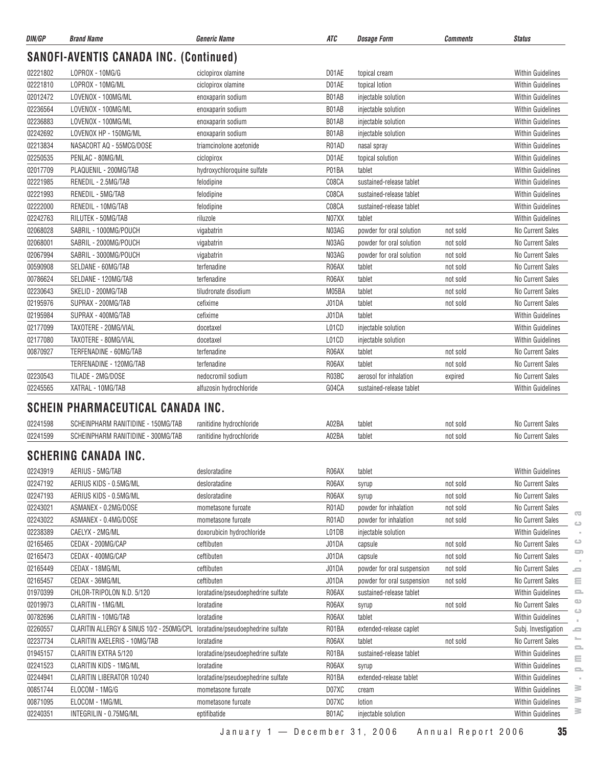| DIN/GP | Brand Name | Generic Name | ATC | Dosage Form | Comments | Status |
|---|---|---|---|---|---|---|

## SANOFI-AVENTIS CANADA INC. (Continued)

| DIN/GP | Brand Name | Generic Name | ATC | Dosage Form | Comments | Status |
|---|---|---|---|---|---|---|
| 02221802 | LOPROX - 10MG/G | ciclopirox olamine | D01AE | topical cream | | Within Guidelines |
| 02221810 | LOPROX - 10MG/ML | ciclopirox olamine | D01AE | topical lotion | | Within Guidelines |
| 02012472 | LOVENOX - 100MG/ML | enoxaparin sodium | B01AB | injectable solution | | Within Guidelines |
| 02236564 | LOVENOX - 100MG/ML | enoxaparin sodium | B01AB | injectable solution | | Within Guidelines |
| 02236883 | LOVENOX - 100MG/ML | enoxaparin sodium | B01AB | injectable solution | | Within Guidelines |
| 02242692 | LOVENOX HP - 150MG/ML | enoxaparin sodium | B01AB | injectable solution | | Within Guidelines |
| 02213834 | NASACORT AQ - 55MCG/DOSE | triamcinolone acetonide | R01AD | nasal spray | | Within Guidelines |
| 02250535 | PENLAC - 80MG/ML | ciclopirox | D01AE | topical solution | | Within Guidelines |
| 02017709 | PLAQUENIL - 200MG/TAB | hydroxychloroquine sulfate | P01BA | tablet | | Within Guidelines |
| 02221985 | RENEDIL - 2.5MG/TAB | felodipine | C08CA | sustained-release tablet | | Within Guidelines |
| 02221993 | RENEDIL - 5MG/TAB | felodipine | C08CA | sustained-release tablet | | Within Guidelines |
| 02222000 | RENEDIL - 10MG/TAB | felodipine | C08CA | sustained-release tablet | | Within Guidelines |
| 02242763 | RILUTEK - 50MG/TAB | riluzole | N07XX | tablet | | Within Guidelines |
| 02068028 | SABRIL - 1000MG/POUCH | vigabatrin | N03AG | powder for oral solution | not sold | No Current Sales |
| 02068001 | SABRIL - 2000MG/POUCH | vigabatrin | N03AG | powder for oral solution | not sold | No Current Sales |
| 02067994 | SABRIL - 3000MG/POUCH | vigabatrin | N03AG | powder for oral solution | not sold | No Current Sales |
| 00590908 | SELDANE - 60MG/TAB | terfenadine | R06AX | tablet | not sold | No Current Sales |
| 00786624 | SELDANE - 120MG/TAB | terfenadine | R06AX | tablet | not sold | No Current Sales |
| 02230643 | SKELID - 200MG/TAB | tiludronate disodium | M05BA | tablet | not sold | No Current Sales |
| 02195976 | SUPRAX - 200MG/TAB | cefixime | J01DA | tablet | not sold | No Current Sales |
| 02195984 | SUPRAX - 400MG/TAB | cefixime | J01DA | tablet | | Within Guidelines |
| 02177099 | TAXOTERE - 20MG/VIAL | docetaxel | L01CD | injectable solution | | Within Guidelines |
| 02177080 | TAXOTERE - 80MG/VIAL | docetaxel | L01CD | injectable solution | | Within Guidelines |
| 00870927 | TERFENADINE - 60MG/TAB | terfenadine | R06AX | tablet | not sold | No Current Sales |
| | TERFENADINE - 120MG/TAB | terfenadine | R06AX | tablet | not sold | No Current Sales |
| 02230543 | TILADE - 2MG/DOSE | nedocromil sodium | R03BC | aerosol for inhalation | expired | No Current Sales |
| 02245565 | XATRAL - 10MG/TAB | alfuzosin hydrochloride | G04CA | sustained-release tablet | | Within Guidelines |

## SCHEIN PHARMACEUTICAL CANADA INC.

| DIN/GP | Brand Name | Generic Name | ATC | Dosage Form | Comments | Status |
|---|---|---|---|---|---|---|
| 02241598 | SCHEINPHARM RANITIDINE - 150MG/TAB | ranitidine hydrochloride | A02BA | tablet | not sold | No Current Sales |
| 02241599 | SCHEINPHARM RANITIDINE - 300MG/TAB | ranitidine hydrochloride | A02BA | tablet | not sold | No Current Sales |

## SCHERING CANADA INC.

| DIN/GP | Brand Name | Generic Name | ATC | Dosage Form | Comments | Status |
|---|---|---|---|---|---|---|
| 02243919 | AERIUS - 5MG/TAB | desloratadine | R06AX | tablet | | Within Guidelines |
| 02247192 | AERIUS KIDS - 0.5MG/ML | desloratadine | R06AX | syrup | not sold | No Current Sales |
| 02247193 | AERIUS KIDS - 0.5MG/ML | desloratadine | R06AX | syrup | not sold | No Current Sales |
| 02243021 | ASMANEX - 0.2MG/DOSE | mometasone furoate | R01AD | powder for inhalation | not sold | No Current Sales |
| 02243022 | ASMANEX - 0.4MG/DOSE | mometasone furoate | R01AD | powder for inhalation | not sold | No Current Sales |
| 02238389 | CAELYX - 2MG/ML | doxorubicin hydrochloride | L01DB | injectable solution | | Within Guidelines |
| 02165465 | CEDAX - 200MG/CAP | ceftibuten | J01DA | capsule | not sold | No Current Sales |
| 02165473 | CEDAX - 400MG/CAP | ceftibuten | J01DA | capsule | not sold | No Current Sales |
| 02165449 | CEDAX - 18MG/ML | ceftibuten | J01DA | powder for oral suspension | not sold | No Current Sales |
| 02165457 | CEDAX - 36MG/ML | ceftibuten | J01DA | powder for oral suspension | not sold | No Current Sales |
| 01970399 | CHLOR-TRIPOLON N.D. 5/120 | loratadine/pseudoephedrine sulfate | R06AX | sustained-release tablet | | Within Guidelines |
| 02019973 | CLARITIN - 1MG/ML | loratadine | R06AX | syrup | not sold | No Current Sales |
| 00782696 | CLARITIN - 10MG/TAB | loratadine | R06AX | tablet | | Within Guidelines |
| 02260557 | CLARITIN ALLERGY & SINUS 10/2 - 250MG/CPL | loratadine/pseudoephedrine sulfate | R01BA | extended-release caplet | | Subj. Investigation |
| 02237734 | CLARITIN AXELERIS - 10MG/TAB | loratadine | R06AX | tablet | not sold | No Current Sales |
| 01945157 | CLARITIN EXTRA 5/120 | loratadine/pseudoephedrine sulfate | R01BA | sustained-release tablet | | Within Guidelines |
| 02241523 | CLARITIN KIDS - 1MG/ML | loratadine | R06AX | syrup | | Within Guidelines |
| 02244941 | CLARITIN LIBERATOR 10/240 | loratadine/pseudoephedrine sulfate | R01BA | extended-release tablet | | Within Guidelines |
| 00851744 | ELOCOM - 1MG/G | mometasone furoate | D07XC | cream | | Within Guidelines |
| 00871095 | ELOCOM - 1MG/ML | mometasone furoate | D07XC | lotion | | Within Guidelines |
| 02240351 | INTEGRILIN - 0.75MG/ML | eptifibatide | B01AC | injectable solution | | Within Guidelines |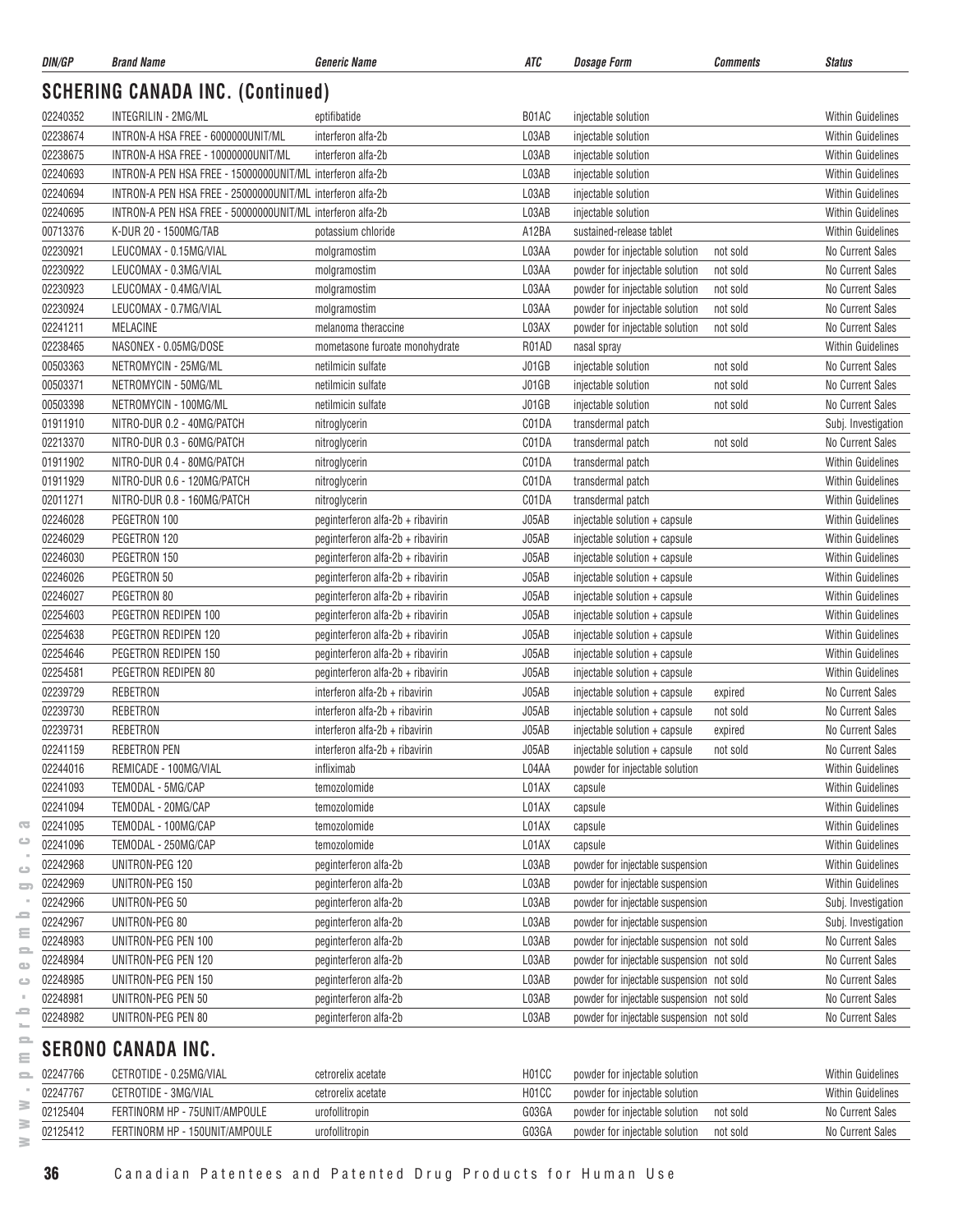| DIN/GP | Brand Name | Generic Name | ATC | Dosage Form | Comments | Status |
|---|---|---|---|---|---|---|

## SCHERING CANADA INC. (Continued)

| DIN/GP | Brand Name | Generic Name | ATC | Dosage Form | Comments | Status |
|---|---|---|---|---|---|---|
| 02240352 | INTEGRILIN - 2MG/ML | eptifibatide | B01AC | injectable solution | | Within Guidelines |
| 02238674 | INTRON-A HSA FREE - 6000000UNIT/ML | interferon alfa-2b | L03AB | injectable solution | | Within Guidelines |
| 02238675 | INTRON-A HSA FREE - 10000000UNIT/ML | interferon alfa-2b | L03AB | injectable solution | | Within Guidelines |
| 02240693 | INTRON-A PEN HSA FREE - 15000000UNIT/ML | interferon alfa-2b | L03AB | injectable solution | | Within Guidelines |
| 02240694 | INTRON-A PEN HSA FREE - 25000000UNIT/ML | interferon alfa-2b | L03AB | injectable solution | | Within Guidelines |
| 02240695 | INTRON-A PEN HSA FREE - 50000000UNIT/ML | interferon alfa-2b | L03AB | injectable solution | | Within Guidelines |
| 00713376 | K-DUR 20 - 1500MG/TAB | potassium chloride | A12BA | sustained-release tablet | | Within Guidelines |
| 02230921 | LEUCOMAX - 0.15MG/VIAL | molgramostim | L03AA | powder for injectable solution | not sold | No Current Sales |
| 02230922 | LEUCOMAX - 0.3MG/VIAL | molgramostim | L03AA | powder for injectable solution | not sold | No Current Sales |
| 02230923 | LEUCOMAX - 0.4MG/VIAL | molgramostim | L03AA | powder for injectable solution | not sold | No Current Sales |
| 02230924 | LEUCOMAX - 0.7MG/VIAL | molgramostim | L03AA | powder for injectable solution | not sold | No Current Sales |
| 02241211 | MELACINE | melanoma theraccine | L03AX | powder for injectable solution | not sold | No Current Sales |
| 02238465 | NASONEX - 0.05MG/DOSE | mometasone furoate monohydrate | R01AD | nasal spray | | Within Guidelines |
| 00503363 | NETROMYCIN - 25MG/ML | netilmicin sulfate | J01GB | injectable solution | not sold | No Current Sales |
| 00503371 | NETROMYCIN - 50MG/ML | netilmicin sulfate | J01GB | injectable solution | not sold | No Current Sales |
| 00503398 | NETROMYCIN - 100MG/ML | netilmicin sulfate | J01GB | injectable solution | not sold | No Current Sales |
| 01911910 | NITRO-DUR 0.2 - 40MG/PATCH | nitroglycerin | C01DA | transdermal patch | | Subj. Investigation |
| 02213370 | NITRO-DUR 0.3 - 60MG/PATCH | nitroglycerin | C01DA | transdermal patch | not sold | No Current Sales |
| 01911902 | NITRO-DUR 0.4 - 80MG/PATCH | nitroglycerin | C01DA | transdermal patch | | Within Guidelines |
| 01911929 | NITRO-DUR 0.6 - 120MG/PATCH | nitroglycerin | C01DA | transdermal patch | | Within Guidelines |
| 02011271 | NITRO-DUR 0.8 - 160MG/PATCH | nitroglycerin | C01DA | transdermal patch | | Within Guidelines |
| 02246028 | PEGETRON 100 | peginterferon alfa-2b + ribavirin | J05AB | injectable solution + capsule | | Within Guidelines |
| 02246029 | PEGETRON 120 | peginterferon alfa-2b + ribavirin | J05AB | injectable solution + capsule | | Within Guidelines |
| 02246030 | PEGETRON 150 | peginterferon alfa-2b + ribavirin | J05AB | injectable solution + capsule | | Within Guidelines |
| 02246026 | PEGETRON 50 | peginterferon alfa-2b + ribavirin | J05AB | injectable solution + capsule | | Within Guidelines |
| 02246027 | PEGETRON 80 | peginterferon alfa-2b + ribavirin | J05AB | injectable solution + capsule | | Within Guidelines |
| 02254603 | PEGETRON REDIPEN 100 | peginterferon alfa-2b + ribavirin | J05AB | injectable solution + capsule | | Within Guidelines |
| 02254638 | PEGETRON REDIPEN 120 | peginterferon alfa-2b + ribavirin | J05AB | injectable solution + capsule | | Within Guidelines |
| 02254646 | PEGETRON REDIPEN 150 | peginterferon alfa-2b + ribavirin | J05AB | injectable solution + capsule | | Within Guidelines |
| 02254581 | PEGETRON REDIPEN 80 | peginterferon alfa-2b + ribavirin | J05AB | injectable solution + capsule | | Within Guidelines |
| 02239729 | REBETRON | interferon alfa-2b + ribavirin | J05AB | injectable solution + capsule | expired | No Current Sales |
| 02239730 | REBETRON | interferon alfa-2b + ribavirin | J05AB | injectable solution + capsule | not sold | No Current Sales |
| 02239731 | REBETRON | interferon alfa-2b + ribavirin | J05AB | injectable solution + capsule | expired | No Current Sales |
| 02241159 | REBETRON PEN | interferon alfa-2b + ribavirin | J05AB | injectable solution + capsule | not sold | No Current Sales |
| 02244016 | REMICADE - 100MG/VIAL | infliximab | L04AA | powder for injectable solution | | Within Guidelines |
| 02241093 | TEMODAL - 5MG/CAP | temozolomide | L01AX | capsule | | Within Guidelines |
| 02241094 | TEMODAL - 20MG/CAP | temozolomide | L01AX | capsule | | Within Guidelines |
| 02241095 | TEMODAL - 100MG/CAP | temozolomide | L01AX | capsule | | Within Guidelines |
| 02241096 | TEMODAL - 250MG/CAP | temozolomide | L01AX | capsule | | Within Guidelines |
| 02242968 | UNITRON-PEG 120 | peginterferon alfa-2b | L03AB | powder for injectable suspension | | Within Guidelines |
| 02242969 | UNITRON-PEG 150 | peginterferon alfa-2b | L03AB | powder for injectable suspension | | Within Guidelines |
| 02242966 | UNITRON-PEG 50 | peginterferon alfa-2b | L03AB | powder for injectable suspension | | Subj. Investigation |
| 02242967 | UNITRON-PEG 80 | peginterferon alfa-2b | L03AB | powder for injectable suspension | | Subj. Investigation |
| 02248983 | UNITRON-PEG PEN 100 | peginterferon alfa-2b | L03AB | powder for injectable suspension | not sold | No Current Sales |
| 02248984 | UNITRON-PEG PEN 120 | peginterferon alfa-2b | L03AB | powder for injectable suspension | not sold | No Current Sales |
| 02248985 | UNITRON-PEG PEN 150 | peginterferon alfa-2b | L03AB | powder for injectable suspension | not sold | No Current Sales |
| 02248981 | UNITRON-PEG PEN 50 | peginterferon alfa-2b | L03AB | powder for injectable suspension | not sold | No Current Sales |
| 02248982 | UNITRON-PEG PEN 80 | peginterferon alfa-2b | L03AB | powder for injectable suspension | not sold | No Current Sales |

## SERONO CANADA INC.

| DIN/GP | Brand Name | Generic Name | ATC | Dosage Form | Comments | Status |
|---|---|---|---|---|---|---|
| 02247766 | CETROTIDE - 0.25MG/VIAL | cetrorelix acetate | H01CC | powder for injectable solution | | Within Guidelines |
| 02247767 | CETROTIDE - 3MG/VIAL | cetrorelix acetate | H01CC | powder for injectable solution | | Within Guidelines |
| 02125404 | FERTINORM HP - 75UNIT/AMPOULE | urofollitropin | G03GA | powder for injectable solution | not sold | No Current Sales |
| 02125412 | FERTINORM HP - 150UNIT/AMPOULE | urofollitropin | G03GA | powder for injectable solution | not sold | No Current Sales |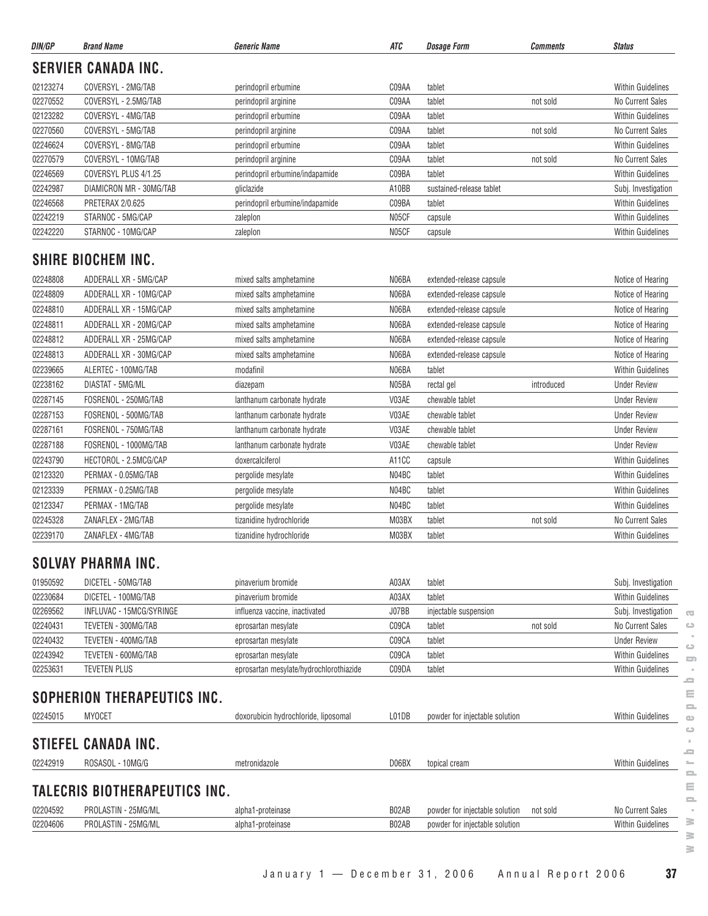| DIN/GP | Brand Name | Generic Name | ATC | Dosage Form | Comments | Status |
|---|---|---|---|---|---|---|

## SERVIER CANADA INC.

| DIN/GP | Brand Name | Generic Name | ATC | Dosage Form | Comments | Status |
|---|---|---|---|---|---|---|
| 02123274 | COVERSYL - 2MG/TAB | perindopril erbumine | C09AA | tablet | | Within Guidelines |
| 02270552 | COVERSYL - 2.5MG/TAB | perindopril arginine | C09AA | tablet | not sold | No Current Sales |
| 02123282 | COVERSYL - 4MG/TAB | perindopril erbumine | C09AA | tablet | | Within Guidelines |
| 02270560 | COVERSYL - 5MG/TAB | perindopril arginine | C09AA | tablet | not sold | No Current Sales |
| 02246624 | COVERSYL - 8MG/TAB | perindopril erbumine | C09AA | tablet | | Within Guidelines |
| 02270579 | COVERSYL - 10MG/TAB | perindopril arginine | C09AA | tablet | not sold | No Current Sales |
| 02246569 | COVERSYL PLUS 4/1.25 | perindopril erbumine/indapamide | C09BA | tablet | | Within Guidelines |
| 02242987 | DIAMICRON MR - 30MG/TAB | gliclazide | A10BB | sustained-release tablet | | Subj. Investigation |
| 02246568 | PRETERAX 2/0.625 | perindopril erbumine/indapamide | C09BA | tablet | | Within Guidelines |
| 02242219 | STARNOC - 5MG/CAP | zaleplon | N05CF | capsule | | Within Guidelines |
| 02242220 | STARNOC - 10MG/CAP | zaleplon | N05CF | capsule | | Within Guidelines |

## SHIRE BIOCHEM INC.

| DIN/GP | Brand Name | Generic Name | ATC | Dosage Form | Comments | Status |
|---|---|---|---|---|---|---|
| 02248808 | ADDERALL XR - 5MG/CAP | mixed salts amphetamine | N06BA | extended-release capsule | | Notice of Hearing |
| 02248809 | ADDERALL XR - 10MG/CAP | mixed salts amphetamine | N06BA | extended-release capsule | | Notice of Hearing |
| 02248810 | ADDERALL XR - 15MG/CAP | mixed salts amphetamine | N06BA | extended-release capsule | | Notice of Hearing |
| 02248811 | ADDERALL XR - 20MG/CAP | mixed salts amphetamine | N06BA | extended-release capsule | | Notice of Hearing |
| 02248812 | ADDERALL XR - 25MG/CAP | mixed salts amphetamine | N06BA | extended-release capsule | | Notice of Hearing |
| 02248813 | ADDERALL XR - 30MG/CAP | mixed salts amphetamine | N06BA | extended-release capsule | | Notice of Hearing |
| 02239665 | ALERTEC - 100MG/TAB | modafinil | N06BA | tablet | | Within Guidelines |
| 02238162 | DIASTAT - 5MG/ML | diazepam | N05BA | rectal gel | introduced | Under Review |
| 02287145 | FOSRENOL - 250MG/TAB | lanthanum carbonate hydrate | V03AE | chewable tablet | | Under Review |
| 02287153 | FOSRENOL - 500MG/TAB | lanthanum carbonate hydrate | V03AE | chewable tablet | | Under Review |
| 02287161 | FOSRENOL - 750MG/TAB | lanthanum carbonate hydrate | V03AE | chewable tablet | | Under Review |
| 02287188 | FOSRENOL - 1000MG/TAB | lanthanum carbonate hydrate | V03AE | chewable tablet | | Under Review |
| 02243790 | HECTOROL - 2.5MCG/CAP | doxercalciferol | A11CC | capsule | | Within Guidelines |
| 02123320 | PERMAX - 0.05MG/TAB | pergolide mesylate | N04BC | tablet | | Within Guidelines |
| 02123339 | PERMAX - 0.25MG/TAB | pergolide mesylate | N04BC | tablet | | Within Guidelines |
| 02123347 | PERMAX - 1MG/TAB | pergolide mesylate | N04BC | tablet | | Within Guidelines |
| 02245328 | ZANAFLEX - 2MG/TAB | tizanidine hydrochloride | M03BX | tablet | not sold | No Current Sales |
| 02239170 | ZANAFLEX - 4MG/TAB | tizanidine hydrochloride | M03BX | tablet | | Within Guidelines |

## SOLVAY PHARMA INC.

| DIN/GP | Brand Name | Generic Name | ATC | Dosage Form | Comments | Status |
|---|---|---|---|---|---|---|
| 01950592 | DICETEL - 50MG/TAB | pinaverium bromide | A03AX | tablet | | Subj. Investigation |
| 02230684 | DICETEL - 100MG/TAB | pinaverium bromide | A03AX | tablet | | Within Guidelines |
| 02269562 | INFLUVAC - 15MCG/SYRINGE | influenza vaccine, inactivated | J07BB | injectable suspension | | Subj. Investigation |
| 02240431 | TEVETEN - 300MG/TAB | eprosartan mesylate | C09CA | tablet | not sold | No Current Sales |
| 02240432 | TEVETEN - 400MG/TAB | eprosartan mesylate | C09CA | tablet | | Under Review |
| 02243942 | TEVETEN - 600MG/TAB | eprosartan mesylate | C09CA | tablet | | Within Guidelines |
| 02253631 | TEVETEN PLUS | eprosartan mesylate/hydrochlorothiazide | C09DA | tablet | | Within Guidelines |

## SOPHERION THERAPEUTICS INC.

| DIN/GP | Brand Name | Generic Name | ATC | Dosage Form | Comments | Status |
|---|---|---|---|---|---|---|
| 02245015 | MYOCET | doxorubicin hydrochloride, liposomal | L01DB | powder for injectable solution | | Within Guidelines |

## STIEFEL CANADA INC.

| DIN/GP | Brand Name | Generic Name | ATC | Dosage Form | Comments | Status |
|---|---|---|---|---|---|---|
| 02242919 | ROSASOL - 10MG/G | metronidazole | D06BX | topical cream | | Within Guidelines |

## TALECRIS BIOTHERAPEUTICS INC.

| DIN/GP | Brand Name | Generic Name | ATC | Dosage Form | Comments | Status |
|---|---|---|---|---|---|---|
| 02204592 | PROLASTIN - 25MG/ML | alpha1-proteinase | B02AB | powder for injectable solution | not sold | No Current Sales |
| 02204606 | PROLASTIN - 25MG/ML | alpha1-proteinase | B02AB | powder for injectable solution | | Within Guidelines |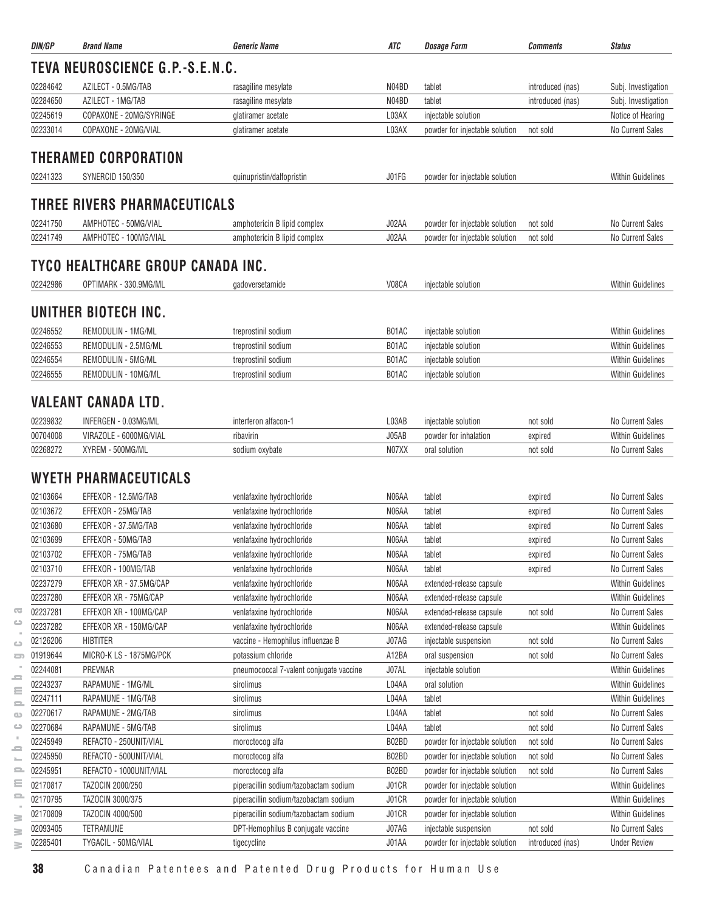| DIN/GP | Brand Name | Generic Name | ATC | Dosage Form | Comments | Status |
|---|---|---|---|---|---|---|

## TEVA NEUROSCIENCE G.P.-S.E.N.C.

| DIN/GP | Brand Name | Generic Name | ATC | Dosage Form | Comments | Status |
|---|---|---|---|---|---|---|
| 02284642 | AZILECT - 0.5MG/TAB | rasagiline mesylate | N04BD | tablet | introduced (nas) | Subj. Investigation |
| 02284650 | AZILECT - 1MG/TAB | rasagiline mesylate | N04BD | tablet | introduced (nas) | Subj. Investigation |
| 02245619 | COPAXONE - 20MG/SYRINGE | glatiramer acetate | L03AX | injectable solution | | Notice of Hearing |
| 02233014 | COPAXONE - 20MG/VIAL | glatiramer acetate | L03AX | powder for injectable solution | not sold | No Current Sales |

## THERAMED CORPORATION

| DIN/GP | Brand Name | Generic Name | ATC | Dosage Form | Comments | Status |
|---|---|---|---|---|---|---|
| 02241323 | SYNERCID 150/350 | quinupristin/dalfopristin | J01FG | powder for injectable solution | | Within Guidelines |

## THREE RIVERS PHARMACEUTICALS

| DIN/GP | Brand Name | Generic Name | ATC | Dosage Form | Comments | Status |
|---|---|---|---|---|---|---|
| 02241750 | AMPHOTEC - 50MG/VIAL | amphotericin B lipid complex | J02AA | powder for injectable solution | not sold | No Current Sales |
| 02241749 | AMPHOTEC - 100MG/VIAL | amphotericin B lipid complex | J02AA | powder for injectable solution | not sold | No Current Sales |

## TYCO HEALTHCARE GROUP CANADA INC.

| DIN/GP | Brand Name | Generic Name | ATC | Dosage Form | Comments | Status |
|---|---|---|---|---|---|---|
| 02242986 | OPTIMARK - 330.9MG/ML | gadoversetamide | V08CA | injectable solution | | Within Guidelines |

## UNITHER BIOTECH INC.

| DIN/GP | Brand Name | Generic Name | ATC | Dosage Form | Comments | Status |
|---|---|---|---|---|---|---|
| 02246552 | REMODULIN - 1MG/ML | treprostinil sodium | B01AC | injectable solution | | Within Guidelines |
| 02246553 | REMODULIN - 2.5MG/ML | treprostinil sodium | B01AC | injectable solution | | Within Guidelines |
| 02246554 | REMODULIN - 5MG/ML | treprostinil sodium | B01AC | injectable solution | | Within Guidelines |
| 02246555 | REMODULIN - 10MG/ML | treprostinil sodium | B01AC | injectable solution | | Within Guidelines |

## VALEANT CANADA LTD.

| DIN/GP | Brand Name | Generic Name | ATC | Dosage Form | Comments | Status |
|---|---|---|---|---|---|---|
| 02239832 | INFERGEN - 0.03MG/ML | interferon alfacon-1 | L03AB | injectable solution | not sold | No Current Sales |
| 00704008 | VIRAZOLE - 6000MG/VIAL | ribavirin | J05AB | powder for inhalation | expired | Within Guidelines |
| 02268272 | XYREM - 500MG/ML | sodium oxybate | N07XX | oral solution | not sold | No Current Sales |

## WYETH PHARMACEUTICALS

| DIN/GP | Brand Name | Generic Name | ATC | Dosage Form | Comments | Status |
|---|---|---|---|---|---|---|
| 02103664 | EFFEXOR - 12.5MG/TAB | venlafaxine hydrochloride | N06AA | tablet | expired | No Current Sales |
| 02103672 | EFFEXOR - 25MG/TAB | venlafaxine hydrochloride | N06AA | tablet | expired | No Current Sales |
| 02103680 | EFFEXOR - 37.5MG/TAB | venlafaxine hydrochloride | N06AA | tablet | expired | No Current Sales |
| 02103699 | EFFEXOR - 50MG/TAB | venlafaxine hydrochloride | N06AA | tablet | expired | No Current Sales |
| 02103702 | EFFEXOR - 75MG/TAB | venlafaxine hydrochloride | N06AA | tablet | expired | No Current Sales |
| 02103710 | EFFEXOR - 100MG/TAB | venlafaxine hydrochloride | N06AA | tablet | expired | No Current Sales |
| 02237279 | EFFEXOR XR - 37.5MG/CAP | venlafaxine hydrochloride | N06AA | extended-release capsule | | Within Guidelines |
| 02237280 | EFFEXOR XR - 75MG/CAP | venlafaxine hydrochloride | N06AA | extended-release capsule | | Within Guidelines |
| 02237281 | EFFEXOR XR - 100MG/CAP | venlafaxine hydrochloride | N06AA | extended-release capsule | not sold | No Current Sales |
| 02237282 | EFFEXOR XR - 150MG/CAP | venlafaxine hydrochloride | N06AA | extended-release capsule | | Within Guidelines |
| 02126206 | HIBTITER | vaccine - Hemophilus influenzae B | J07AG | injectable suspension | not sold | No Current Sales |
| 01919644 | MICRO-K LS - 1875MG/PCK | potassium chloride | A12BA | oral suspension | not sold | No Current Sales |
| 02244081 | PREVNAR | pneumococcal 7-valent conjugate vaccine | J07AL | injectable solution | | Within Guidelines |
| 02243237 | RAPAMUNE - 1MG/ML | sirolimus | L04AA | oral solution | | Within Guidelines |
| 02247111 | RAPAMUNE - 1MG/TAB | sirolimus | L04AA | tablet | | Within Guidelines |
| 02270617 | RAPAMUNE - 2MG/TAB | sirolimus | L04AA | tablet | not sold | No Current Sales |
| 02270684 | RAPAMUNE - 5MG/TAB | sirolimus | L04AA | tablet | not sold | No Current Sales |
| 02245949 | REFACTO - 250UNIT/VIAL | moroctocog alfa | B02BD | powder for injectable solution | not sold | No Current Sales |
| 02245950 | REFACTO - 500UNIT/VIAL | moroctocog alfa | B02BD | powder for injectable solution | not sold | No Current Sales |
| 02245951 | REFACTO - 1000UNIT/VIAL | moroctocog alfa | B02BD | powder for injectable solution | not sold | No Current Sales |
| 02170817 | TAZOCIN 2000/250 | piperacillin sodium/tazobactam sodium | J01CR | powder for injectable solution | | Within Guidelines |
| 02170795 | TAZOCIN 3000/375 | piperacillin sodium/tazobactam sodium | J01CR | powder for injectable solution | | Within Guidelines |
| 02170809 | TAZOCIN 4000/500 | piperacillin sodium/tazobactam sodium | J01CR | powder for injectable solution | | Within Guidelines |
| 02093405 | TETRAMUNE | DPT-Hemophilus B conjugate vaccine | J07AG | injectable suspension | not sold | No Current Sales |
| 02285401 | TYGACIL - 50MG/VIAL | tigecycline | J01AA | powder for injectable solution | introduced (nas) | Under Review |